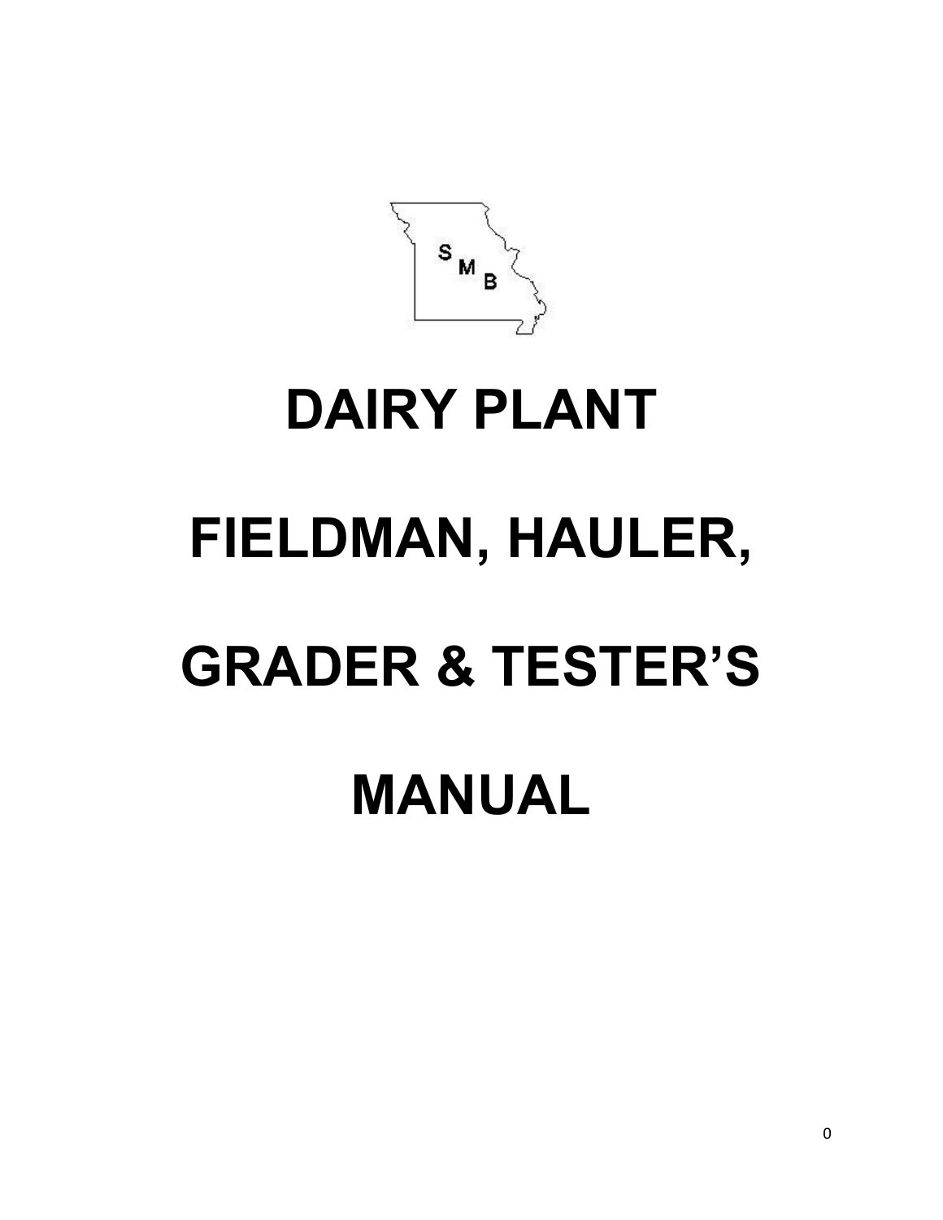S M B

# DAIRY PLANT

# FIELDMAN, HAULER,

# GRADER & TESTER'S

# MANUAL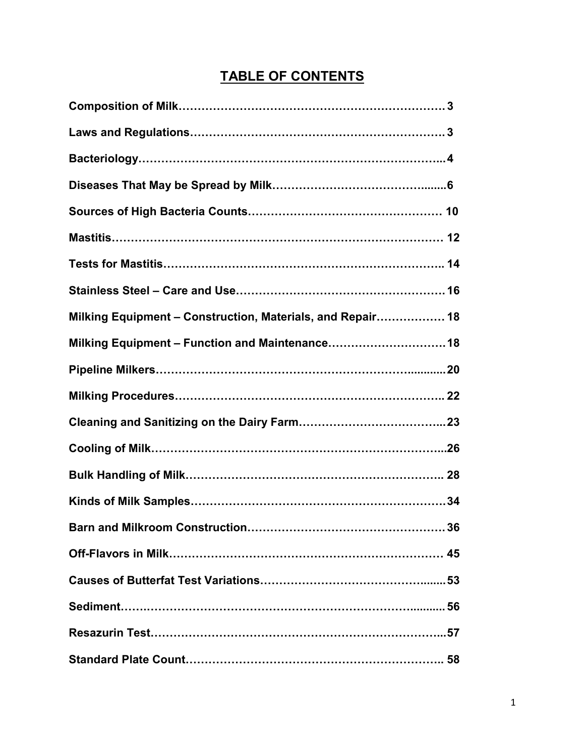# TABLE OF CONTENTS

**Composition of Milk……………………………………………………………3**

**Laws and Regulations…………………………………………………………3**

**Bacteriology………………………………………………………………….. 4**

**Diseases That May be Spread by Milk…………………………………….......6**

**Sources of High Bacteria Counts…………………………………………… 10**

**Mastitis……………………………………………………………………… 12**

**Tests for Mastitis……………………………………………………………….. 14**

**Stainless Steel – Care and Use……………………………………………. 16**

**Milking Equipment – Construction, Materials, and Repair……………… 18**

**Milking Equipment – Function and Maintenance………………………… 18**

**Pipeline Milkers……………………………………………………............20**

**Milking Procedures…………………………………………………………….. 22**

**Cleaning and Sanitizing on the Dairy Farm……………………………….. 23**

**Cooling of Milk…………………………………………………………………..26**

**Bulk Handling of Milk…………………………………………………….. 28**

**Kinds of Milk Samples……………………………………………………… 34**

**Barn and Milkroom Construction………………………………………… 36**

**Off-Flavors in Milk………………………………………………………… 45**

**Causes of Butterfat Test Variations……………………………………....... 53**

**Sediment……..………………………………………………………............ 56**

**Resazurin Test………………………………………………………………...57**

**Standard Plate Count……………………………………………………….. 58**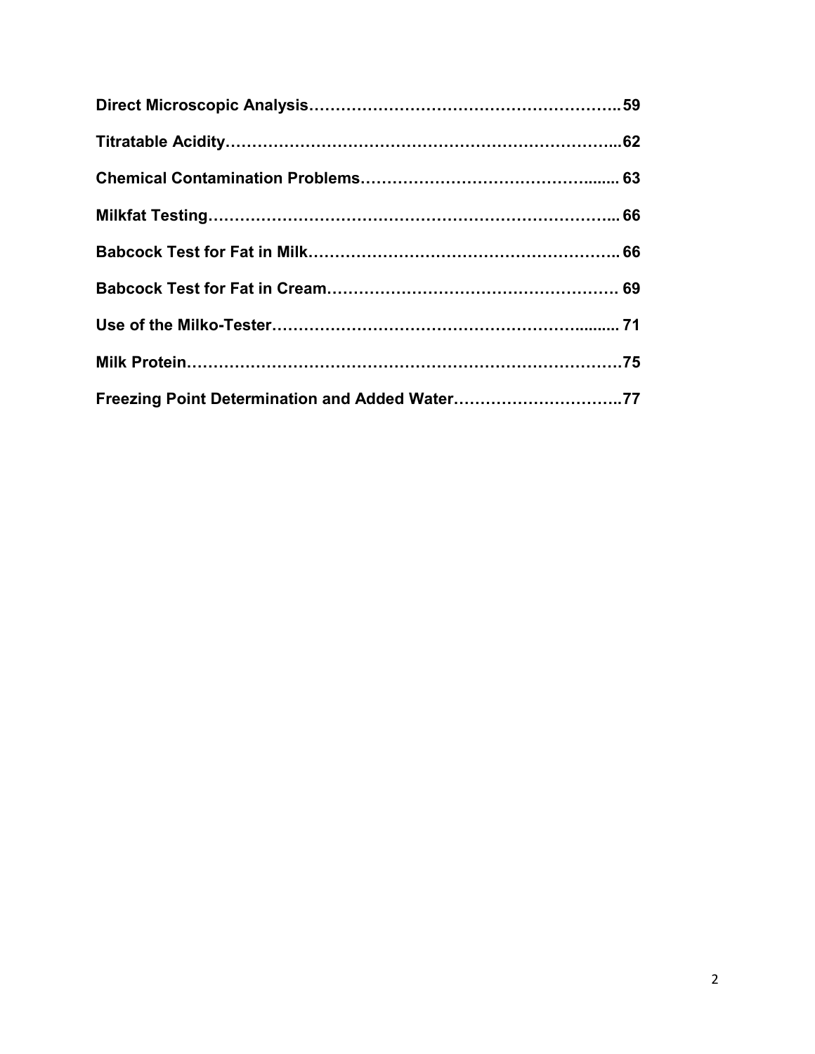**Direct Microscopic Analysis……………………………………………………..59**

**Titratable Acidity………………………………………………………………...62**

**Chemical Contamination Problems……………………………………........ 63**

**Milkfat Testing………………………………………………………………….. 66**

**Babcock Test for Fat in Milk……………………………………………….. 66**

**Babcock Test for Fat in Cream………………………………………………. 69**

**Use of the Milko-Tester………………………………………………......... 71**

**Milk Protein…………………………………………………………………….75**

**Freezing Point Determination and Added Water…………………………..77**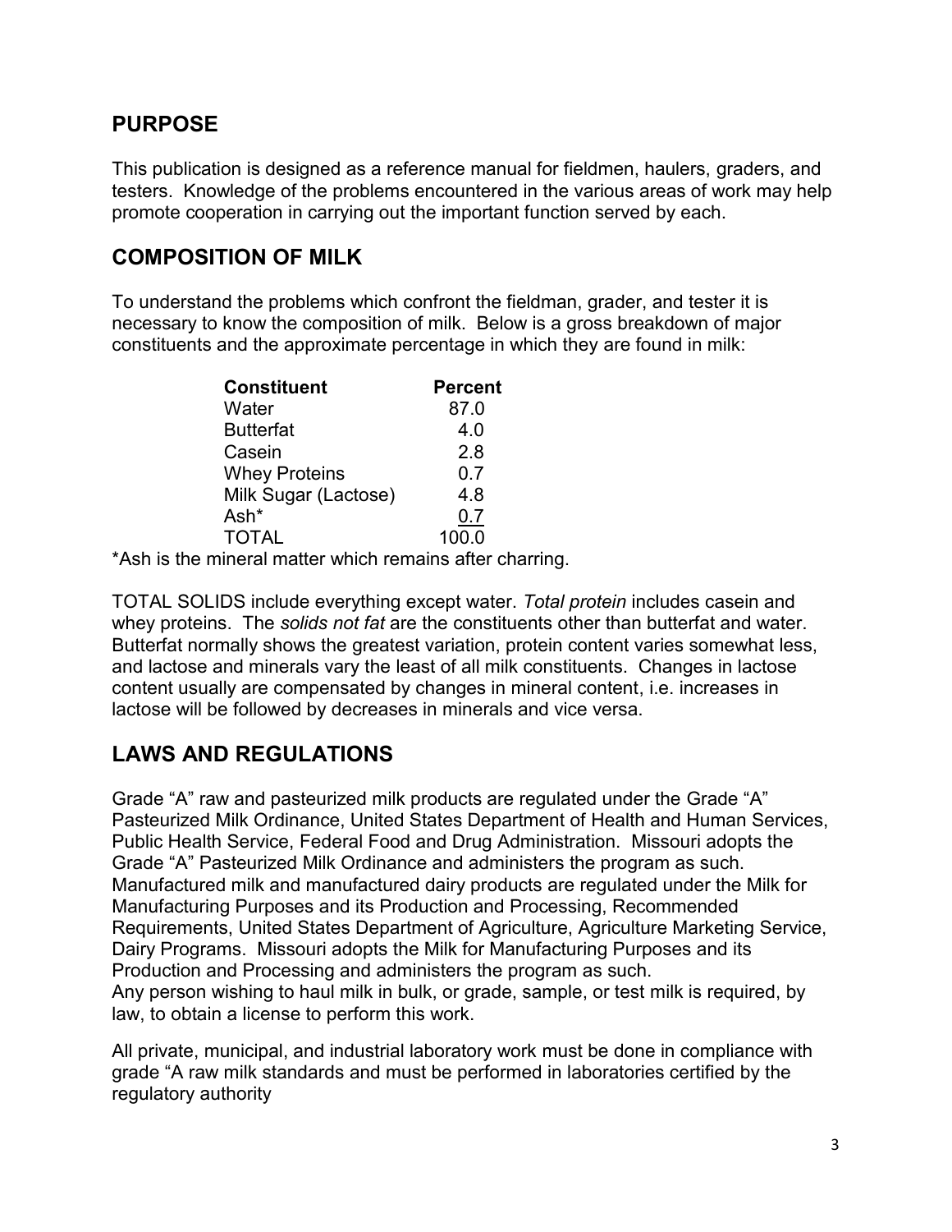## PURPOSE

This publication is designed as a reference manual for fieldmen, haulers, graders, and testers. Knowledge of the problems encountered in the various areas of work may help promote cooperation in carrying out the important function served by each.

## COMPOSITION OF MILK

To understand the problems which confront the fieldman, grader, and tester it is necessary to know the composition of milk. Below is a gross breakdown of major constituents and the approximate percentage in which they are found in milk:

| Constituent | Percent |
|---|---|
| Water | 87.0 |
| Butterfat | 4.0 |
| Casein | 2.8 |
| Whey Proteins | 0.7 |
| Milk Sugar (Lactose) | 4.8 |
| Ash* | 0.7 |
| TOTAL | 100.0 |

*Ash is the mineral matter which remains after charring.

TOTAL SOLIDS include everything except water. *Total protein* includes casein and whey proteins. The *solids not fat* are the constituents other than butterfat and water. Butterfat normally shows the greatest variation, protein content varies somewhat less, and lactose and minerals vary the least of all milk constituents. Changes in lactose content usually are compensated by changes in mineral content, i.e. increases in lactose will be followed by decreases in minerals and vice versa.

## LAWS AND REGULATIONS

Grade "A" raw and pasteurized milk products are regulated under the Grade "A" Pasteurized Milk Ordinance, United States Department of Health and Human Services, Public Health Service, Federal Food and Drug Administration. Missouri adopts the Grade "A" Pasteurized Milk Ordinance and administers the program as such. Manufactured milk and manufactured dairy products are regulated under the Milk for Manufacturing Purposes and its Production and Processing, Recommended Requirements, United States Department of Agriculture, Agriculture Marketing Service, Dairy Programs. Missouri adopts the Milk for Manufacturing Purposes and its Production and Processing and administers the program as such.
Any person wishing to haul milk in bulk, or grade, sample, or test milk is required, by law, to obtain a license to perform this work.

All private, municipal, and industrial laboratory work must be done in compliance with grade "A raw milk standards and must be performed in laboratories certified by the regulatory authority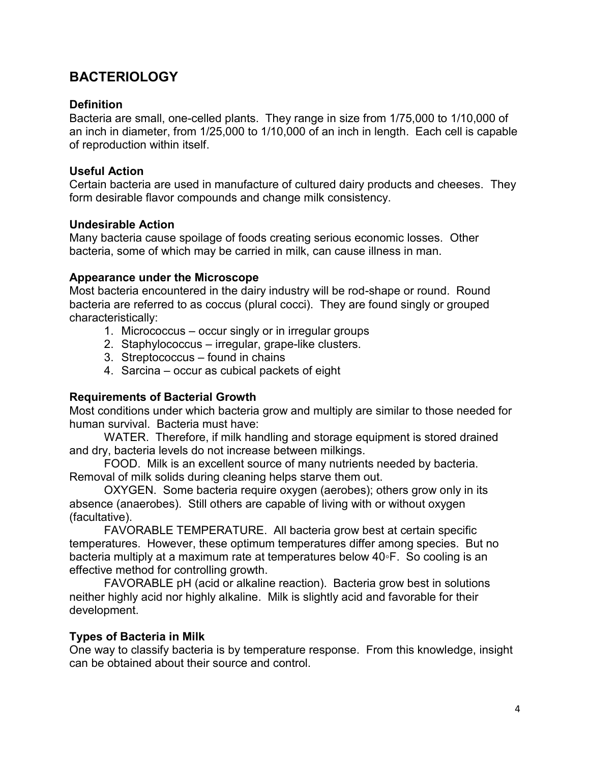## BACTERIOLOGY

### Definition

Bacteria are small, one-celled plants. They range in size from 1/75,000 to 1/10,000 of an inch in diameter, from 1/25,000 to 1/10,000 of an inch in length. Each cell is capable of reproduction within itself.

### Useful Action

Certain bacteria are used in manufacture of cultured dairy products and cheeses. They form desirable flavor compounds and change milk consistency.

### Undesirable Action

Many bacteria cause spoilage of foods creating serious economic losses. Other bacteria, some of which may be carried in milk, can cause illness in man.

### Appearance under the Microscope

Most bacteria encountered in the dairy industry will be rod-shape or round. Round bacteria are referred to as coccus (plural cocci). They are found singly or grouped characteristically:

1. Micrococcus – occur singly or in irregular groups
2. Staphylococcus – irregular, grape-like clusters.
3. Streptococcus – found in chains
4. Sarcina – occur as cubical packets of eight

### Requirements of Bacterial Growth

Most conditions under which bacteria grow and multiply are similar to those needed for human survival. Bacteria must have:

WATER. Therefore, if milk handling and storage equipment is stored drained and dry, bacteria levels do not increase between milkings.

FOOD. Milk is an excellent source of many nutrients needed by bacteria. Removal of milk solids during cleaning helps starve them out.

OXYGEN. Some bacteria require oxygen (aerobes); others grow only in its absence (anaerobes). Still others are capable of living with or without oxygen (facultative).

FAVORABLE TEMPERATURE. All bacteria grow best at certain specific temperatures. However, these optimum temperatures differ among species. But no bacteria multiply at a maximum rate at temperatures below 40◦F. So cooling is an effective method for controlling growth.

FAVORABLE pH (acid or alkaline reaction). Bacteria grow best in solutions neither highly acid nor highly alkaline. Milk is slightly acid and favorable for their development.

### Types of Bacteria in Milk

One way to classify bacteria is by temperature response. From this knowledge, insight can be obtained about their source and control.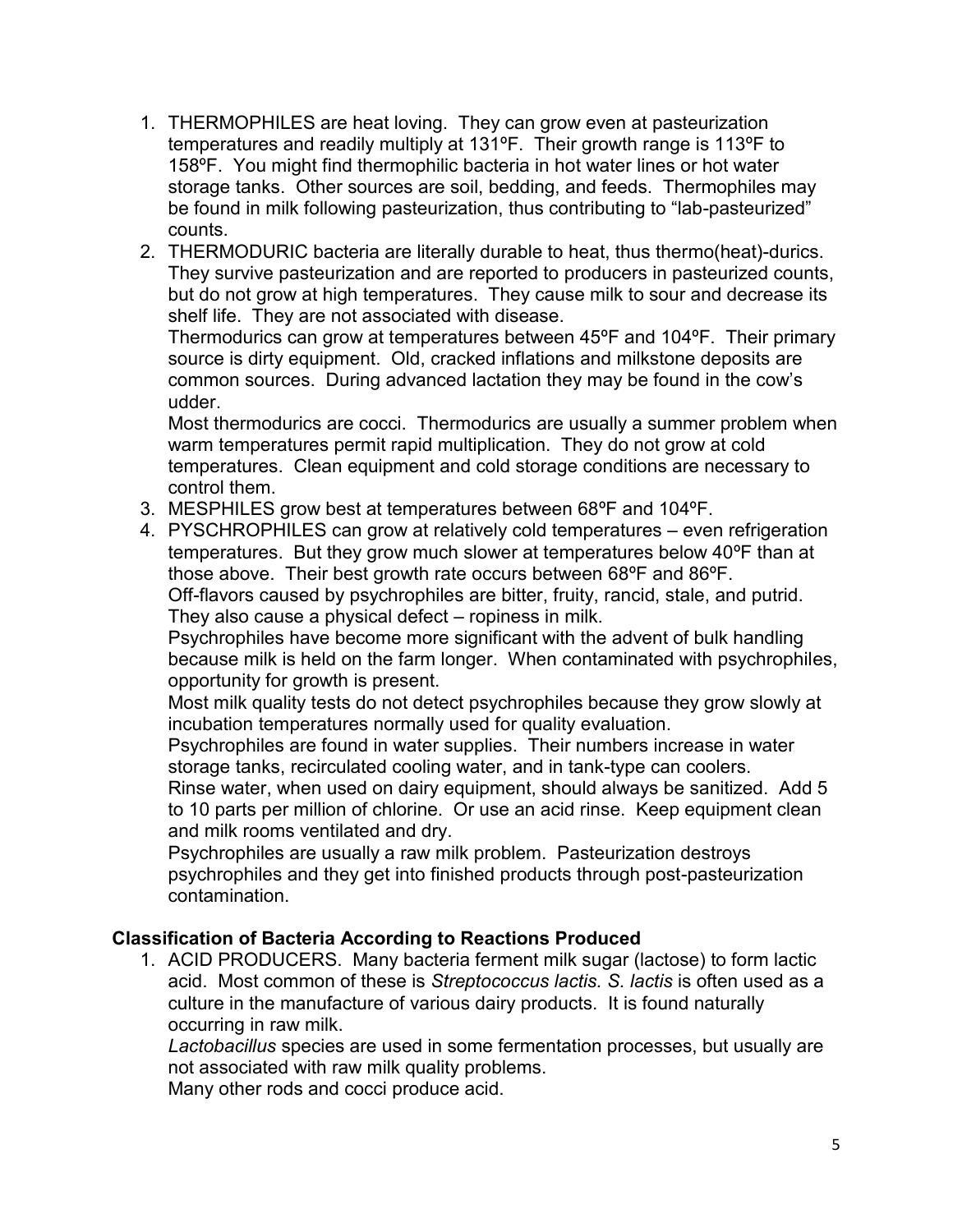1. THERMOPHILES are heat loving. They can grow even at pasteurization temperatures and readily multiply at 131ºF. Their growth range is 113ºF to 158ºF. You might find thermophilic bacteria in hot water lines or hot water storage tanks. Other sources are soil, bedding, and feeds. Thermophiles may be found in milk following pasteurization, thus contributing to "lab-pasteurized" counts.
2. THERMODURIC bacteria are literally durable to heat, thus thermo(heat)-durics. They survive pasteurization and are reported to producers in pasteurized counts, but do not grow at high temperatures. They cause milk to sour and decrease its shelf life. They are not associated with disease.
   Thermodurics can grow at temperatures between 45ºF and 104ºF. Their primary source is dirty equipment. Old, cracked inflations and milkstone deposits are common sources. During advanced lactation they may be found in the cow's udder.
   Most thermodurics are cocci. Thermodurics are usually a summer problem when warm temperatures permit rapid multiplication. They do not grow at cold temperatures. Clean equipment and cold storage conditions are necessary to control them.
3. MESPHILES grow best at temperatures between 68ºF and 104ºF.
4. PYSCHROPHILES can grow at relatively cold temperatures – even refrigeration temperatures. But they grow much slower at temperatures below 40ºF than at those above. Their best growth rate occurs between 68ºF and 86ºF.
   Off-flavors caused by psychrophiles are bitter, fruity, rancid, stale, and putrid. They also cause a physical defect – ropiness in milk.
   Psychrophiles have become more significant with the advent of bulk handling because milk is held on the farm longer. When contaminated with psychrophiles, opportunity for growth is present.
   Most milk quality tests do not detect psychrophiles because they grow slowly at incubation temperatures normally used for quality evaluation.
   Psychrophiles are found in water supplies. Their numbers increase in water storage tanks, recirculated cooling water, and in tank-type can coolers.
   Rinse water, when used on dairy equipment, should always be sanitized. Add 5 to 10 parts per million of chlorine. Or use an acid rinse. Keep equipment clean and milk rooms ventilated and dry.
   Psychrophiles are usually a raw milk problem. Pasteurization destroys psychrophiles and they get into finished products through post-pasteurization contamination.

### Classification of Bacteria According to Reactions Produced

1. ACID PRODUCERS. Many bacteria ferment milk sugar (lactose) to form lactic acid. Most common of these is *Streptococcus lactis. S. lactis* is often used as a culture in the manufacture of various dairy products. It is found naturally occurring in raw milk.
   *Lactobacillus* species are used in some fermentation processes, but usually are not associated with raw milk quality problems.
   Many other rods and cocci produce acid.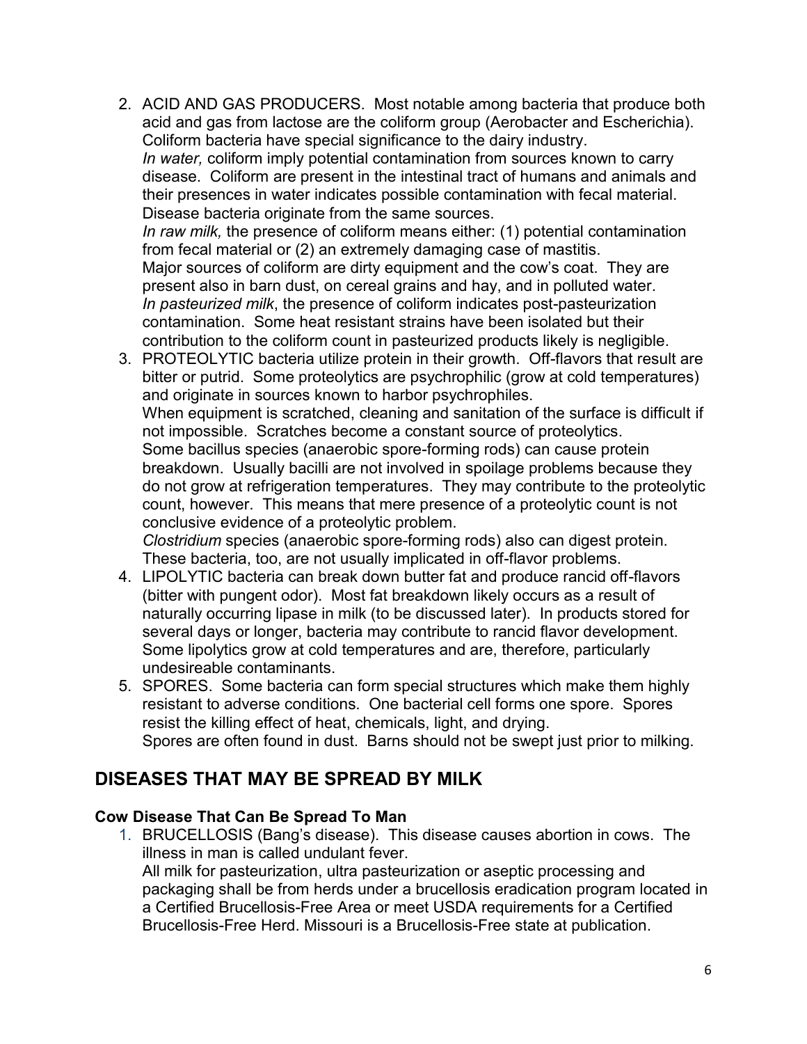2. ACID AND GAS PRODUCERS. Most notable among bacteria that produce both acid and gas from lactose are the coliform group (Aerobacter and Escherichia). Coliform bacteria have special significance to the dairy industry.
   *In water,* coliform imply potential contamination from sources known to carry disease. Coliform are present in the intestinal tract of humans and animals and their presences in water indicates possible contamination with fecal material. Disease bacteria originate from the same sources.
   *In raw milk,* the presence of coliform means either: (1) potential contamination from fecal material or (2) an extremely damaging case of mastitis.
   Major sources of coliform are dirty equipment and the cow's coat. They are present also in barn dust, on cereal grains and hay, and in polluted water.
   *In pasteurized milk*, the presence of coliform indicates post-pasteurization contamination. Some heat resistant strains have been isolated but their contribution to the coliform count in pasteurized products likely is negligible.
3. PROTEOLYTIC bacteria utilize protein in their growth. Off-flavors that result are bitter or putrid. Some proteolytics are psychrophilic (grow at cold temperatures) and originate in sources known to harbor psychrophiles.
   When equipment is scratched, cleaning and sanitation of the surface is difficult if not impossible. Scratches become a constant source of proteolytics.
   Some bacillus species (anaerobic spore-forming rods) can cause protein breakdown. Usually bacilli are not involved in spoilage problems because they do not grow at refrigeration temperatures. They may contribute to the proteolytic count, however. This means that mere presence of a proteolytic count is not conclusive evidence of a proteolytic problem.
   *Clostridium* species (anaerobic spore-forming rods) also can digest protein. These bacteria, too, are not usually implicated in off-flavor problems.
4. LIPOLYTIC bacteria can break down butter fat and produce rancid off-flavors (bitter with pungent odor). Most fat breakdown likely occurs as a result of naturally occurring lipase in milk (to be discussed later). In products stored for several days or longer, bacteria may contribute to rancid flavor development. Some lipolytics grow at cold temperatures and are, therefore, particularly undesireable contaminants.
5. SPORES. Some bacteria can form special structures which make them highly resistant to adverse conditions. One bacterial cell forms one spore. Spores resist the killing effect of heat, chemicals, light, and drying.
   Spores are often found in dust. Barns should not be swept just prior to milking.

## DISEASES THAT MAY BE SPREAD BY MILK

### Cow Disease That Can Be Spread To Man

1. BRUCELLOSIS (Bang's disease). This disease causes abortion in cows. The illness in man is called undulant fever.
   All milk for pasteurization, ultra pasteurization or aseptic processing and packaging shall be from herds under a brucellosis eradication program located in a Certified Brucellosis-Free Area or meet USDA requirements for a Certified Brucellosis-Free Herd. Missouri is a Brucellosis-Free state at publication.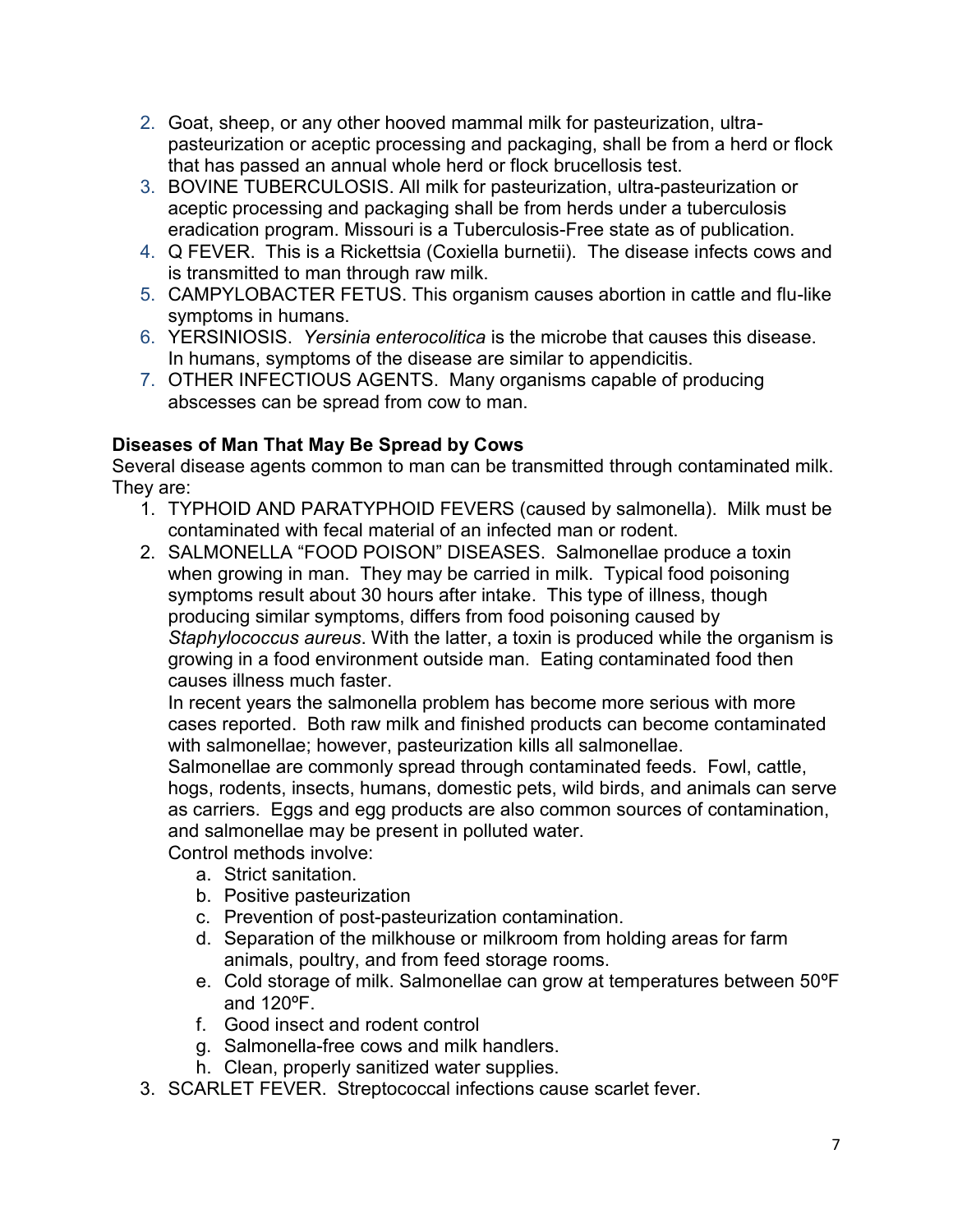2. Goat, sheep, or any other hooved mammal milk for pasteurization, ultra-pasteurization or aceptic processing and packaging, shall be from a herd or flock that has passed an annual whole herd or flock brucellosis test.
3. BOVINE TUBERCULOSIS. All milk for pasteurization, ultra-pasteurization or aceptic processing and packaging shall be from herds under a tuberculosis eradication program. Missouri is a Tuberculosis-Free state as of publication.
4. Q FEVER. This is a Rickettsia (Coxiella burnetii). The disease infects cows and is transmitted to man through raw milk.
5. CAMPYLOBACTER FETUS. This organism causes abortion in cattle and flu-like symptoms in humans.
6. YERSINIOSIS. *Yersinia enterocolitica* is the microbe that causes this disease. In humans, symptoms of the disease are similar to appendicitis.
7. OTHER INFECTIOUS AGENTS. Many organisms capable of producing abscesses can be spread from cow to man.

**Diseases of Man That May Be Spread by Cows**

Several disease agents common to man can be transmitted through contaminated milk. They are:

1. TYPHOID AND PARATYPHOID FEVERS (caused by salmonella). Milk must be contaminated with fecal material of an infected man or rodent.
2. SALMONELLA "FOOD POISON" DISEASES. Salmonellae produce a toxin when growing in man. They may be carried in milk. Typical food poisoning symptoms result about 30 hours after intake. This type of illness, though producing similar symptoms, differs from food poisoning caused by *Staphylococcus aureus*. With the latter, a toxin is produced while the organism is growing in a food environment outside man. Eating contaminated food then causes illness much faster.

   In recent years the salmonella problem has become more serious with more cases reported. Both raw milk and finished products can become contaminated with salmonellae; however, pasteurization kills all salmonellae.

   Salmonellae are commonly spread through contaminated feeds. Fowl, cattle, hogs, rodents, insects, humans, domestic pets, wild birds, and animals can serve as carriers. Eggs and egg products are also common sources of contamination, and salmonellae may be present in polluted water.

   Control methods involve:

   a. Strict sanitation.
   b. Positive pasteurization
   c. Prevention of post-pasteurization contamination.
   d. Separation of the milkhouse or milkroom from holding areas for farm animals, poultry, and from feed storage rooms.
   e. Cold storage of milk. Salmonellae can grow at temperatures between 50ºF and 120ºF.
   f. Good insect and rodent control
   g. Salmonella-free cows and milk handlers.
   h. Clean, properly sanitized water supplies.
3. SCARLET FEVER. Streptococcal infections cause scarlet fever.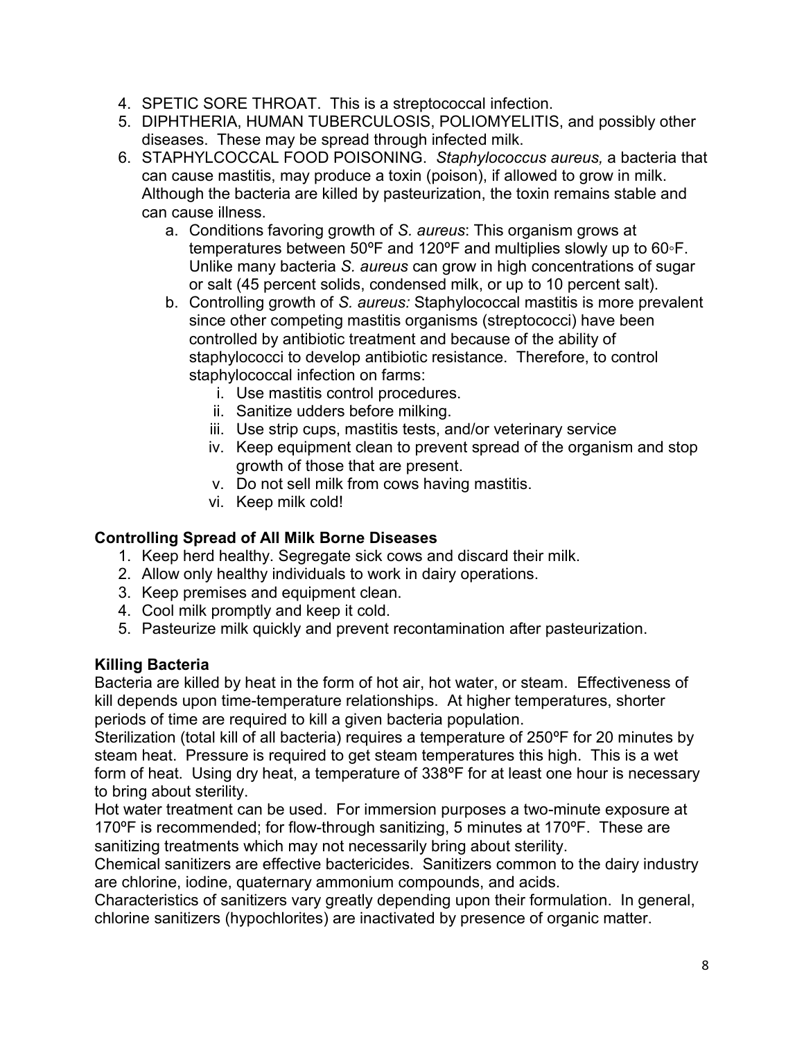4. SPETIC SORE THROAT. This is a streptococcal infection.
5. DIPHTHERIA, HUMAN TUBERCULOSIS, POLIOMYELITIS, and possibly other diseases. These may be spread through infected milk.
6. STAPHYLCOCCAL FOOD POISONING. *Staphylococcus aureus,* a bacteria that can cause mastitis, may produce a toxin (poison), if allowed to grow in milk. Although the bacteria are killed by pasteurization, the toxin remains stable and can cause illness.
   a. Conditions favoring growth of *S. aureus*: This organism grows at temperatures between 50ºF and 120ºF and multiplies slowly up to 60◦F. Unlike many bacteria *S. aureus* can grow in high concentrations of sugar or salt (45 percent solids, condensed milk, or up to 10 percent salt).
   b. Controlling growth of *S. aureus:* Staphylococcal mastitis is more prevalent since other competing mastitis organisms (streptococci) have been controlled by antibiotic treatment and because of the ability of staphylococci to develop antibiotic resistance. Therefore, to control staphylococcal infection on farms:
      i. Use mastitis control procedures.
      ii. Sanitize udders before milking.
      iii. Use strip cups, mastitis tests, and/or veterinary service
      iv. Keep equipment clean to prevent spread of the organism and stop growth of those that are present.
      v. Do not sell milk from cows having mastitis.
      vi. Keep milk cold!

**Controlling Spread of All Milk Borne Diseases**

1. Keep herd healthy. Segregate sick cows and discard their milk.
2. Allow only healthy individuals to work in dairy operations.
3. Keep premises and equipment clean.
4. Cool milk promptly and keep it cold.
5. Pasteurize milk quickly and prevent recontamination after pasteurization.

**Killing Bacteria**

Bacteria are killed by heat in the form of hot air, hot water, or steam. Effectiveness of kill depends upon time-temperature relationships. At higher temperatures, shorter periods of time are required to kill a given bacteria population.

Sterilization (total kill of all bacteria) requires a temperature of 250ºF for 20 minutes by steam heat. Pressure is required to get steam temperatures this high. This is a wet form of heat. Using dry heat, a temperature of 338ºF for at least one hour is necessary to bring about sterility.

Hot water treatment can be used. For immersion purposes a two-minute exposure at 170ºF is recommended; for flow-through sanitizing, 5 minutes at 170ºF. These are sanitizing treatments which may not necessarily bring about sterility.

Chemical sanitizers are effective bactericides. Sanitizers common to the dairy industry are chlorine, iodine, quaternary ammonium compounds, and acids.

Characteristics of sanitizers vary greatly depending upon their formulation. In general, chlorine sanitizers (hypochlorites) are inactivated by presence of organic matter.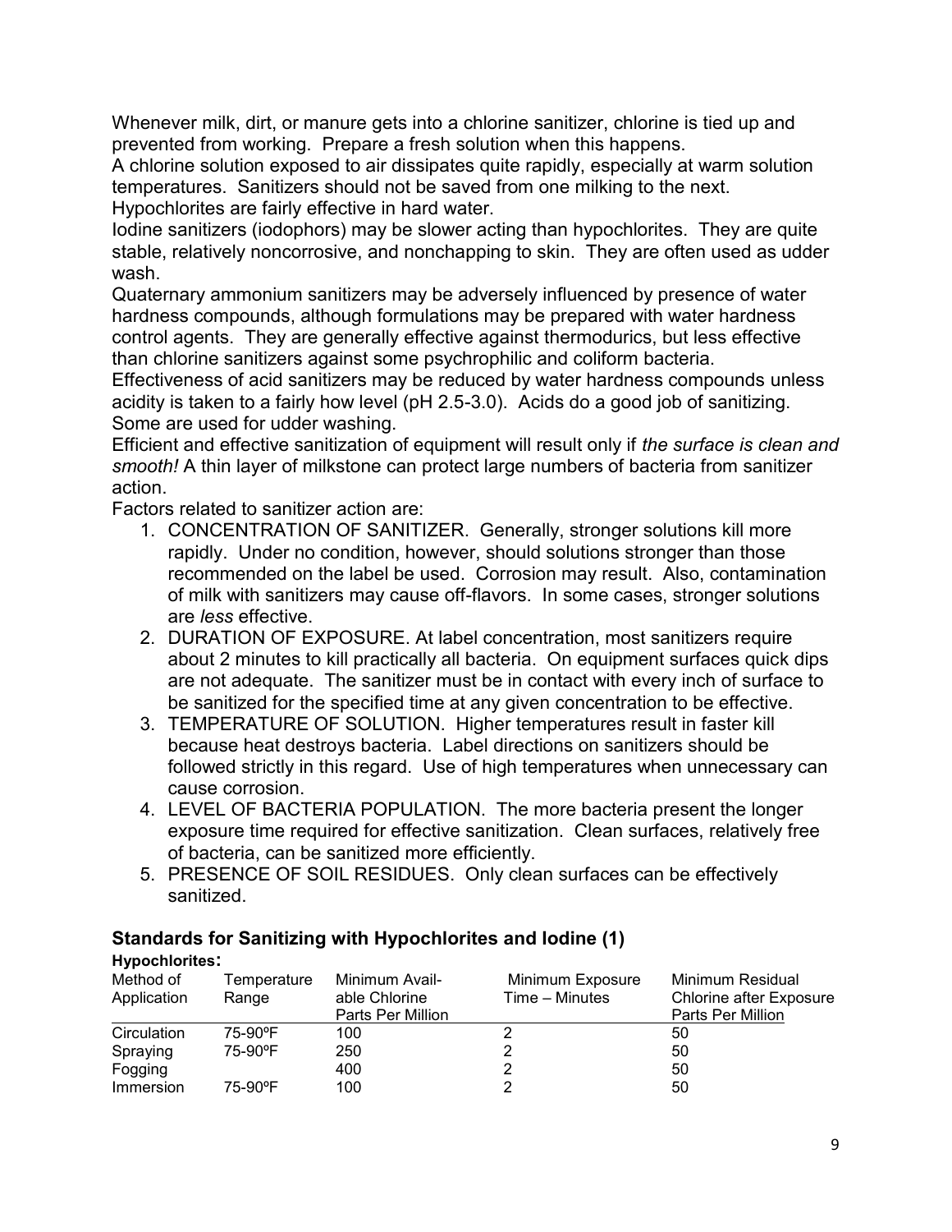Whenever milk, dirt, or manure gets into a chlorine sanitizer, chlorine is tied up and prevented from working. Prepare a fresh solution when this happens.
A chlorine solution exposed to air dissipates quite rapidly, especially at warm solution temperatures. Sanitizers should not be saved from one milking to the next.
Hypochlorites are fairly effective in hard water.
Iodine sanitizers (iodophors) may be slower acting than hypochlorites. They are quite stable, relatively noncorrosive, and nonchapping to skin. They are often used as udder wash.
Quaternary ammonium sanitizers may be adversely influenced by presence of water hardness compounds, although formulations may be prepared with water hardness control agents. They are generally effective against thermodurics, but less effective than chlorine sanitizers against some psychrophilic and coliform bacteria.
Effectiveness of acid sanitizers may be reduced by water hardness compounds unless acidity is taken to a fairly how level (pH 2.5-3.0). Acids do a good job of sanitizing. Some are used for udder washing.
Efficient and effective sanitization of equipment will result only if *the surface is clean and smooth!* A thin layer of milkstone can protect large numbers of bacteria from sanitizer action.
Factors related to sanitizer action are:

1. CONCENTRATION OF SANITIZER. Generally, stronger solutions kill more rapidly. Under no condition, however, should solutions stronger than those recommended on the label be used. Corrosion may result. Also, contamination of milk with sanitizers may cause off-flavors. In some cases, stronger solutions are *less* effective.
2. DURATION OF EXPOSURE. At label concentration, most sanitizers require about 2 minutes to kill practically all bacteria. On equipment surfaces quick dips are not adequate. The sanitizer must be in contact with every inch of surface to be sanitized for the specified time at any given concentration to be effective.
3. TEMPERATURE OF SOLUTION. Higher temperatures result in faster kill because heat destroys bacteria. Label directions on sanitizers should be followed strictly in this regard. Use of high temperatures when unnecessary can cause corrosion.
4. LEVEL OF BACTERIA POPULATION. The more bacteria present the longer exposure time required for effective sanitization. Clean surfaces, relatively free of bacteria, can be sanitized more efficiently.
5. PRESENCE OF SOIL RESIDUES. Only clean surfaces can be effectively sanitized.

### Standards for Sanitizing with Hypochlorites and Iodine (1)

**Hypochlorites:**

| Method of Application | Temperature Range | Minimum Available Chlorine Parts Per Million | Minimum Exposure Time – Minutes | Minimum Residual Chlorine after Exposure Parts Per Million |
|---|---|---|---|---|
| Circulation | 75-90ºF | 100 | 2 | 50 |
| Spraying | 75-90ºF | 250 | 2 | 50 |
| Fogging | | 400 | 2 | 50 |
| Immersion | 75-90ºF | 100 | 2 | 50 |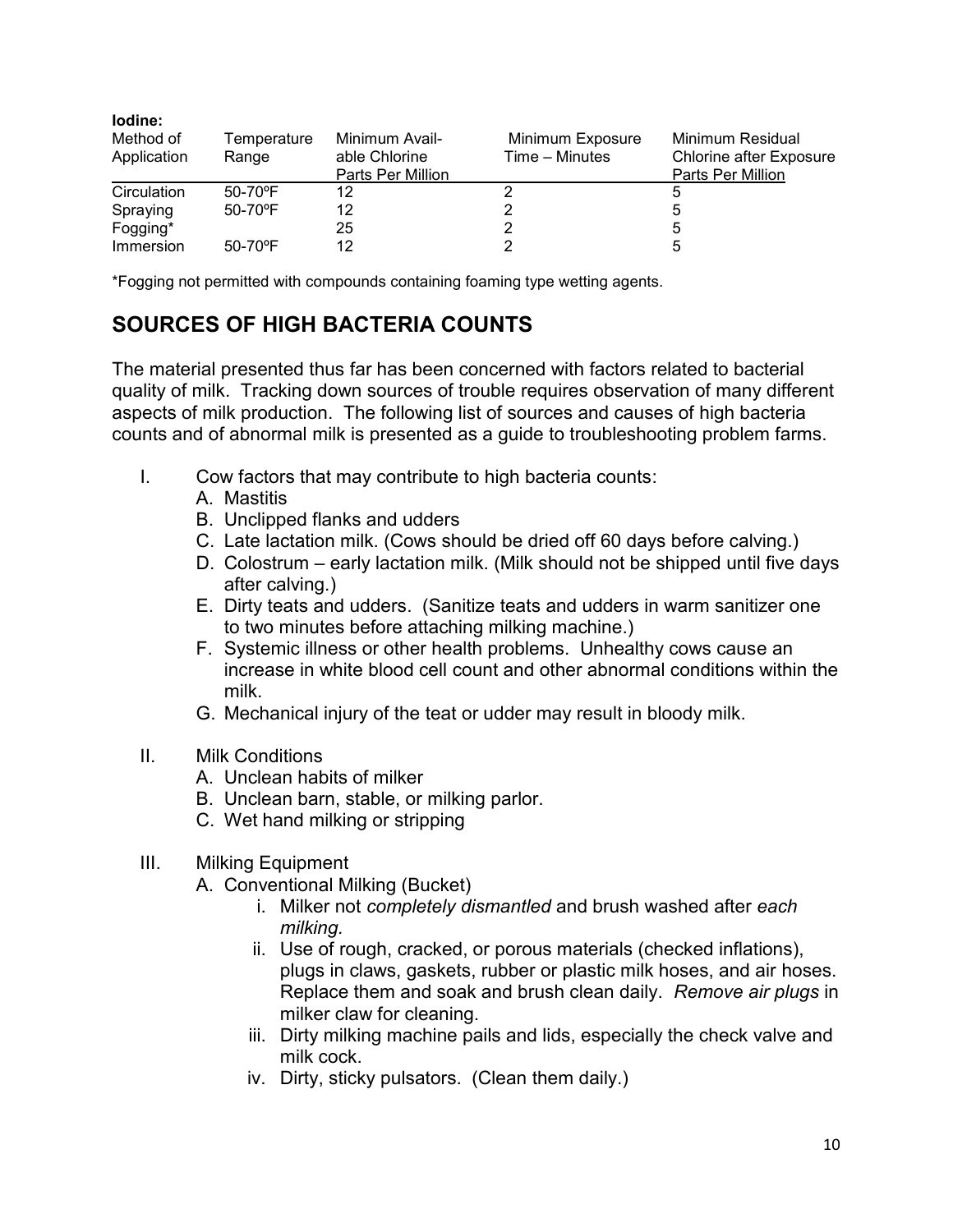**Iodine:**

| Method of Application | Temperature Range | Minimum Available Chlorine Parts Per Million | Minimum Exposure Time – Minutes | Minimum Residual Chlorine after Exposure Parts Per Million |
|---|---|---|---|---|
| Circulation | 50-70ºF | 12 | 2 | 5 |
| Spraying | 50-70ºF | 12 | 2 | 5 |
| Fogging* | | 25 | 2 | 5 |
| Immersion | 50-70ºF | 12 | 2 | 5 |

*Fogging not permitted with compounds containing foaming type wetting agents.

## SOURCES OF HIGH BACTERIA COUNTS

The material presented thus far has been concerned with factors related to bacterial quality of milk. Tracking down sources of trouble requires observation of many different aspects of milk production. The following list of sources and causes of high bacteria counts and of abnormal milk is presented as a guide to troubleshooting problem farms.

I. Cow factors that may contribute to high bacteria counts:
   - A. Mastitis
   - B. Unclipped flanks and udders
   - C. Late lactation milk. (Cows should be dried off 60 days before calving.)
   - D. Colostrum – early lactation milk. (Milk should not be shipped until five days after calving.)
   - E. Dirty teats and udders. (Sanitize teats and udders in warm sanitizer one to two minutes before attaching milking machine.)
   - F. Systemic illness or other health problems. Unhealthy cows cause an increase in white blood cell count and other abnormal conditions within the milk.
   - G. Mechanical injury of the teat or udder may result in bloody milk.

II. Milk Conditions
   - A. Unclean habits of milker
   - B. Unclean barn, stable, or milking parlor.
   - C. Wet hand milking or stripping

III. Milking Equipment
   - A. Conventional Milking (Bucket)
     - i. Milker not *completely dismantled* and brush washed after *each milking.*
     - ii. Use of rough, cracked, or porous materials (checked inflations), plugs in claws, gaskets, rubber or plastic milk hoses, and air hoses. Replace them and soak and brush clean daily. *Remove air plugs* in milker claw for cleaning.
     - iii. Dirty milking machine pails and lids, especially the check valve and milk cock.
     - iv. Dirty, sticky pulsators. (Clean them daily.)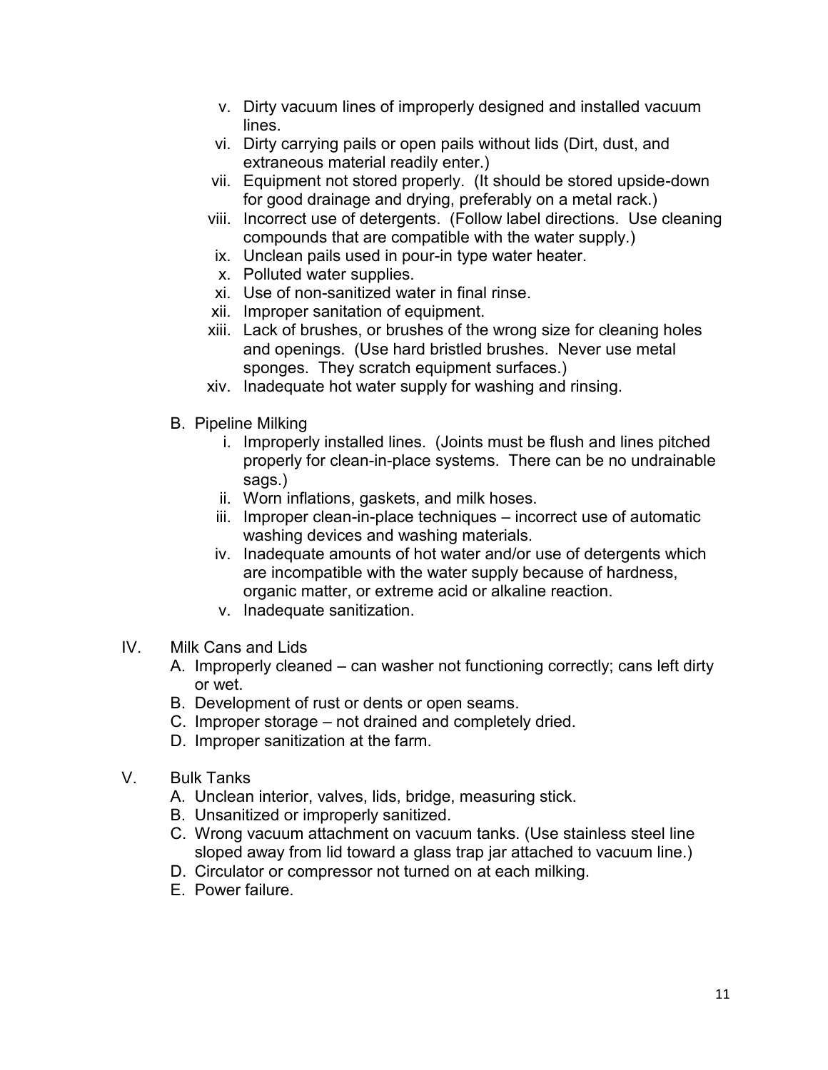v. Dirty vacuum lines of improperly designed and installed vacuum lines.
vi. Dirty carrying pails or open pails without lids (Dirt, dust, and extraneous material readily enter.)
vii. Equipment not stored properly. (It should be stored upside-down for good drainage and drying, preferably on a metal rack.)
viii. Incorrect use of detergents. (Follow label directions. Use cleaning compounds that are compatible with the water supply.)
ix. Unclean pails used in pour-in type water heater.
x. Polluted water supplies.
xi. Use of non-sanitized water in final rinse.
xii. Improper sanitation of equipment.
xiii. Lack of brushes, or brushes of the wrong size for cleaning holes and openings. (Use hard bristled brushes. Never use metal sponges. They scratch equipment surfaces.)
xiv. Inadequate hot water supply for washing and rinsing.

B. Pipeline Milking

i. Improperly installed lines. (Joints must be flush and lines pitched properly for clean-in-place systems. There can be no undrainable sags.)
ii. Worn inflations, gaskets, and milk hoses.
iii. Improper clean-in-place techniques – incorrect use of automatic washing devices and washing materials.
iv. Inadequate amounts of hot water and/or use of detergents which are incompatible with the water supply because of hardness, organic matter, or extreme acid or alkaline reaction.
v. Inadequate sanitization.

IV. Milk Cans and Lids

A. Improperly cleaned – can washer not functioning correctly; cans left dirty or wet.
B. Development of rust or dents or open seams.
C. Improper storage – not drained and completely dried.
D. Improper sanitization at the farm.

V. Bulk Tanks

A. Unclean interior, valves, lids, bridge, measuring stick.
B. Unsanitized or improperly sanitized.
C. Wrong vacuum attachment on vacuum tanks. (Use stainless steel line sloped away from lid toward a glass trap jar attached to vacuum line.)
D. Circulator or compressor not turned on at each milking.
E. Power failure.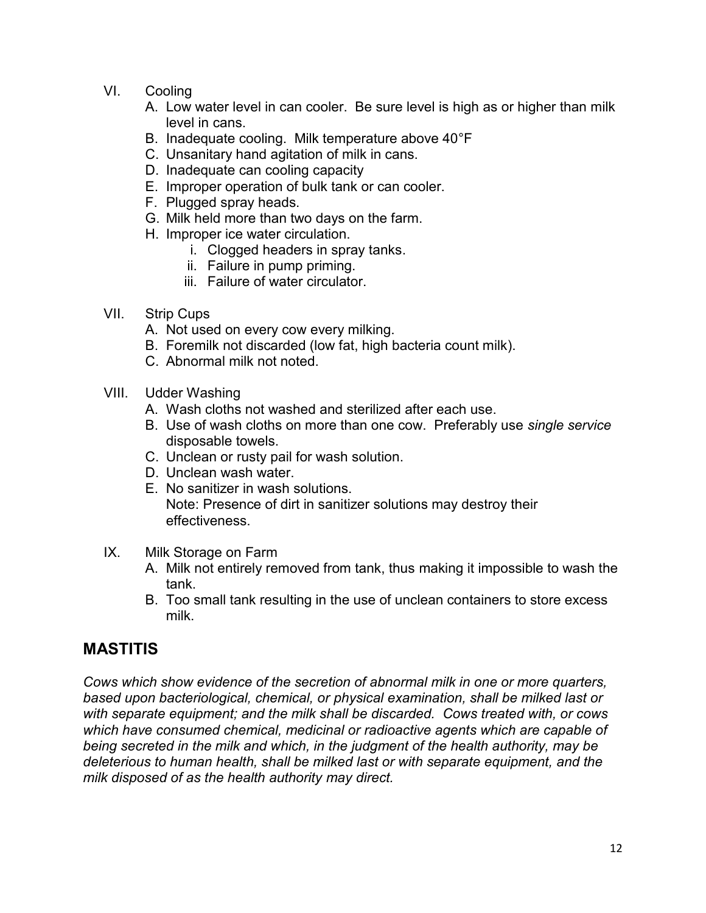VI. Cooling
  A. Low water level in can cooler. Be sure level is high as or higher than milk level in cans.
  B. Inadequate cooling. Milk temperature above 40°F
  C. Unsanitary hand agitation of milk in cans.
  D. Inadequate can cooling capacity
  E. Improper operation of bulk tank or can cooler.
  F. Plugged spray heads.
  G. Milk held more than two days on the farm.
  H. Improper ice water circulation.
    i. Clogged headers in spray tanks.
    ii. Failure in pump priming.
    iii. Failure of water circulator.

VII. Strip Cups
  A. Not used on every cow every milking.
  B. Foremilk not discarded (low fat, high bacteria count milk).
  C. Abnormal milk not noted.

VIII. Udder Washing
  A. Wash cloths not washed and sterilized after each use.
  B. Use of wash cloths on more than one cow. Preferably use *single service* disposable towels.
  C. Unclean or rusty pail for wash solution.
  D. Unclean wash water.
  E. No sanitizer in wash solutions.
     Note: Presence of dirt in sanitizer solutions may destroy their effectiveness.

IX. Milk Storage on Farm
  A. Milk not entirely removed from tank, thus making it impossible to wash the tank.
  B. Too small tank resulting in the use of unclean containers to store excess milk.

## MASTITIS

*Cows which show evidence of the secretion of abnormal milk in one or more quarters, based upon bacteriological, chemical, or physical examination, shall be milked last or with separate equipment; and the milk shall be discarded. Cows treated with, or cows which have consumed chemical, medicinal or radioactive agents which are capable of being secreted in the milk and which, in the judgment of the health authority, may be deleterious to human health, shall be milked last or with separate equipment, and the milk disposed of as the health authority may direct.*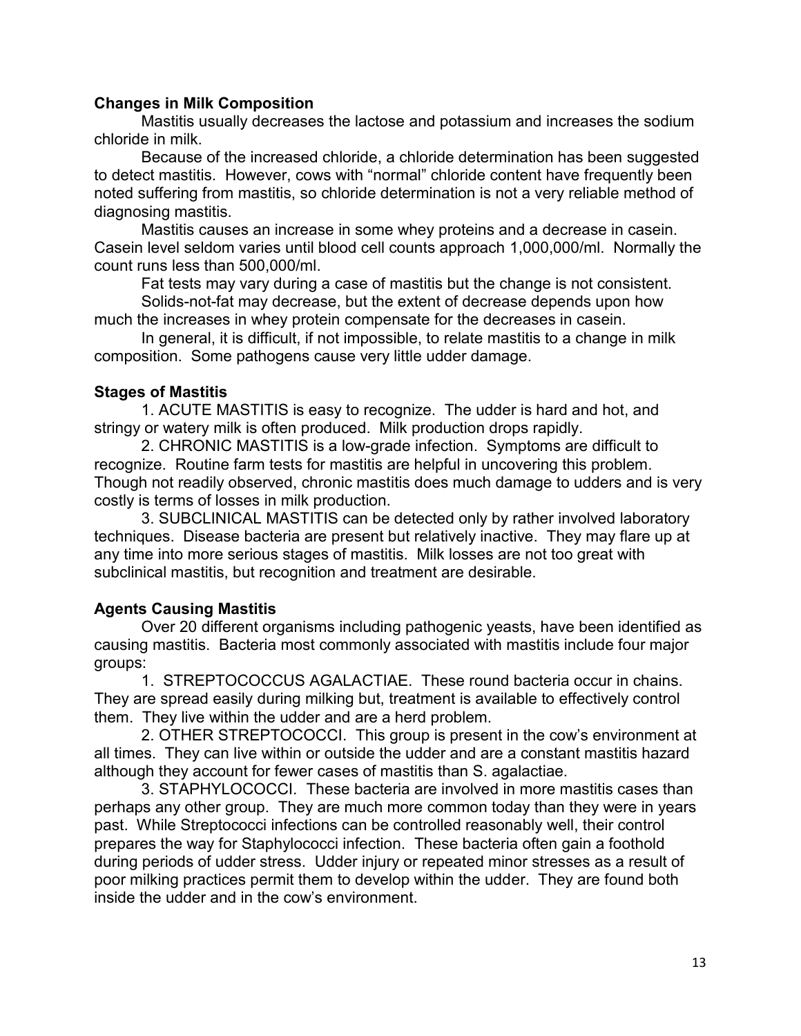**Changes in Milk Composition**

Mastitis usually decreases the lactose and potassium and increases the sodium chloride in milk.

Because of the increased chloride, a chloride determination has been suggested to detect mastitis. However, cows with "normal" chloride content have frequently been noted suffering from mastitis, so chloride determination is not a very reliable method of diagnosing mastitis.

Mastitis causes an increase in some whey proteins and a decrease in casein. Casein level seldom varies until blood cell counts approach 1,000,000/ml. Normally the count runs less than 500,000/ml.

Fat tests may vary during a case of mastitis but the change is not consistent.

Solids-not-fat may decrease, but the extent of decrease depends upon how much the increases in whey protein compensate for the decreases in casein.

In general, it is difficult, if not impossible, to relate mastitis to a change in milk composition. Some pathogens cause very little udder damage.

**Stages of Mastitis**

1. ACUTE MASTITIS is easy to recognize. The udder is hard and hot, and stringy or watery milk is often produced. Milk production drops rapidly.

2. CHRONIC MASTITIS is a low-grade infection. Symptoms are difficult to recognize. Routine farm tests for mastitis are helpful in uncovering this problem. Though not readily observed, chronic mastitis does much damage to udders and is very costly is terms of losses in milk production.

3. SUBCLINICAL MASTITIS can be detected only by rather involved laboratory techniques. Disease bacteria are present but relatively inactive. They may flare up at any time into more serious stages of mastitis. Milk losses are not too great with subclinical mastitis, but recognition and treatment are desirable.

**Agents Causing Mastitis**

Over 20 different organisms including pathogenic yeasts, have been identified as causing mastitis. Bacteria most commonly associated with mastitis include four major groups:

1. STREPTOCOCCUS AGALACTIAE. These round bacteria occur in chains. They are spread easily during milking but, treatment is available to effectively control them. They live within the udder and are a herd problem.

2. OTHER STREPTOCOCCI. This group is present in the cow's environment at all times. They can live within or outside the udder and are a constant mastitis hazard although they account for fewer cases of mastitis than S. agalactiae.

3. STAPHYLOCOCCI. These bacteria are involved in more mastitis cases than perhaps any other group. They are much more common today than they were in years past. While Streptococci infections can be controlled reasonably well, their control prepares the way for Staphylococci infection. These bacteria often gain a foothold during periods of udder stress. Udder injury or repeated minor stresses as a result of poor milking practices permit them to develop within the udder. They are found both inside the udder and in the cow's environment.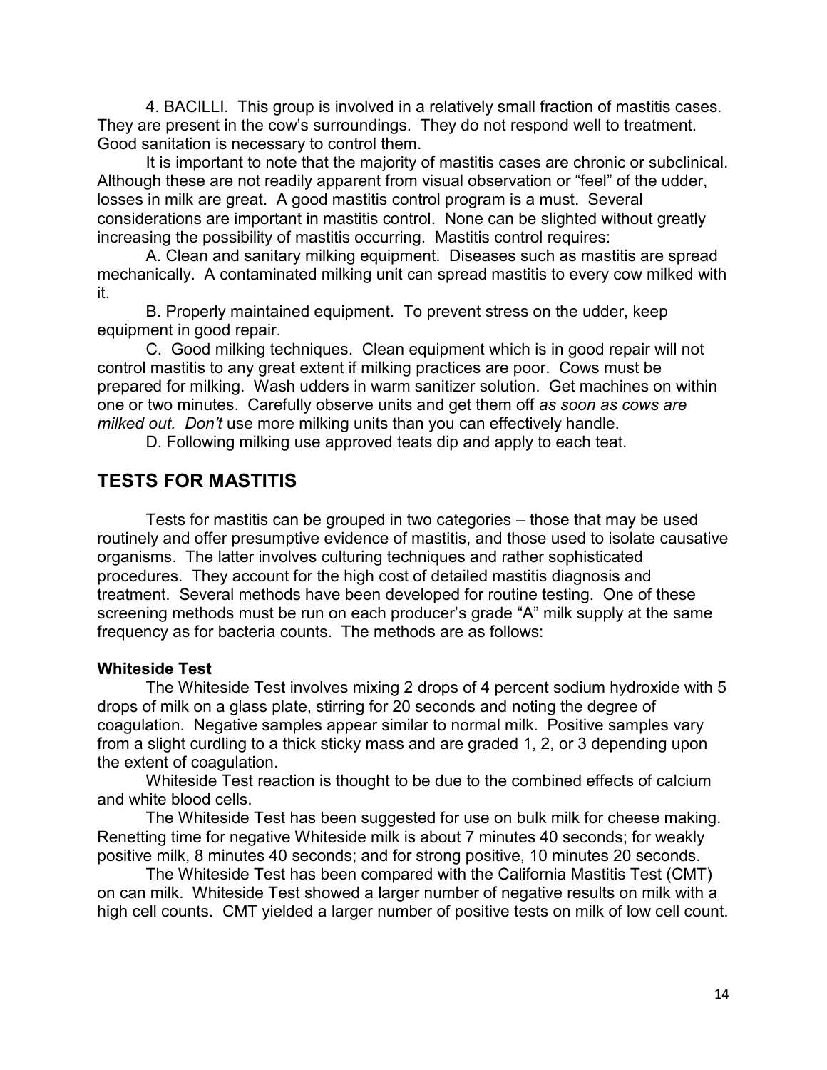4. BACILLI. This group is involved in a relatively small fraction of mastitis cases. They are present in the cow's surroundings. They do not respond well to treatment. Good sanitation is necessary to control them.

It is important to note that the majority of mastitis cases are chronic or subclinical. Although these are not readily apparent from visual observation or "feel" of the udder, losses in milk are great. A good mastitis control program is a must. Several considerations are important in mastitis control. None can be slighted without greatly increasing the possibility of mastitis occurring. Mastitis control requires:

A. Clean and sanitary milking equipment. Diseases such as mastitis are spread mechanically. A contaminated milking unit can spread mastitis to every cow milked with it.

B. Properly maintained equipment. To prevent stress on the udder, keep equipment in good repair.

C. Good milking techniques. Clean equipment which is in good repair will not control mastitis to any great extent if milking practices are poor. Cows must be prepared for milking. Wash udders in warm sanitizer solution. Get machines on within one or two minutes. Carefully observe units and get them off *as soon as cows are milked out. Don't* use more milking units than you can effectively handle.

D. Following milking use approved teats dip and apply to each teat.

## TESTS FOR MASTITIS

Tests for mastitis can be grouped in two categories – those that may be used routinely and offer presumptive evidence of mastitis, and those used to isolate causative organisms. The latter involves culturing techniques and rather sophisticated procedures. They account for the high cost of detailed mastitis diagnosis and treatment. Several methods have been developed for routine testing. One of these screening methods must be run on each producer's grade "A" milk supply at the same frequency as for bacteria counts. The methods are as follows:

**Whiteside Test**

The Whiteside Test involves mixing 2 drops of 4 percent sodium hydroxide with 5 drops of milk on a glass plate, stirring for 20 seconds and noting the degree of coagulation. Negative samples appear similar to normal milk. Positive samples vary from a slight curdling to a thick sticky mass and are graded 1, 2, or 3 depending upon the extent of coagulation.

Whiteside Test reaction is thought to be due to the combined effects of calcium and white blood cells.

The Whiteside Test has been suggested for use on bulk milk for cheese making. Renetting time for negative Whiteside milk is about 7 minutes 40 seconds; for weakly positive milk, 8 minutes 40 seconds; and for strong positive, 10 minutes 20 seconds.

The Whiteside Test has been compared with the California Mastitis Test (CMT) on can milk. Whiteside Test showed a larger number of negative results on milk with a high cell counts. CMT yielded a larger number of positive tests on milk of low cell count.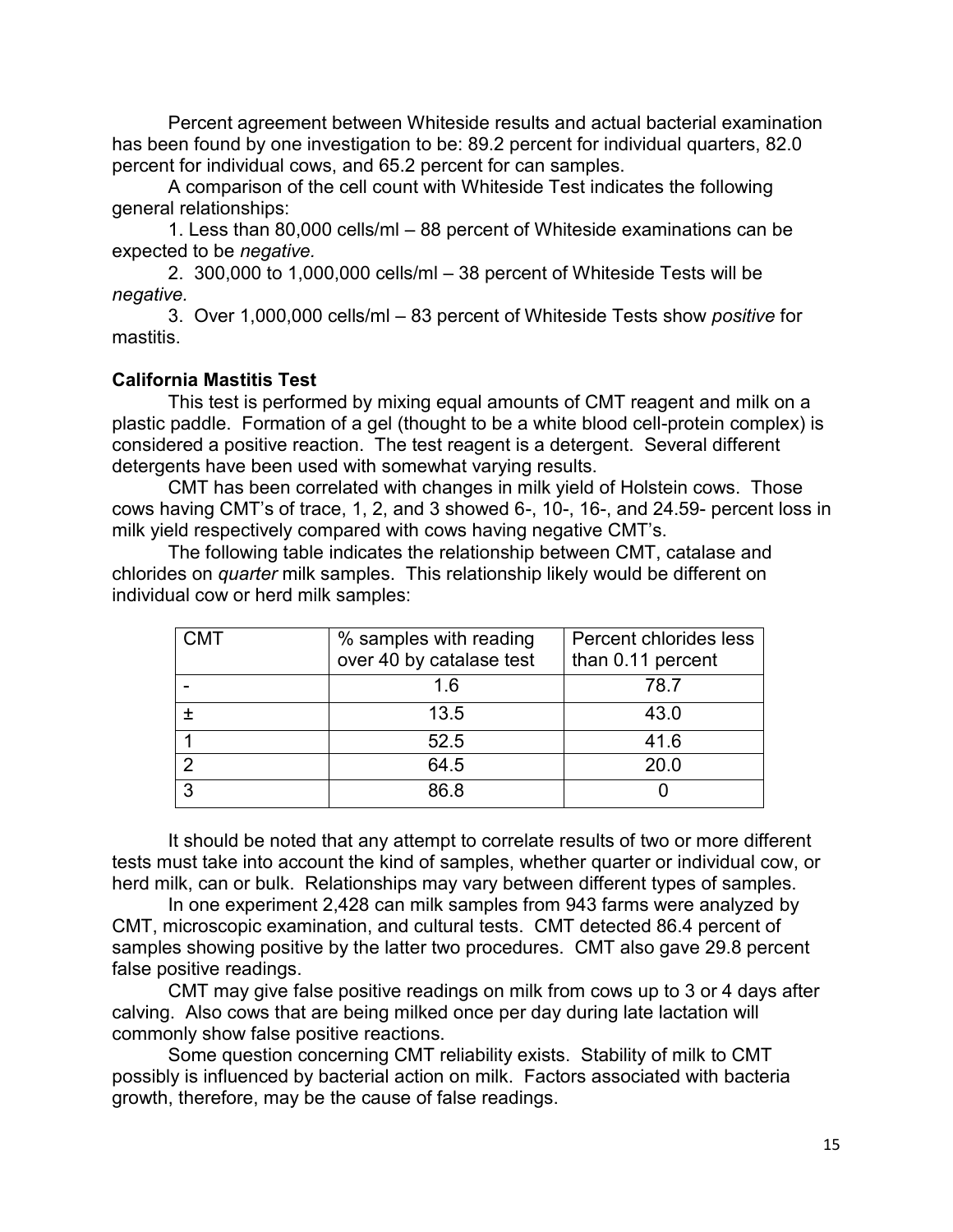Percent agreement between Whiteside results and actual bacterial examination has been found by one investigation to be: 89.2 percent for individual quarters, 82.0 percent for individual cows, and 65.2 percent for can samples.

A comparison of the cell count with Whiteside Test indicates the following general relationships:

1. Less than 80,000 cells/ml – 88 percent of Whiteside examinations can be expected to be *negative.*
2. 300,000 to 1,000,000 cells/ml – 38 percent of Whiteside Tests will be *negative*.
3. Over 1,000,000 cells/ml – 83 percent of Whiteside Tests show *positive* for mastitis.

**California Mastitis Test**

This test is performed by mixing equal amounts of CMT reagent and milk on a plastic paddle. Formation of a gel (thought to be a white blood cell-protein complex) is considered a positive reaction. The test reagent is a detergent. Several different detergents have been used with somewhat varying results.

CMT has been correlated with changes in milk yield of Holstein cows. Those cows having CMT's of trace, 1, 2, and 3 showed 6-, 10-, 16-, and 24.59- percent loss in milk yield respectively compared with cows having negative CMT's.

The following table indicates the relationship between CMT, catalase and chlorides on *quarter* milk samples. This relationship likely would be different on individual cow or herd milk samples:

| CMT | % samples with reading over 40 by catalase test | Percent chlorides less than 0.11 percent |
|---|---|---|
| - | 1.6 | 78.7 |
| ± | 13.5 | 43.0 |
| 1 | 52.5 | 41.6 |
| 2 | 64.5 | 20.0 |
| 3 | 86.8 | 0 |

It should be noted that any attempt to correlate results of two or more different tests must take into account the kind of samples, whether quarter or individual cow, or herd milk, can or bulk. Relationships may vary between different types of samples.

In one experiment 2,428 can milk samples from 943 farms were analyzed by CMT, microscopic examination, and cultural tests. CMT detected 86.4 percent of samples showing positive by the latter two procedures. CMT also gave 29.8 percent false positive readings.

CMT may give false positive readings on milk from cows up to 3 or 4 days after calving. Also cows that are being milked once per day during late lactation will commonly show false positive reactions.

Some question concerning CMT reliability exists. Stability of milk to CMT possibly is influenced by bacterial action on milk. Factors associated with bacteria growth, therefore, may be the cause of false readings.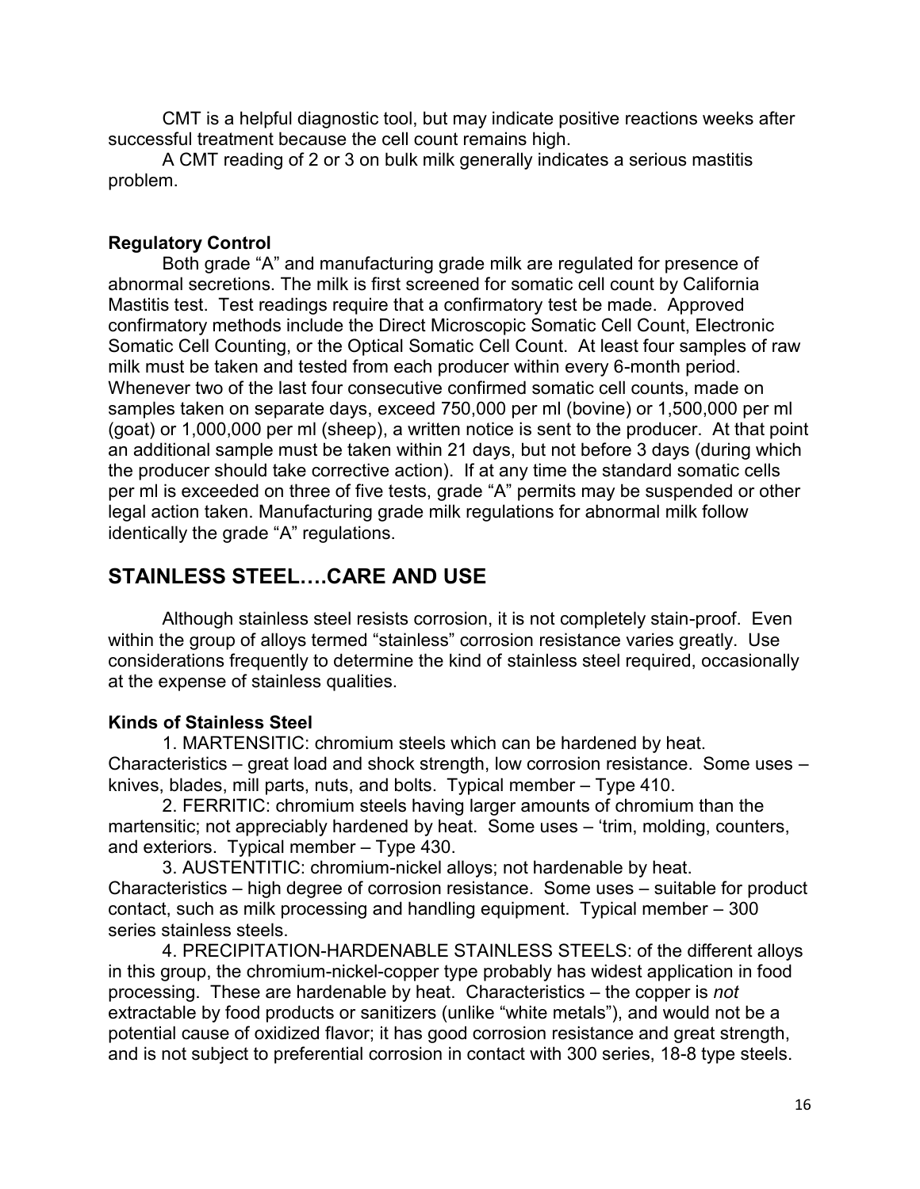CMT is a helpful diagnostic tool, but may indicate positive reactions weeks after successful treatment because the cell count remains high.

A CMT reading of 2 or 3 on bulk milk generally indicates a serious mastitis problem.

### Regulatory Control

Both grade "A" and manufacturing grade milk are regulated for presence of abnormal secretions. The milk is first screened for somatic cell count by California Mastitis test. Test readings require that a confirmatory test be made. Approved confirmatory methods include the Direct Microscopic Somatic Cell Count, Electronic Somatic Cell Counting, or the Optical Somatic Cell Count. At least four samples of raw milk must be taken and tested from each producer within every 6-month period. Whenever two of the last four consecutive confirmed somatic cell counts, made on samples taken on separate days, exceed 750,000 per ml (bovine) or 1,500,000 per ml (goat) or 1,000,000 per ml (sheep), a written notice is sent to the producer. At that point an additional sample must be taken within 21 days, but not before 3 days (during which the producer should take corrective action). If at any time the standard somatic cells per ml is exceeded on three of five tests, grade "A" permits may be suspended or other legal action taken. Manufacturing grade milk regulations for abnormal milk follow identically the grade "A" regulations.

## STAINLESS STEEL….CARE AND USE

Although stainless steel resists corrosion, it is not completely stain-proof. Even within the group of alloys termed "stainless" corrosion resistance varies greatly. Use considerations frequently to determine the kind of stainless steel required, occasionally at the expense of stainless qualities.

### Kinds of Stainless Steel

1. MARTENSITIC: chromium steels which can be hardened by heat. Characteristics – great load and shock strength, low corrosion resistance. Some uses – knives, blades, mill parts, nuts, and bolts. Typical member – Type 410.

2. FERRITIC: chromium steels having larger amounts of chromium than the martensitic; not appreciably hardened by heat. Some uses – 'trim, molding, counters, and exteriors. Typical member – Type 430.

3. AUSTENTITIC: chromium-nickel alloys; not hardenable by heat. Characteristics – high degree of corrosion resistance. Some uses – suitable for product contact, such as milk processing and handling equipment. Typical member – 300 series stainless steels.

4. PRECIPITATION-HARDENABLE STAINLESS STEELS: of the different alloys in this group, the chromium-nickel-copper type probably has widest application in food processing. These are hardenable by heat. Characteristics – the copper is *not* extractable by food products or sanitizers (unlike "white metals"), and would not be a potential cause of oxidized flavor; it has good corrosion resistance and great strength, and is not subject to preferential corrosion in contact with 300 series, 18-8 type steels.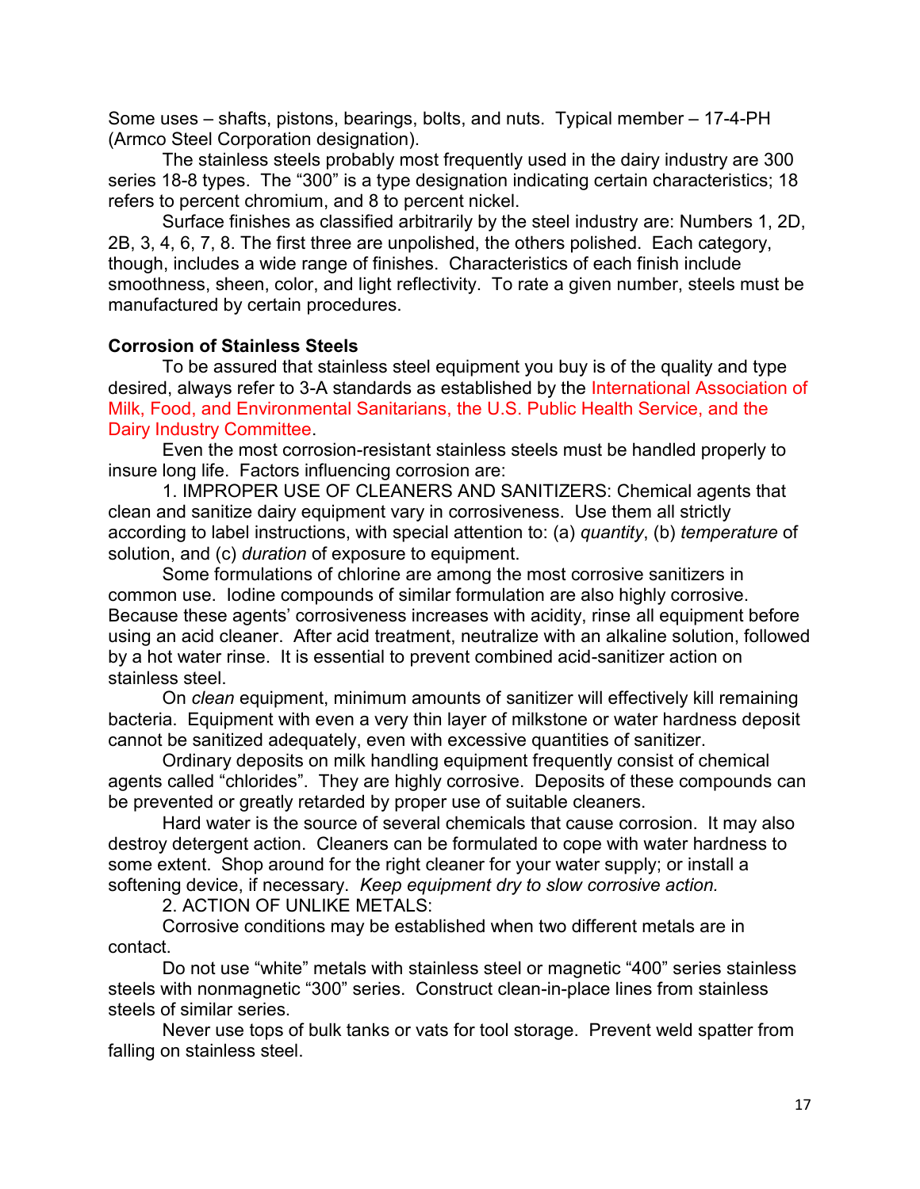Some uses – shafts, pistons, bearings, bolts, and nuts. Typical member – 17-4-PH (Armco Steel Corporation designation).

The stainless steels probably most frequently used in the dairy industry are 300 series 18-8 types. The "300" is a type designation indicating certain characteristics; 18 refers to percent chromium, and 8 to percent nickel.

Surface finishes as classified arbitrarily by the steel industry are: Numbers 1, 2D, 2B, 3, 4, 6, 7, 8. The first three are unpolished, the others polished. Each category, though, includes a wide range of finishes. Characteristics of each finish include smoothness, sheen, color, and light reflectivity. To rate a given number, steels must be manufactured by certain procedures.

**Corrosion of Stainless Steels**

To be assured that stainless steel equipment you buy is of the quality and type desired, always refer to 3-A standards as established by the International Association of Milk, Food, and Environmental Sanitarians, the U.S. Public Health Service, and the Dairy Industry Committee.

Even the most corrosion-resistant stainless steels must be handled properly to insure long life. Factors influencing corrosion are:

1. IMPROPER USE OF CLEANERS AND SANITIZERS: Chemical agents that clean and sanitize dairy equipment vary in corrosiveness. Use them all strictly according to label instructions, with special attention to: (a) *quantity*, (b) *temperature* of solution, and (c) *duration* of exposure to equipment.

Some formulations of chlorine are among the most corrosive sanitizers in common use. Iodine compounds of similar formulation are also highly corrosive. Because these agents' corrosiveness increases with acidity, rinse all equipment before using an acid cleaner. After acid treatment, neutralize with an alkaline solution, followed by a hot water rinse. It is essential to prevent combined acid-sanitizer action on stainless steel.

On *clean* equipment, minimum amounts of sanitizer will effectively kill remaining bacteria. Equipment with even a very thin layer of milkstone or water hardness deposit cannot be sanitized adequately, even with excessive quantities of sanitizer.

Ordinary deposits on milk handling equipment frequently consist of chemical agents called "chlorides". They are highly corrosive. Deposits of these compounds can be prevented or greatly retarded by proper use of suitable cleaners.

Hard water is the source of several chemicals that cause corrosion. It may also destroy detergent action. Cleaners can be formulated to cope with water hardness to some extent. Shop around for the right cleaner for your water supply; or install a softening device, if necessary. *Keep equipment dry to slow corrosive action.*

2. ACTION OF UNLIKE METALS:

Corrosive conditions may be established when two different metals are in contact.

Do not use "white" metals with stainless steel or magnetic "400" series stainless steels with nonmagnetic "300" series. Construct clean-in-place lines from stainless steels of similar series.

Never use tops of bulk tanks or vats for tool storage. Prevent weld spatter from falling on stainless steel.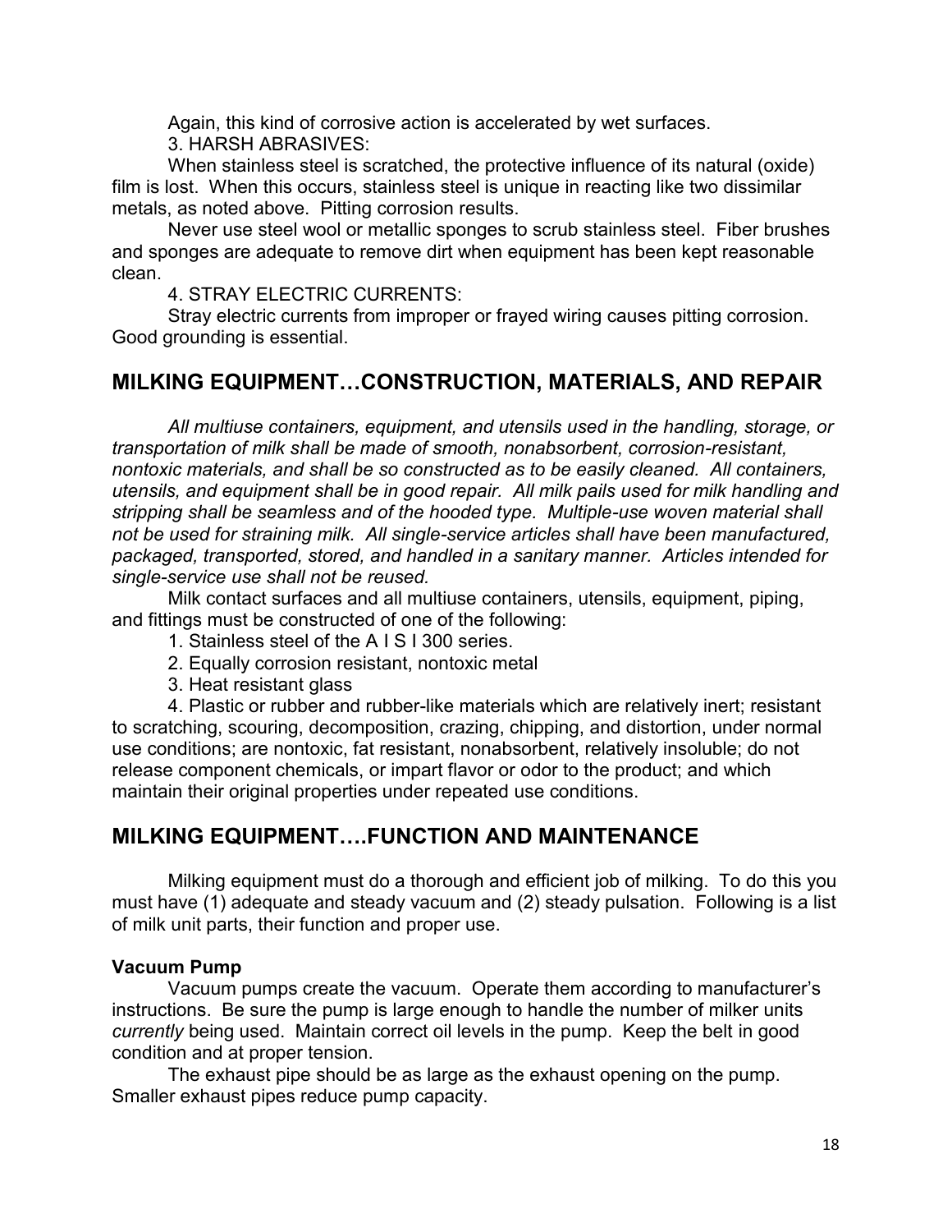Again, this kind of corrosive action is accelerated by wet surfaces.

3. HARSH ABRASIVES:

When stainless steel is scratched, the protective influence of its natural (oxide) film is lost. When this occurs, stainless steel is unique in reacting like two dissimilar metals, as noted above. Pitting corrosion results.

Never use steel wool or metallic sponges to scrub stainless steel. Fiber brushes and sponges are adequate to remove dirt when equipment has been kept reasonable clean.

4. STRAY ELECTRIC CURRENTS:

Stray electric currents from improper or frayed wiring causes pitting corrosion. Good grounding is essential.

## MILKING EQUIPMENT…CONSTRUCTION, MATERIALS, AND REPAIR

*All multiuse containers, equipment, and utensils used in the handling, storage, or transportation of milk shall be made of smooth, nonabsorbent, corrosion-resistant, nontoxic materials, and shall be so constructed as to be easily cleaned. All containers, utensils, and equipment shall be in good repair. All milk pails used for milk handling and stripping shall be seamless and of the hooded type. Multiple-use woven material shall not be used for straining milk. All single-service articles shall have been manufactured, packaged, transported, stored, and handled in a sanitary manner. Articles intended for single-service use shall not be reused.*

Milk contact surfaces and all multiuse containers, utensils, equipment, piping, and fittings must be constructed of one of the following:

1. Stainless steel of the A I S I 300 series.
2. Equally corrosion resistant, nontoxic metal
3. Heat resistant glass
4. Plastic or rubber and rubber-like materials which are relatively inert; resistant to scratching, scouring, decomposition, crazing, chipping, and distortion, under normal use conditions; are nontoxic, fat resistant, nonabsorbent, relatively insoluble; do not release component chemicals, or impart flavor or odor to the product; and which maintain their original properties under repeated use conditions.

## MILKING EQUIPMENT….FUNCTION AND MAINTENANCE

Milking equipment must do a thorough and efficient job of milking. To do this you must have (1) adequate and steady vacuum and (2) steady pulsation. Following is a list of milk unit parts, their function and proper use.

**Vacuum Pump**

Vacuum pumps create the vacuum. Operate them according to manufacturer's instructions. Be sure the pump is large enough to handle the number of milker units *currently* being used. Maintain correct oil levels in the pump. Keep the belt in good condition and at proper tension.

The exhaust pipe should be as large as the exhaust opening on the pump. Smaller exhaust pipes reduce pump capacity.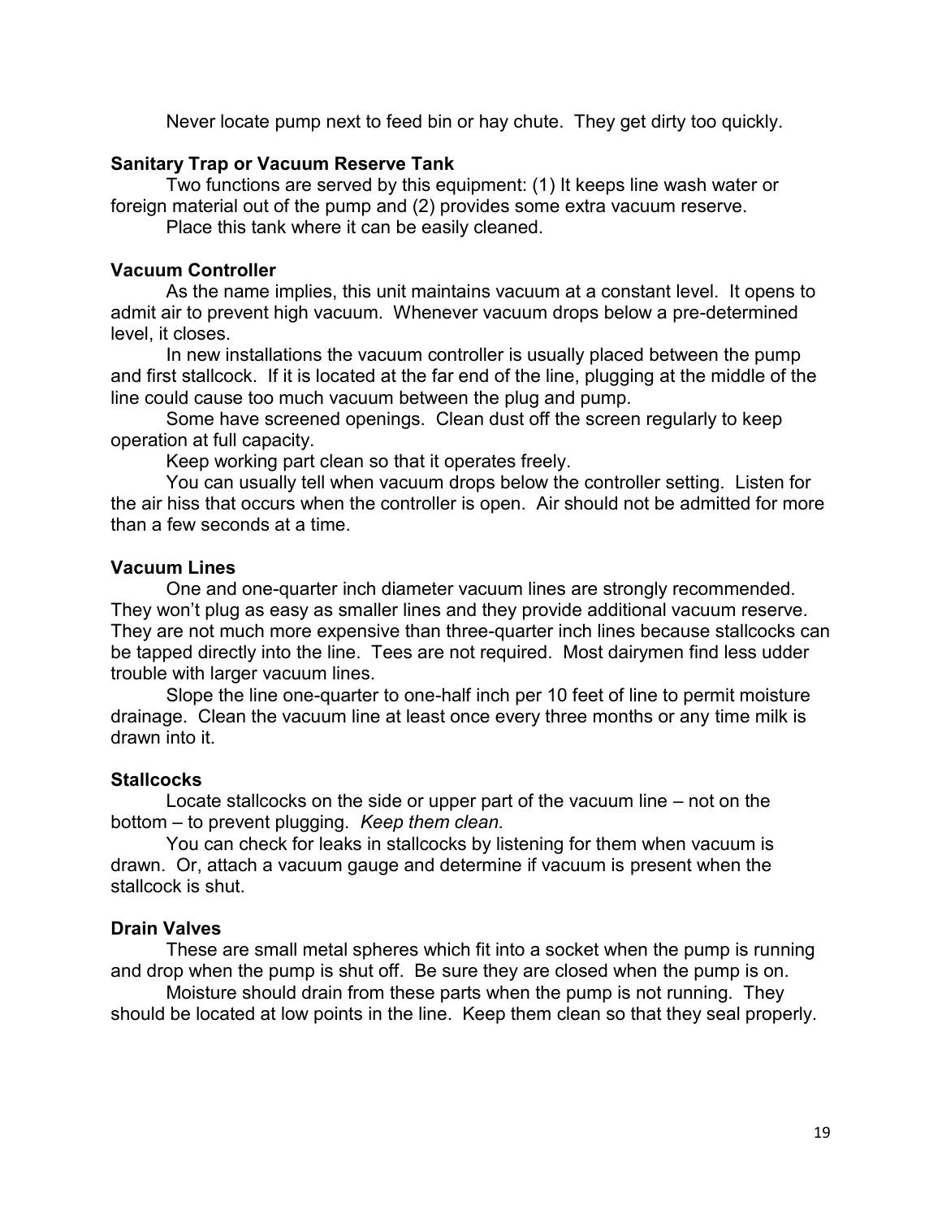Never locate pump next to feed bin or hay chute. They get dirty too quickly.

**Sanitary Trap or Vacuum Reserve Tank**

Two functions are served by this equipment: (1) It keeps line wash water or foreign material out of the pump and (2) provides some extra vacuum reserve.

Place this tank where it can be easily cleaned.

**Vacuum Controller**

As the name implies, this unit maintains vacuum at a constant level. It opens to admit air to prevent high vacuum. Whenever vacuum drops below a pre-determined level, it closes.

In new installations the vacuum controller is usually placed between the pump and first stallcock. If it is located at the far end of the line, plugging at the middle of the line could cause too much vacuum between the plug and pump.

Some have screened openings. Clean dust off the screen regularly to keep operation at full capacity.

Keep working part clean so that it operates freely.

You can usually tell when vacuum drops below the controller setting. Listen for the air hiss that occurs when the controller is open. Air should not be admitted for more than a few seconds at a time.

**Vacuum Lines**

One and one-quarter inch diameter vacuum lines are strongly recommended. They won't plug as easy as smaller lines and they provide additional vacuum reserve. They are not much more expensive than three-quarter inch lines because stallcocks can be tapped directly into the line. Tees are not required. Most dairymen find less udder trouble with larger vacuum lines.

Slope the line one-quarter to one-half inch per 10 feet of line to permit moisture drainage. Clean the vacuum line at least once every three months or any time milk is drawn into it.

**Stallcocks**

Locate stallcocks on the side or upper part of the vacuum line – not on the bottom – to prevent plugging. *Keep them clean.*

You can check for leaks in stallcocks by listening for them when vacuum is drawn. Or, attach a vacuum gauge and determine if vacuum is present when the stallcock is shut.

**Drain Valves**

These are small metal spheres which fit into a socket when the pump is running and drop when the pump is shut off. Be sure they are closed when the pump is on.

Moisture should drain from these parts when the pump is not running. They should be located at low points in the line. Keep them clean so that they seal properly.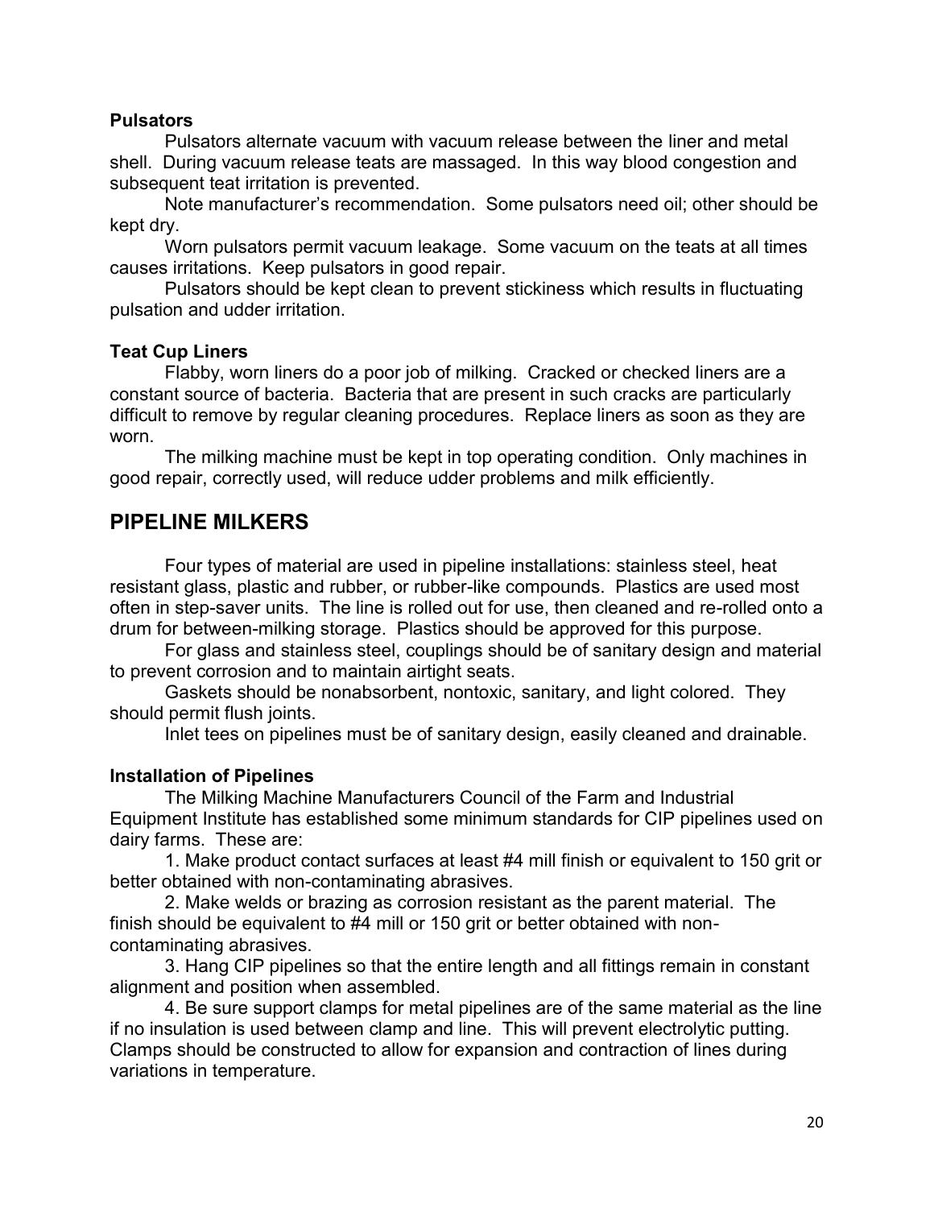### Pulsators

Pulsators alternate vacuum with vacuum release between the liner and metal shell. During vacuum release teats are massaged. In this way blood congestion and subsequent teat irritation is prevented.

Note manufacturer's recommendation. Some pulsators need oil; other should be kept dry.

Worn pulsators permit vacuum leakage. Some vacuum on the teats at all times causes irritations. Keep pulsators in good repair.

Pulsators should be kept clean to prevent stickiness which results in fluctuating pulsation and udder irritation.

### Teat Cup Liners

Flabby, worn liners do a poor job of milking. Cracked or checked liners are a constant source of bacteria. Bacteria that are present in such cracks are particularly difficult to remove by regular cleaning procedures. Replace liners as soon as they are worn.

The milking machine must be kept in top operating condition. Only machines in good repair, correctly used, will reduce udder problems and milk efficiently.

## PIPELINE MILKERS

Four types of material are used in pipeline installations: stainless steel, heat resistant glass, plastic and rubber, or rubber-like compounds. Plastics are used most often in step-saver units. The line is rolled out for use, then cleaned and re-rolled onto a drum for between-milking storage. Plastics should be approved for this purpose.

For glass and stainless steel, couplings should be of sanitary design and material to prevent corrosion and to maintain airtight seats.

Gaskets should be nonabsorbent, nontoxic, sanitary, and light colored. They should permit flush joints.

Inlet tees on pipelines must be of sanitary design, easily cleaned and drainable.

### Installation of Pipelines

The Milking Machine Manufacturers Council of the Farm and Industrial Equipment Institute has established some minimum standards for CIP pipelines used on dairy farms. These are:

1. Make product contact surfaces at least #4 mill finish or equivalent to 150 grit or better obtained with non-contaminating abrasives.
2. Make welds or brazing as corrosion resistant as the parent material. The finish should be equivalent to #4 mill or 150 grit or better obtained with non-contaminating abrasives.
3. Hang CIP pipelines so that the entire length and all fittings remain in constant alignment and position when assembled.
4. Be sure support clamps for metal pipelines are of the same material as the line if no insulation is used between clamp and line. This will prevent electrolytic putting. Clamps should be constructed to allow for expansion and contraction of lines during variations in temperature.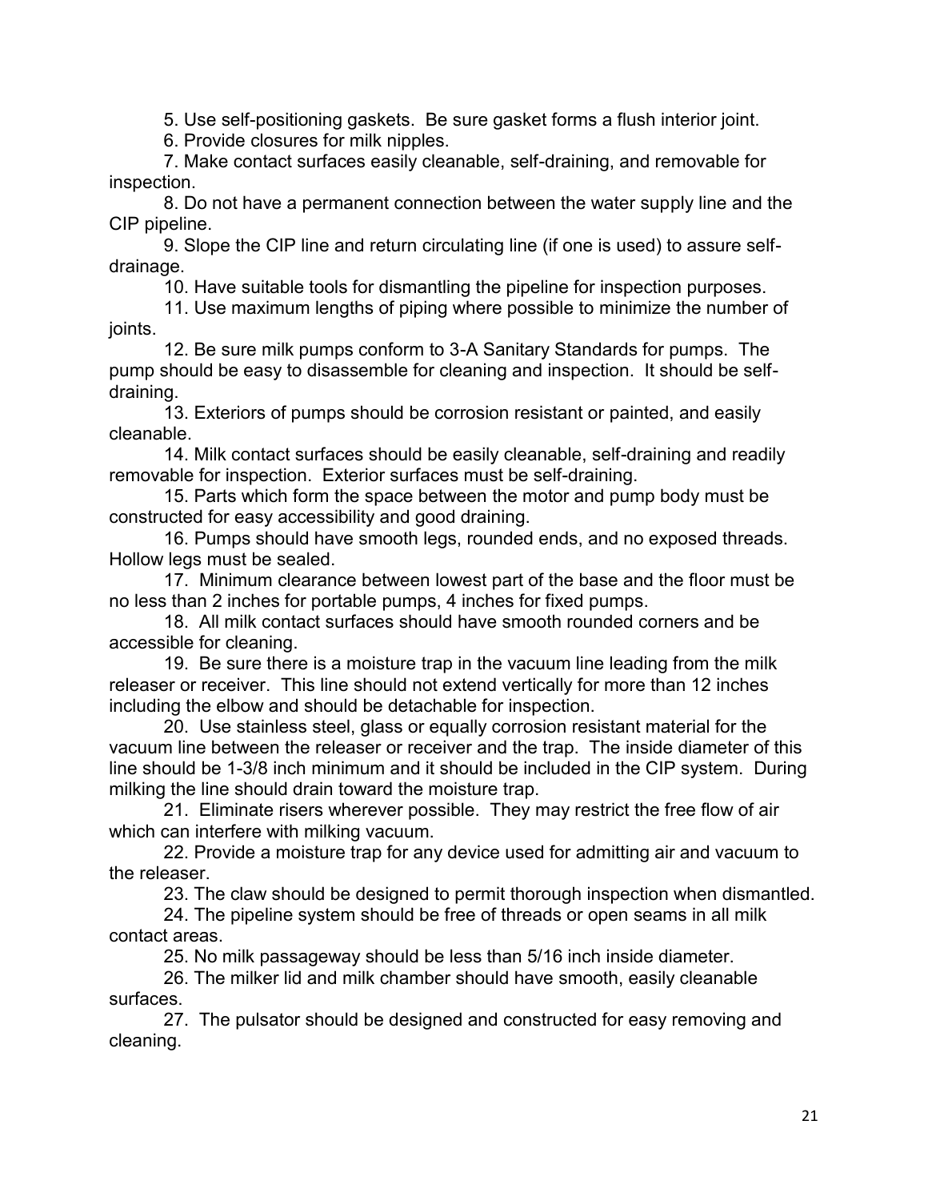5. Use self-positioning gaskets. Be sure gasket forms a flush interior joint.
6. Provide closures for milk nipples.
7. Make contact surfaces easily cleanable, self-draining, and removable for inspection.
8. Do not have a permanent connection between the water supply line and the CIP pipeline.
9. Slope the CIP line and return circulating line (if one is used) to assure self-drainage.
10. Have suitable tools for dismantling the pipeline for inspection purposes.
11. Use maximum lengths of piping where possible to minimize the number of joints.
12. Be sure milk pumps conform to 3-A Sanitary Standards for pumps. The pump should be easy to disassemble for cleaning and inspection. It should be self-draining.
13. Exteriors of pumps should be corrosion resistant or painted, and easily cleanable.
14. Milk contact surfaces should be easily cleanable, self-draining and readily removable for inspection. Exterior surfaces must be self-draining.
15. Parts which form the space between the motor and pump body must be constructed for easy accessibility and good draining.
16. Pumps should have smooth legs, rounded ends, and no exposed threads. Hollow legs must be sealed.
17. Minimum clearance between lowest part of the base and the floor must be no less than 2 inches for portable pumps, 4 inches for fixed pumps.
18. All milk contact surfaces should have smooth rounded corners and be accessible for cleaning.
19. Be sure there is a moisture trap in the vacuum line leading from the milk releaser or receiver. This line should not extend vertically for more than 12 inches including the elbow and should be detachable for inspection.
20. Use stainless steel, glass or equally corrosion resistant material for the vacuum line between the releaser or receiver and the trap. The inside diameter of this line should be 1-3/8 inch minimum and it should be included in the CIP system. During milking the line should drain toward the moisture trap.
21. Eliminate risers wherever possible. They may restrict the free flow of air which can interfere with milking vacuum.
22. Provide a moisture trap for any device used for admitting air and vacuum to the releaser.
23. The claw should be designed to permit thorough inspection when dismantled.
24. The pipeline system should be free of threads or open seams in all milk contact areas.
25. No milk passageway should be less than 5/16 inch inside diameter.
26. The milker lid and milk chamber should have smooth, easily cleanable surfaces.
27. The pulsator should be designed and constructed for easy removing and cleaning.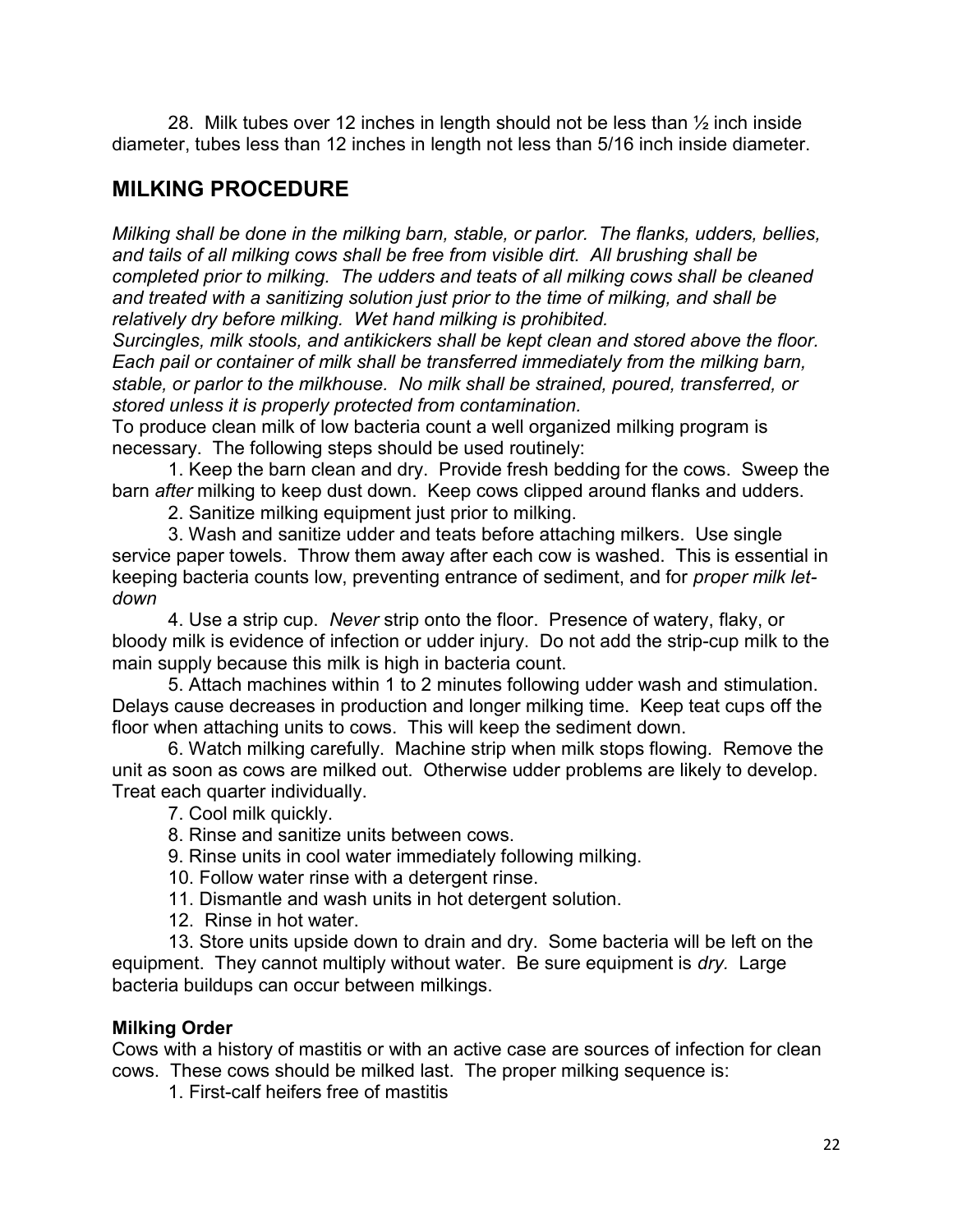28. Milk tubes over 12 inches in length should not be less than ½ inch inside diameter, tubes less than 12 inches in length not less than 5/16 inch inside diameter.

## MILKING PROCEDURE

*Milking shall be done in the milking barn, stable, or parlor. The flanks, udders, bellies, and tails of all milking cows shall be free from visible dirt. All brushing shall be completed prior to milking. The udders and teats of all milking cows shall be cleaned and treated with a sanitizing solution just prior to the time of milking, and shall be relatively dry before milking. Wet hand milking is prohibited.*
*Surcingles, milk stools, and antikickers shall be kept clean and stored above the floor. Each pail or container of milk shall be transferred immediately from the milking barn, stable, or parlor to the milkhouse. No milk shall be strained, poured, transferred, or stored unless it is properly protected from contamination.*
To produce clean milk of low bacteria count a well organized milking program is necessary. The following steps should be used routinely:

1. Keep the barn clean and dry. Provide fresh bedding for the cows. Sweep the barn *after* milking to keep dust down. Keep cows clipped around flanks and udders.
2. Sanitize milking equipment just prior to milking.
3. Wash and sanitize udder and teats before attaching milkers. Use single service paper towels. Throw them away after each cow is washed. This is essential in keeping bacteria counts low, preventing entrance of sediment, and for *proper milk let-down*
4. Use a strip cup. *Never* strip onto the floor. Presence of watery, flaky, or bloody milk is evidence of infection or udder injury. Do not add the strip-cup milk to the main supply because this milk is high in bacteria count.
5. Attach machines within 1 to 2 minutes following udder wash and stimulation. Delays cause decreases in production and longer milking time. Keep teat cups off the floor when attaching units to cows. This will keep the sediment down.
6. Watch milking carefully. Machine strip when milk stops flowing. Remove the unit as soon as cows are milked out. Otherwise udder problems are likely to develop. Treat each quarter individually.
7. Cool milk quickly.
8. Rinse and sanitize units between cows.
9. Rinse units in cool water immediately following milking.
10. Follow water rinse with a detergent rinse.
11. Dismantle and wash units in hot detergent solution.
12. Rinse in hot water.
13. Store units upside down to drain and dry. Some bacteria will be left on the equipment. They cannot multiply without water. Be sure equipment is *dry.* Large bacteria buildups can occur between milkings.

### Milking Order

Cows with a history of mastitis or with an active case are sources of infection for clean cows. These cows should be milked last. The proper milking sequence is:

1. First-calf heifers free of mastitis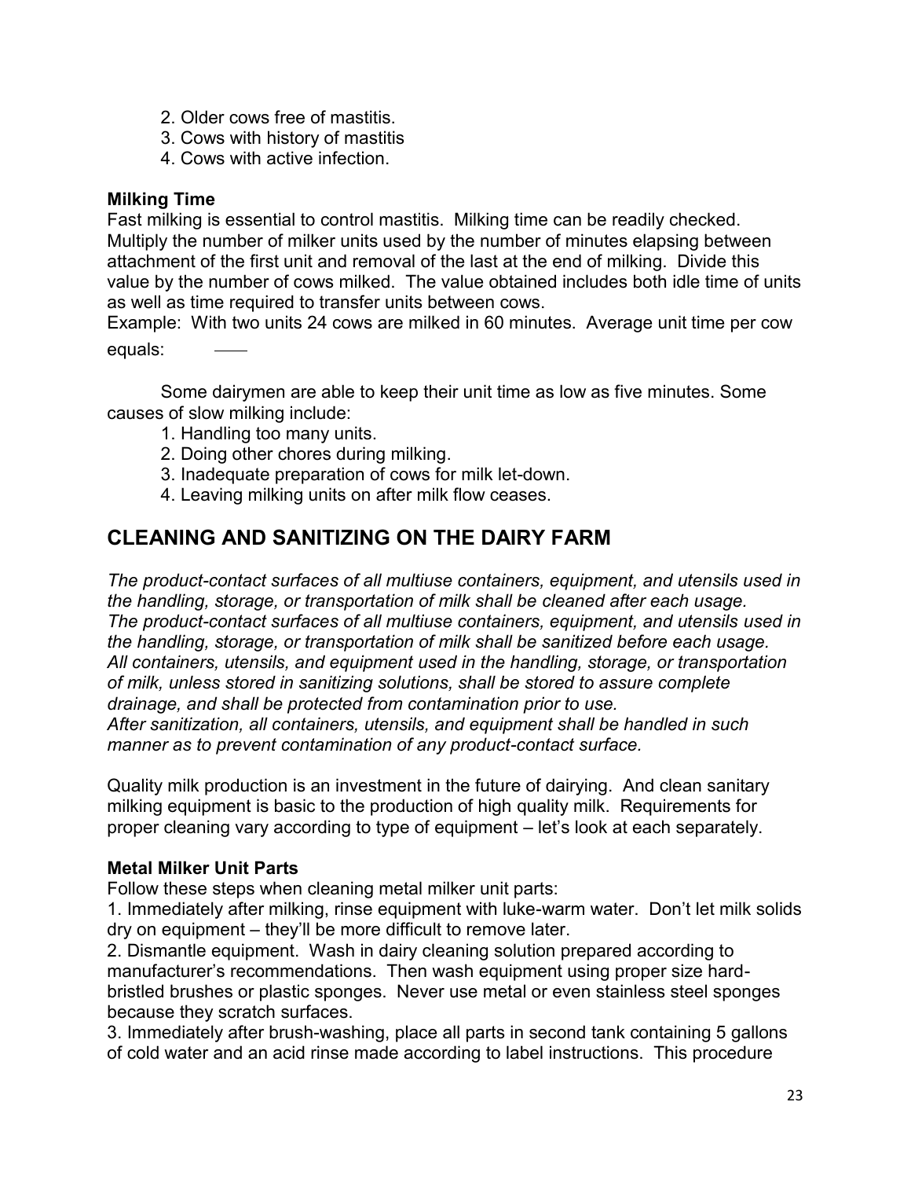2. Older cows free of mastitis.
3. Cows with history of mastitis
4. Cows with active infection.

**Milking Time**

Fast milking is essential to control mastitis. Milking time can be readily checked. Multiply the number of milker units used by the number of minutes elapsing between attachment of the first unit and removal of the last at the end of milking. Divide this value by the number of cows milked. The value obtained includes both idle time of units as well as time required to transfer units between cows.

Example: With two units 24 cows are milked in 60 minutes. Average unit time per cow equals: ——

Some dairymen are able to keep their unit time as low as five minutes. Some causes of slow milking include:

1. Handling too many units.
2. Doing other chores during milking.
3. Inadequate preparation of cows for milk let-down.
4. Leaving milking units on after milk flow ceases.

## CLEANING AND SANITIZING ON THE DAIRY FARM

*The product-contact surfaces of all multiuse containers, equipment, and utensils used in the handling, storage, or transportation of milk shall be cleaned after each usage. The product-contact surfaces of all multiuse containers, equipment, and utensils used in the handling, storage, or transportation of milk shall be sanitized before each usage. All containers, utensils, and equipment used in the handling, storage, or transportation of milk, unless stored in sanitizing solutions, shall be stored to assure complete drainage, and shall be protected from contamination prior to use. After sanitization, all containers, utensils, and equipment shall be handled in such manner as to prevent contamination of any product-contact surface.*

Quality milk production is an investment in the future of dairying. And clean sanitary milking equipment is basic to the production of high quality milk. Requirements for proper cleaning vary according to type of equipment – let's look at each separately.

**Metal Milker Unit Parts**

Follow these steps when cleaning metal milker unit parts:

1. Immediately after milking, rinse equipment with luke-warm water. Don't let milk solids dry on equipment – they'll be more difficult to remove later.
2. Dismantle equipment. Wash in dairy cleaning solution prepared according to manufacturer's recommendations. Then wash equipment using proper size hard-bristled brushes or plastic sponges. Never use metal or even stainless steel sponges because they scratch surfaces.
3. Immediately after brush-washing, place all parts in second tank containing 5 gallons of cold water and an acid rinse made according to label instructions. This procedure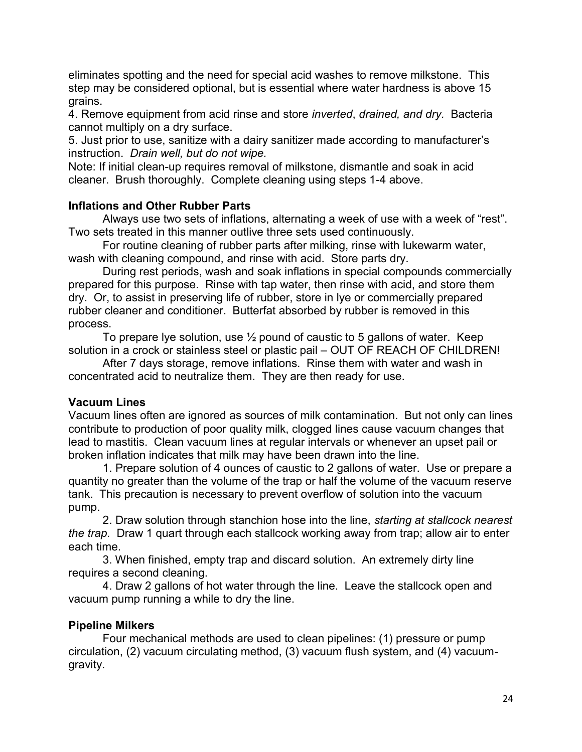eliminates spotting and the need for special acid washes to remove milkstone. This step may be considered optional, but is essential where water hardness is above 15 grains.

4. Remove equipment from acid rinse and store *inverted*, *drained, and dry.* Bacteria cannot multiply on a dry surface.

5. Just prior to use, sanitize with a dairy sanitizer made according to manufacturer's instruction. *Drain well, but do not wipe.*

Note: If initial clean-up requires removal of milkstone, dismantle and soak in acid cleaner. Brush thoroughly. Complete cleaning using steps 1-4 above.

**Inflations and Other Rubber Parts**

Always use two sets of inflations, alternating a week of use with a week of "rest". Two sets treated in this manner outlive three sets used continuously.

For routine cleaning of rubber parts after milking, rinse with lukewarm water, wash with cleaning compound, and rinse with acid. Store parts dry.

During rest periods, wash and soak inflations in special compounds commercially prepared for this purpose. Rinse with tap water, then rinse with acid, and store them dry. Or, to assist in preserving life of rubber, store in lye or commercially prepared rubber cleaner and conditioner. Butterfat absorbed by rubber is removed in this process.

To prepare lye solution, use ½ pound of caustic to 5 gallons of water. Keep solution in a crock or stainless steel or plastic pail – OUT OF REACH OF CHILDREN!

After 7 days storage, remove inflations. Rinse them with water and wash in concentrated acid to neutralize them. They are then ready for use.

**Vacuum Lines**

Vacuum lines often are ignored as sources of milk contamination. But not only can lines contribute to production of poor quality milk, clogged lines cause vacuum changes that lead to mastitis. Clean vacuum lines at regular intervals or whenever an upset pail or broken inflation indicates that milk may have been drawn into the line.

1. Prepare solution of 4 ounces of caustic to 2 gallons of water. Use or prepare a quantity no greater than the volume of the trap or half the volume of the vacuum reserve tank. This precaution is necessary to prevent overflow of solution into the vacuum pump.

2. Draw solution through stanchion hose into the line, *starting at stallcock nearest the trap.* Draw 1 quart through each stallcock working away from trap; allow air to enter each time.

3. When finished, empty trap and discard solution. An extremely dirty line requires a second cleaning.

4. Draw 2 gallons of hot water through the line. Leave the stallcock open and vacuum pump running a while to dry the line.

**Pipeline Milkers**

Four mechanical methods are used to clean pipelines: (1) pressure or pump circulation, (2) vacuum circulating method, (3) vacuum flush system, and (4) vacuum-gravity.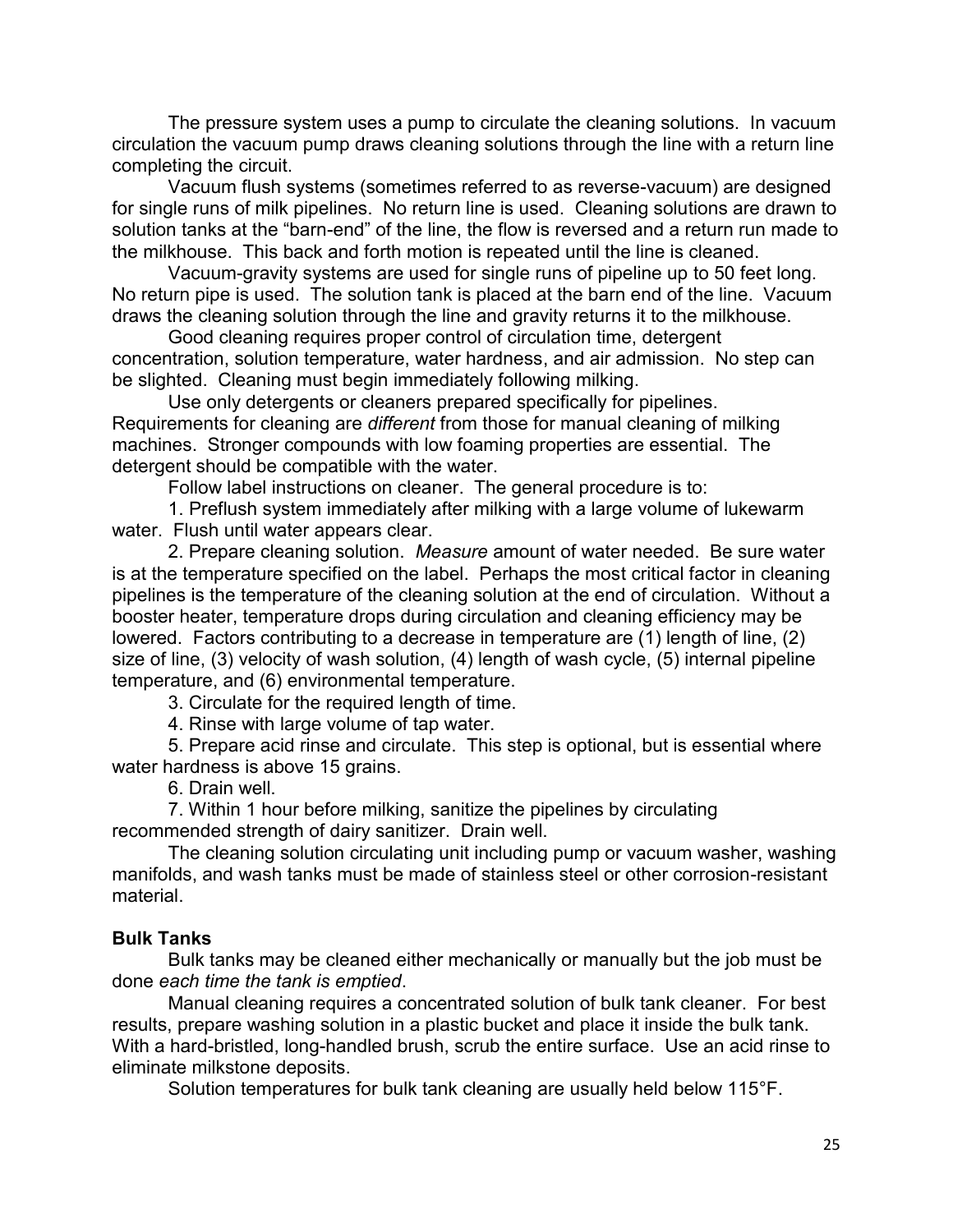The pressure system uses a pump to circulate the cleaning solutions. In vacuum circulation the vacuum pump draws cleaning solutions through the line with a return line completing the circuit.

Vacuum flush systems (sometimes referred to as reverse-vacuum) are designed for single runs of milk pipelines. No return line is used. Cleaning solutions are drawn to solution tanks at the "barn-end" of the line, the flow is reversed and a return run made to the milkhouse. This back and forth motion is repeated until the line is cleaned.

Vacuum-gravity systems are used for single runs of pipeline up to 50 feet long. No return pipe is used. The solution tank is placed at the barn end of the line. Vacuum draws the cleaning solution through the line and gravity returns it to the milkhouse.

Good cleaning requires proper control of circulation time, detergent concentration, solution temperature, water hardness, and air admission. No step can be slighted. Cleaning must begin immediately following milking.

Use only detergents or cleaners prepared specifically for pipelines. Requirements for cleaning are *different* from those for manual cleaning of milking machines. Stronger compounds with low foaming properties are essential. The detergent should be compatible with the water.

Follow label instructions on cleaner. The general procedure is to:

1. Preflush system immediately after milking with a large volume of lukewarm water. Flush until water appears clear.
2. Prepare cleaning solution. *Measure* amount of water needed. Be sure water is at the temperature specified on the label. Perhaps the most critical factor in cleaning pipelines is the temperature of the cleaning solution at the end of circulation. Without a booster heater, temperature drops during circulation and cleaning efficiency may be lowered. Factors contributing to a decrease in temperature are (1) length of line, (2) size of line, (3) velocity of wash solution, (4) length of wash cycle, (5) internal pipeline temperature, and (6) environmental temperature.
3. Circulate for the required length of time.
4. Rinse with large volume of tap water.
5. Prepare acid rinse and circulate. This step is optional, but is essential where water hardness is above 15 grains.
6. Drain well.
7. Within 1 hour before milking, sanitize the pipelines by circulating recommended strength of dairy sanitizer. Drain well.

The cleaning solution circulating unit including pump or vacuum washer, washing manifolds, and wash tanks must be made of stainless steel or other corrosion-resistant material.

**Bulk Tanks**

Bulk tanks may be cleaned either mechanically or manually but the job must be done *each time the tank is emptied*.

Manual cleaning requires a concentrated solution of bulk tank cleaner. For best results, prepare washing solution in a plastic bucket and place it inside the bulk tank. With a hard-bristled, long-handled brush, scrub the entire surface. Use an acid rinse to eliminate milkstone deposits.

Solution temperatures for bulk tank cleaning are usually held below 115°F.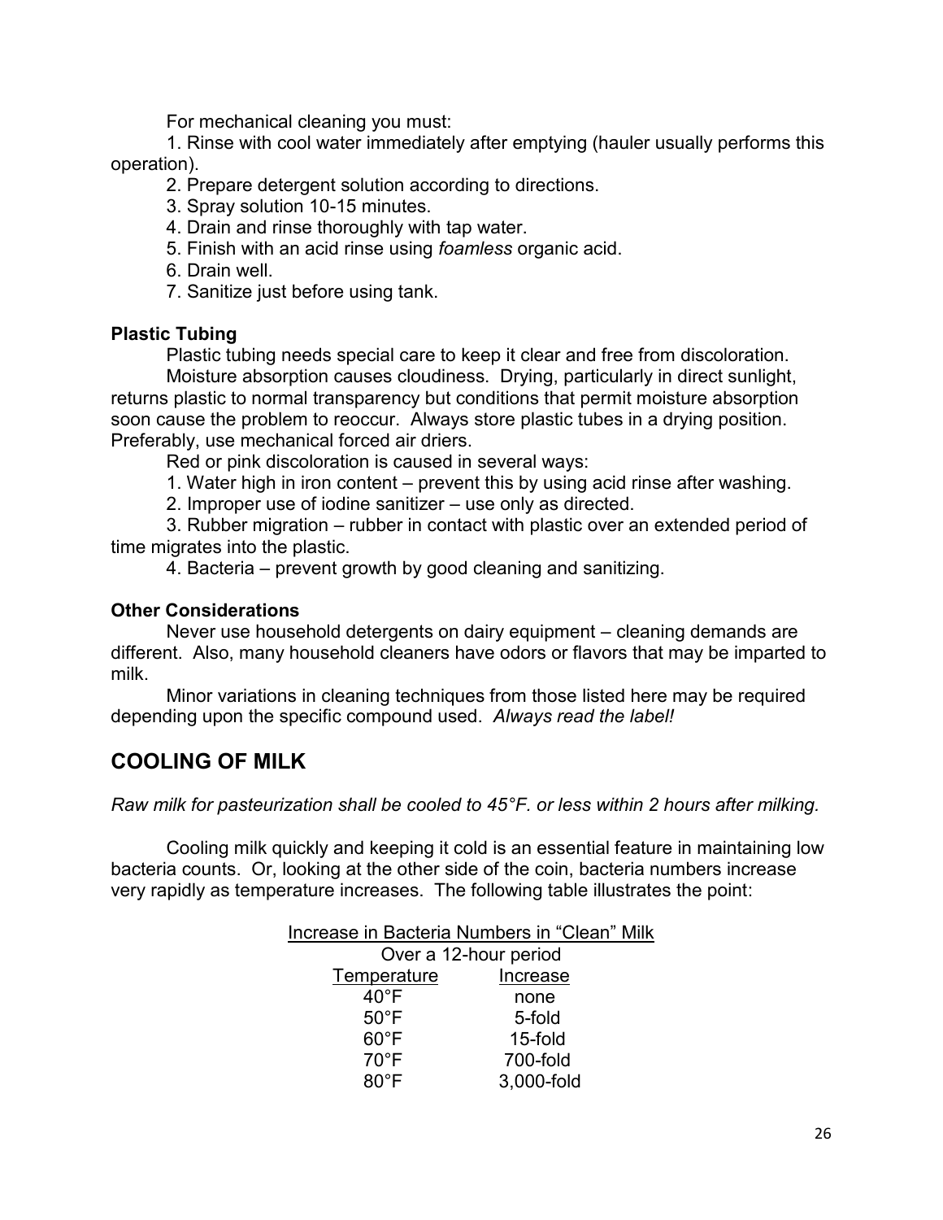For mechanical cleaning you must:

1. Rinse with cool water immediately after emptying (hauler usually performs this operation).
2. Prepare detergent solution according to directions.
3. Spray solution 10-15 minutes.
4. Drain and rinse thoroughly with tap water.
5. Finish with an acid rinse using *foamless* organic acid.
6. Drain well.
7. Sanitize just before using tank.

**Plastic Tubing**

Plastic tubing needs special care to keep it clear and free from discoloration.

Moisture absorption causes cloudiness. Drying, particularly in direct sunlight, returns plastic to normal transparency but conditions that permit moisture absorption soon cause the problem to reoccur. Always store plastic tubes in a drying position. Preferably, use mechanical forced air driers.

Red or pink discoloration is caused in several ways:

1. Water high in iron content – prevent this by using acid rinse after washing.
2. Improper use of iodine sanitizer – use only as directed.
3. Rubber migration – rubber in contact with plastic over an extended period of time migrates into the plastic.
4. Bacteria – prevent growth by good cleaning and sanitizing.

**Other Considerations**

Never use household detergents on dairy equipment – cleaning demands are different. Also, many household cleaners have odors or flavors that may be imparted to milk.

Minor variations in cleaning techniques from those listed here may be required depending upon the specific compound used. *Always read the label!*

## COOLING OF MILK

*Raw milk for pasteurization shall be cooled to 45°F. or less within 2 hours after milking.*

Cooling milk quickly and keeping it cold is an essential feature in maintaining low bacteria counts. Or, looking at the other side of the coin, bacteria numbers increase very rapidly as temperature increases. The following table illustrates the point:

Increase in Bacteria Numbers in "Clean" Milk
Over a 12-hour period

| Temperature | Increase |
|---|---|
| 40°F | none |
| 50°F | 5-fold |
| 60°F | 15-fold |
| 70°F | 700-fold |
| 80°F | 3,000-fold |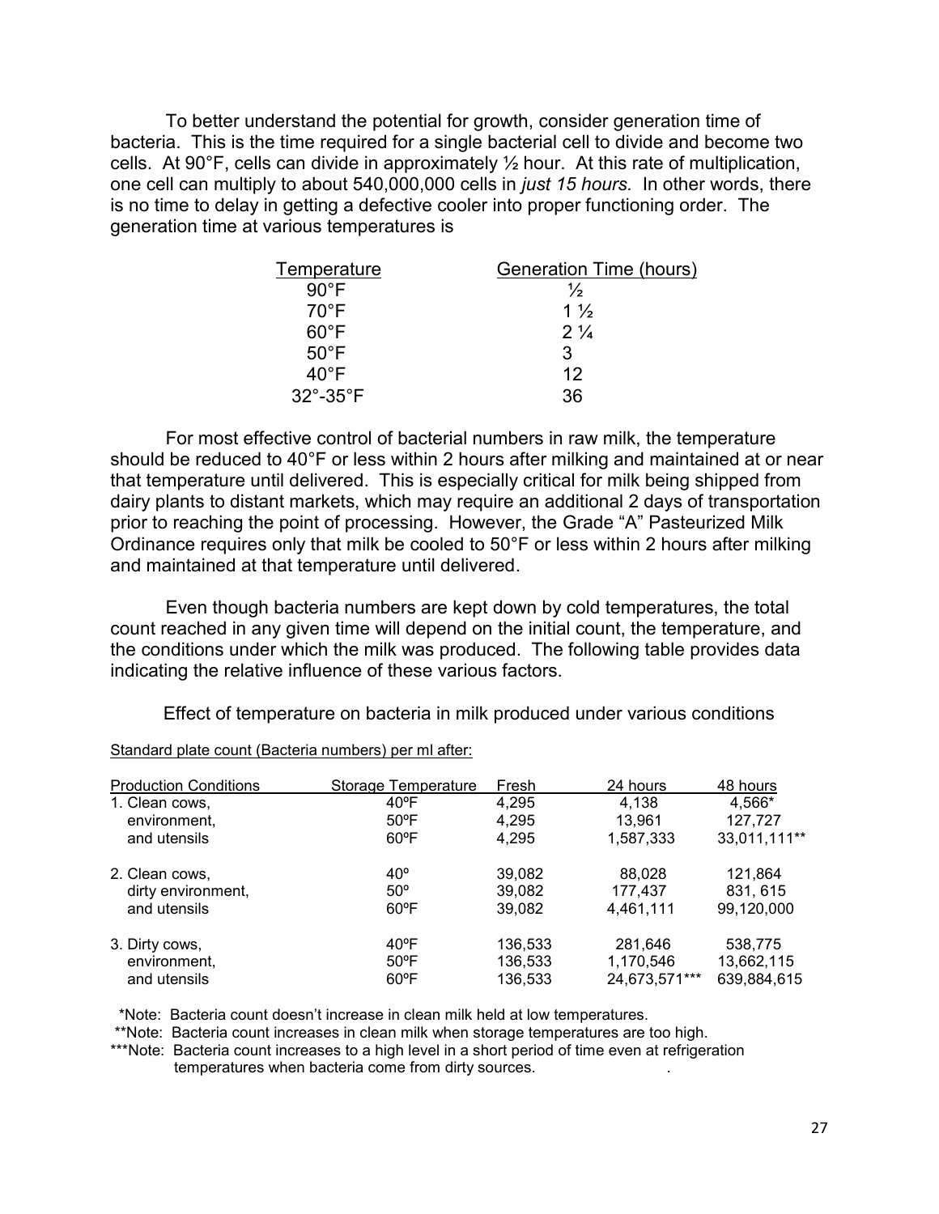To better understand the potential for growth, consider generation time of bacteria. This is the time required for a single bacterial cell to divide and become two cells. At 90°F, cells can divide in approximately ½ hour. At this rate of multiplication, one cell can multiply to about 540,000,000 cells in *just 15 hours.* In other words, there is no time to delay in getting a defective cooler into proper functioning order. The generation time at various temperatures is

| Temperature | Generation Time (hours) |
|---|---|
| 90°F | ½ |
| 70°F | 1 ½ |
| 60°F | 2 ¼ |
| 50°F | 3 |
| 40°F | 12 |
| 32°-35°F | 36 |

For most effective control of bacterial numbers in raw milk, the temperature should be reduced to 40°F or less within 2 hours after milking and maintained at or near that temperature until delivered. This is especially critical for milk being shipped from dairy plants to distant markets, which may require an additional 2 days of transportation prior to reaching the point of processing. However, the Grade "A" Pasteurized Milk Ordinance requires only that milk be cooled to 50°F or less within 2 hours after milking and maintained at that temperature until delivered.

Even though bacteria numbers are kept down by cold temperatures, the total count reached in any given time will depend on the initial count, the temperature, and the conditions under which the milk was produced. The following table provides data indicating the relative influence of these various factors.

Effect of temperature on bacteria in milk produced under various conditions

Standard plate count (Bacteria numbers) per ml after:

| Production Conditions | Storage Temperature | Fresh | 24 hours | 48 hours |
|---|---|---|---|---|
| 1. Clean cows, | 40ºF | 4,295 | 4,138 | 4,566* |
| environment, | 50ºF | 4,295 | 13,961 | 127,727 |
| and utensils | 60ºF | 4,295 | 1,587,333 | 33,011,111** |
| 2. Clean cows, | 40º | 39,082 | 88,028 | 121,864 |
| dirty environment, | 50º | 39,082 | 177,437 | 831, 615 |
| and utensils | 60ºF | 39,082 | 4,461,111 | 99,120,000 |
| 3. Dirty cows, | 40ºF | 136,533 | 281,646 | 538,775 |
| environment, | 50ºF | 136,533 | 1,170,546 | 13,662,115 |
| and utensils | 60ºF | 136,533 | 24,673,571*** | 639,884,615 |

*Note: Bacteria count doesn't increase in clean milk held at low temperatures.

**Note: Bacteria count increases in clean milk when storage temperatures are too high.

***Note: Bacteria count increases to a high level in a short period of time even at refrigeration temperatures when bacteria come from dirty sources.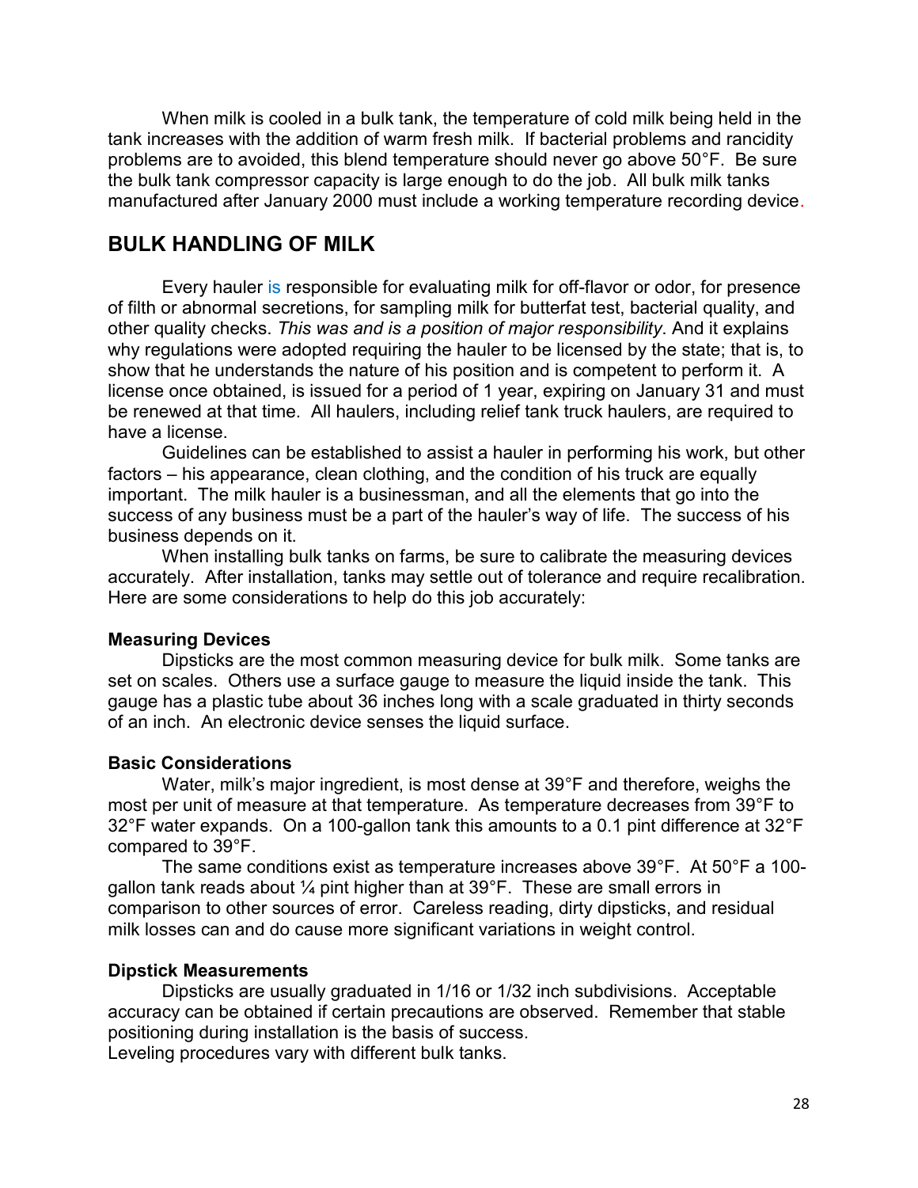When milk is cooled in a bulk tank, the temperature of cold milk being held in the tank increases with the addition of warm fresh milk. If bacterial problems and rancidity problems are to avoided, this blend temperature should never go above 50°F. Be sure the bulk tank compressor capacity is large enough to do the job. All bulk milk tanks manufactured after January 2000 must include a working temperature recording device.

## BULK HANDLING OF MILK

Every hauler is responsible for evaluating milk for off-flavor or odor, for presence of filth or abnormal secretions, for sampling milk for butterfat test, bacterial quality, and other quality checks. *This was and is a position of major responsibility*. And it explains why regulations were adopted requiring the hauler to be licensed by the state; that is, to show that he understands the nature of his position and is competent to perform it. A license once obtained, is issued for a period of 1 year, expiring on January 31 and must be renewed at that time. All haulers, including relief tank truck haulers, are required to have a license.

Guidelines can be established to assist a hauler in performing his work, but other factors – his appearance, clean clothing, and the condition of his truck are equally important. The milk hauler is a businessman, and all the elements that go into the success of any business must be a part of the hauler's way of life. The success of his business depends on it.

When installing bulk tanks on farms, be sure to calibrate the measuring devices accurately. After installation, tanks may settle out of tolerance and require recalibration. Here are some considerations to help do this job accurately:

**Measuring Devices**

Dipsticks are the most common measuring device for bulk milk. Some tanks are set on scales. Others use a surface gauge to measure the liquid inside the tank. This gauge has a plastic tube about 36 inches long with a scale graduated in thirty seconds of an inch. An electronic device senses the liquid surface.

**Basic Considerations**

Water, milk's major ingredient, is most dense at 39°F and therefore, weighs the most per unit of measure at that temperature. As temperature decreases from 39°F to 32°F water expands. On a 100-gallon tank this amounts to a 0.1 pint difference at 32°F compared to 39°F.

The same conditions exist as temperature increases above 39°F. At 50°F a 100-gallon tank reads about ¼ pint higher than at 39°F. These are small errors in comparison to other sources of error. Careless reading, dirty dipsticks, and residual milk losses can and do cause more significant variations in weight control.

**Dipstick Measurements**

Dipsticks are usually graduated in 1/16 or 1/32 inch subdivisions. Acceptable accuracy can be obtained if certain precautions are observed. Remember that stable positioning during installation is the basis of success.
Leveling procedures vary with different bulk tanks.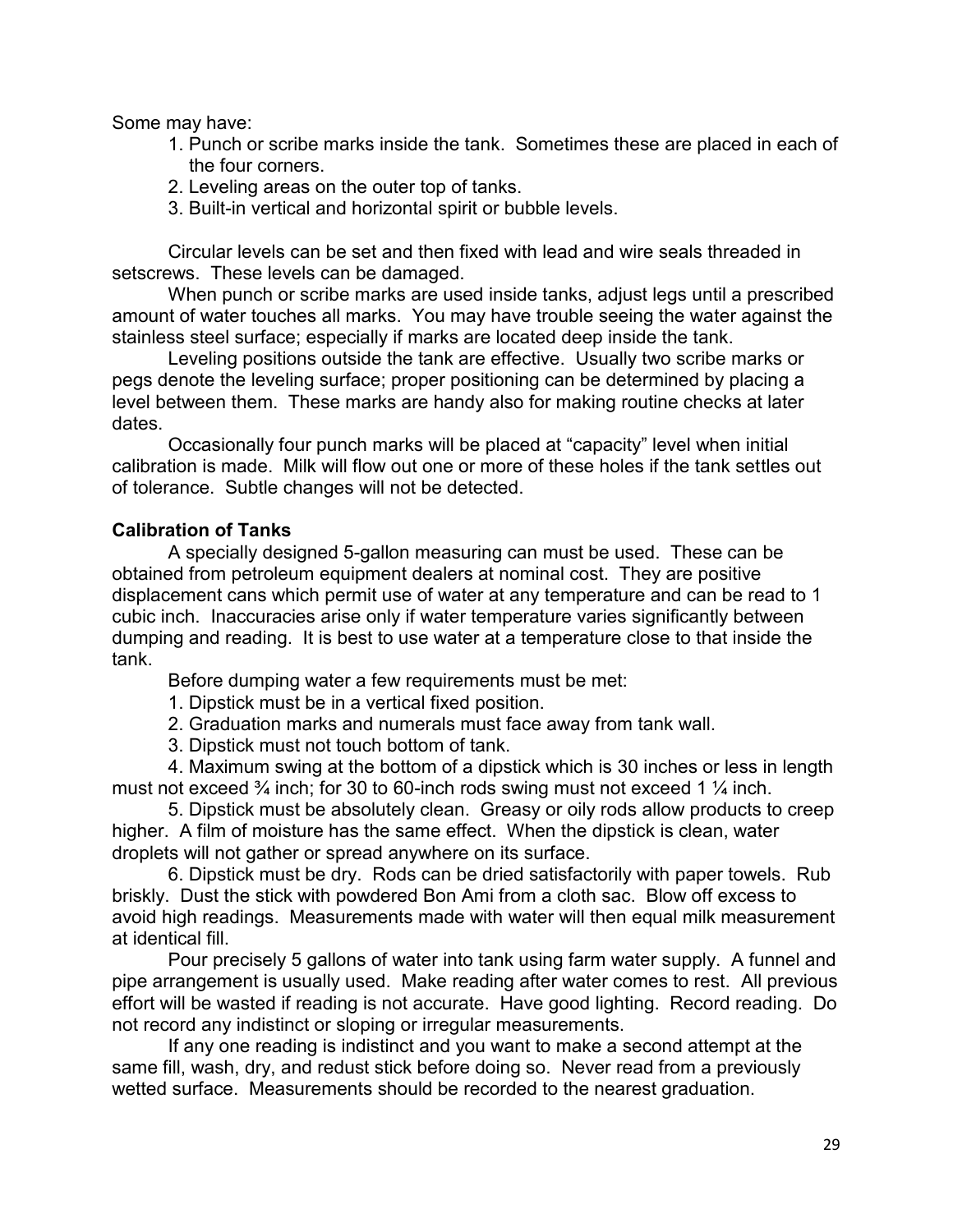Some may have:

1. Punch or scribe marks inside the tank. Sometimes these are placed in each of the four corners.
2. Leveling areas on the outer top of tanks.
3. Built-in vertical and horizontal spirit or bubble levels.

Circular levels can be set and then fixed with lead and wire seals threaded in setscrews. These levels can be damaged.

When punch or scribe marks are used inside tanks, adjust legs until a prescribed amount of water touches all marks. You may have trouble seeing the water against the stainless steel surface; especially if marks are located deep inside the tank.

Leveling positions outside the tank are effective. Usually two scribe marks or pegs denote the leveling surface; proper positioning can be determined by placing a level between them. These marks are handy also for making routine checks at later dates.

Occasionally four punch marks will be placed at "capacity" level when initial calibration is made. Milk will flow out one or more of these holes if the tank settles out of tolerance. Subtle changes will not be detected.

**Calibration of Tanks**

A specially designed 5-gallon measuring can must be used. These can be obtained from petroleum equipment dealers at nominal cost. They are positive displacement cans which permit use of water at any temperature and can be read to 1 cubic inch. Inaccuracies arise only if water temperature varies significantly between dumping and reading. It is best to use water at a temperature close to that inside the tank.

Before dumping water a few requirements must be met:

1. Dipstick must be in a vertical fixed position.
2. Graduation marks and numerals must face away from tank wall.
3. Dipstick must not touch bottom of tank.
4. Maximum swing at the bottom of a dipstick which is 30 inches or less in length must not exceed ¾ inch; for 30 to 60-inch rods swing must not exceed 1 ¼ inch.
5. Dipstick must be absolutely clean. Greasy or oily rods allow products to creep higher. A film of moisture has the same effect. When the dipstick is clean, water droplets will not gather or spread anywhere on its surface.
6. Dipstick must be dry. Rods can be dried satisfactorily with paper towels. Rub briskly. Dust the stick with powdered Bon Ami from a cloth sac. Blow off excess to avoid high readings. Measurements made with water will then equal milk measurement at identical fill.

Pour precisely 5 gallons of water into tank using farm water supply. A funnel and pipe arrangement is usually used. Make reading after water comes to rest. All previous effort will be wasted if reading is not accurate. Have good lighting. Record reading. Do not record any indistinct or sloping or irregular measurements.

If any one reading is indistinct and you want to make a second attempt at the same fill, wash, dry, and redust stick before doing so. Never read from a previously wetted surface. Measurements should be recorded to the nearest graduation.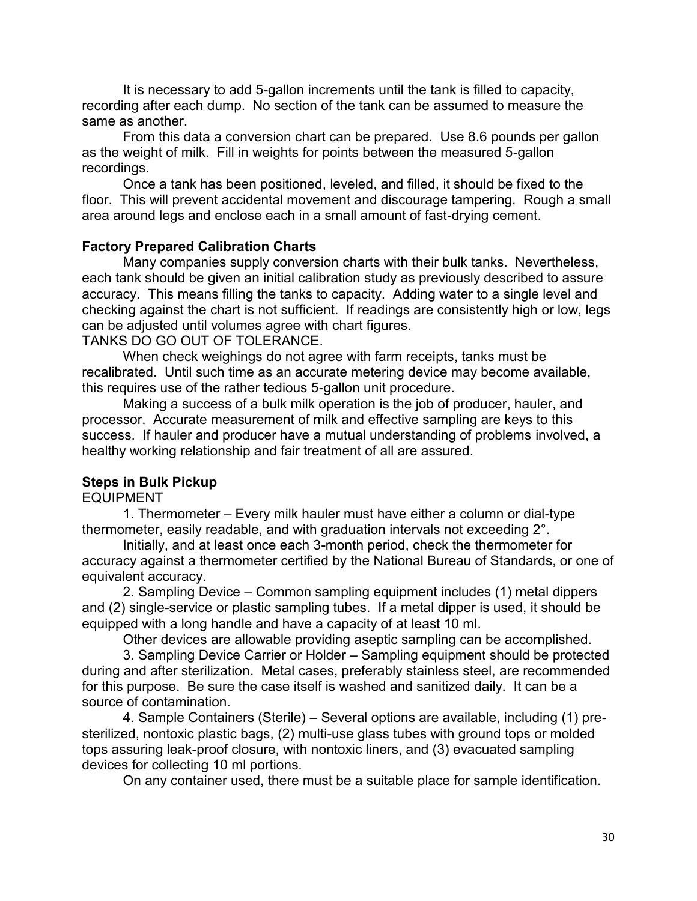It is necessary to add 5-gallon increments until the tank is filled to capacity, recording after each dump. No section of the tank can be assumed to measure the same as another.

From this data a conversion chart can be prepared. Use 8.6 pounds per gallon as the weight of milk. Fill in weights for points between the measured 5-gallon recordings.

Once a tank has been positioned, leveled, and filled, it should be fixed to the floor. This will prevent accidental movement and discourage tampering. Rough a small area around legs and enclose each in a small amount of fast-drying cement.

**Factory Prepared Calibration Charts**

Many companies supply conversion charts with their bulk tanks. Nevertheless, each tank should be given an initial calibration study as previously described to assure accuracy. This means filling the tanks to capacity. Adding water to a single level and checking against the chart is not sufficient. If readings are consistently high or low, legs can be adjusted until volumes agree with chart figures.

TANKS DO GO OUT OF TOLERANCE.

When check weighings do not agree with farm receipts, tanks must be recalibrated. Until such time as an accurate metering device may become available, this requires use of the rather tedious 5-gallon unit procedure.

Making a success of a bulk milk operation is the job of producer, hauler, and processor. Accurate measurement of milk and effective sampling are keys to this success. If hauler and producer have a mutual understanding of problems involved, a healthy working relationship and fair treatment of all are assured.

**Steps in Bulk Pickup**

EQUIPMENT

1. Thermometer – Every milk hauler must have either a column or dial-type thermometer, easily readable, and with graduation intervals not exceeding 2°.

Initially, and at least once each 3-month period, check the thermometer for accuracy against a thermometer certified by the National Bureau of Standards, or one of equivalent accuracy.

2. Sampling Device – Common sampling equipment includes (1) metal dippers and (2) single-service or plastic sampling tubes. If a metal dipper is used, it should be equipped with a long handle and have a capacity of at least 10 ml.

Other devices are allowable providing aseptic sampling can be accomplished.

3. Sampling Device Carrier or Holder – Sampling equipment should be protected during and after sterilization. Metal cases, preferably stainless steel, are recommended for this purpose. Be sure the case itself is washed and sanitized daily. It can be a source of contamination.

4. Sample Containers (Sterile) – Several options are available, including (1) pre-sterilized, nontoxic plastic bags, (2) multi-use glass tubes with ground tops or molded tops assuring leak-proof closure, with nontoxic liners, and (3) evacuated sampling devices for collecting 10 ml portions.

On any container used, there must be a suitable place for sample identification.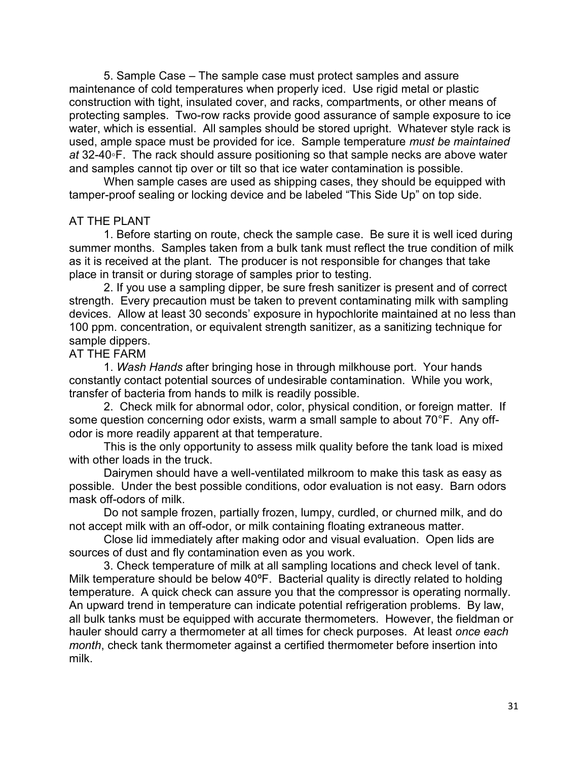5. Sample Case – The sample case must protect samples and assure maintenance of cold temperatures when properly iced. Use rigid metal or plastic construction with tight, insulated cover, and racks, compartments, or other means of protecting samples. Two-row racks provide good assurance of sample exposure to ice water, which is essential. All samples should be stored upright. Whatever style rack is used, ample space must be provided for ice. Sample temperature *must be maintained at* 32-40◦F. The rack should assure positioning so that sample necks are above water and samples cannot tip over or tilt so that ice water contamination is possible.

When sample cases are used as shipping cases, they should be equipped with tamper-proof sealing or locking device and be labeled "This Side Up" on top side.

## AT THE PLANT

1. Before starting on route, check the sample case. Be sure it is well iced during summer months. Samples taken from a bulk tank must reflect the true condition of milk as it is received at the plant. The producer is not responsible for changes that take place in transit or during storage of samples prior to testing.

2. If you use a sampling dipper, be sure fresh sanitizer is present and of correct strength. Every precaution must be taken to prevent contaminating milk with sampling devices. Allow at least 30 seconds' exposure in hypochlorite maintained at no less than 100 ppm. concentration, or equivalent strength sanitizer, as a sanitizing technique for sample dippers.

## AT THE FARM

1. *Wash Hands* after bringing hose in through milkhouse port. Your hands constantly contact potential sources of undesirable contamination. While you work, transfer of bacteria from hands to milk is readily possible.

2. Check milk for abnormal odor, color, physical condition, or foreign matter. If some question concerning odor exists, warm a small sample to about 70°F. Any off-odor is more readily apparent at that temperature.

This is the only opportunity to assess milk quality before the tank load is mixed with other loads in the truck.

Dairymen should have a well-ventilated milkroom to make this task as easy as possible. Under the best possible conditions, odor evaluation is not easy. Barn odors mask off-odors of milk.

Do not sample frozen, partially frozen, lumpy, curdled, or churned milk, and do not accept milk with an off-odor, or milk containing floating extraneous matter.

Close lid immediately after making odor and visual evaluation. Open lids are sources of dust and fly contamination even as you work.

3. Check temperature of milk at all sampling locations and check level of tank. Milk temperature should be below 40ºF. Bacterial quality is directly related to holding temperature. A quick check can assure you that the compressor is operating normally. An upward trend in temperature can indicate potential refrigeration problems. By law, all bulk tanks must be equipped with accurate thermometers. However, the fieldman or hauler should carry a thermometer at all times for check purposes. At least *once each month*, check tank thermometer against a certified thermometer before insertion into milk.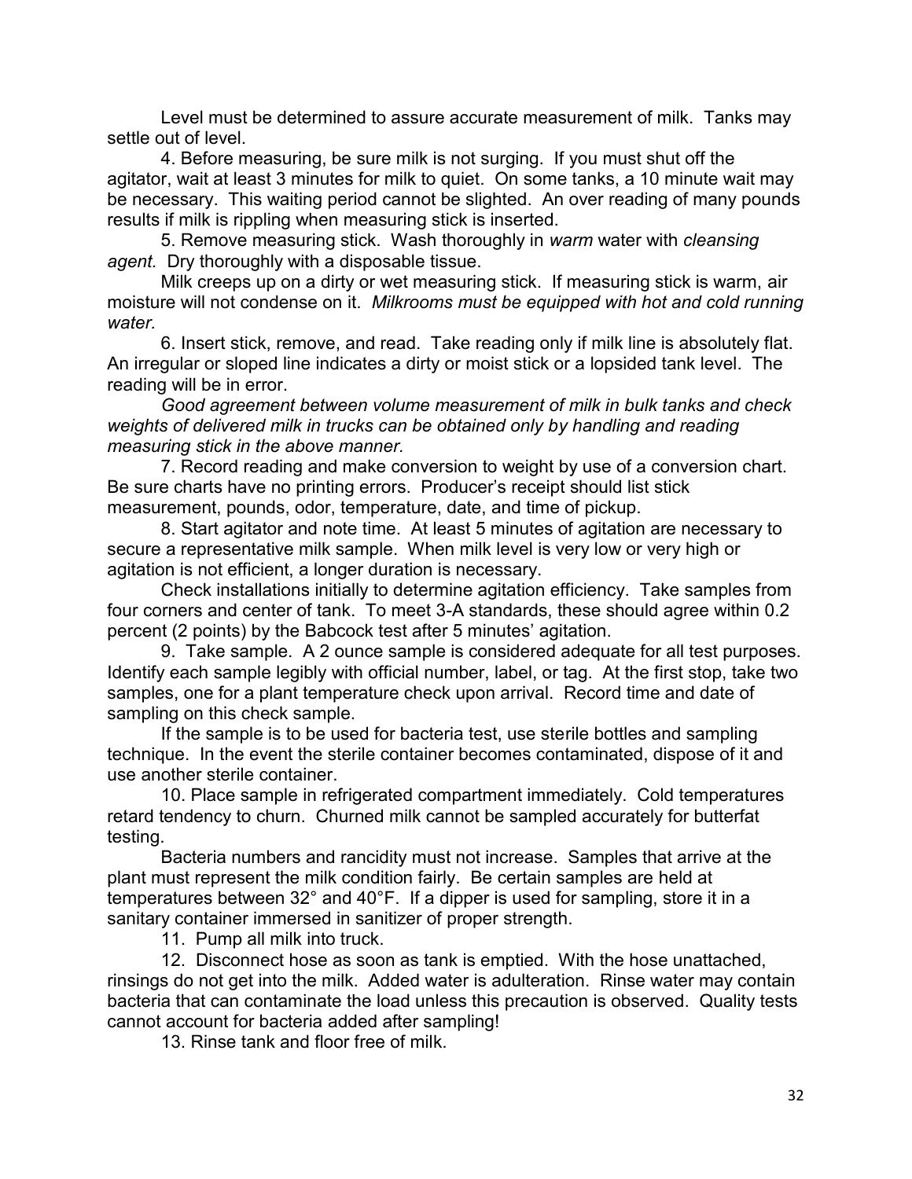Level must be determined to assure accurate measurement of milk. Tanks may settle out of level.

4. Before measuring, be sure milk is not surging. If you must shut off the agitator, wait at least 3 minutes for milk to quiet. On some tanks, a 10 minute wait may be necessary. This waiting period cannot be slighted. An over reading of many pounds results if milk is rippling when measuring stick is inserted.

5. Remove measuring stick. Wash thoroughly in *warm* water with *cleansing agent.* Dry thoroughly with a disposable tissue.

Milk creeps up on a dirty or wet measuring stick. If measuring stick is warm, air moisture will not condense on it. *Milkrooms must be equipped with hot and cold running water.*

6. Insert stick, remove, and read. Take reading only if milk line is absolutely flat. An irregular or sloped line indicates a dirty or moist stick or a lopsided tank level. The reading will be in error.

*Good agreement between volume measurement of milk in bulk tanks and check weights of delivered milk in trucks can be obtained only by handling and reading measuring stick in the above manner.*

7. Record reading and make conversion to weight by use of a conversion chart. Be sure charts have no printing errors. Producer's receipt should list stick measurement, pounds, odor, temperature, date, and time of pickup.

8. Start agitator and note time. At least 5 minutes of agitation are necessary to secure a representative milk sample. When milk level is very low or very high or agitation is not efficient, a longer duration is necessary.

Check installations initially to determine agitation efficiency. Take samples from four corners and center of tank. To meet 3-A standards, these should agree within 0.2 percent (2 points) by the Babcock test after 5 minutes' agitation.

9. Take sample. A 2 ounce sample is considered adequate for all test purposes. Identify each sample legibly with official number, label, or tag. At the first stop, take two samples, one for a plant temperature check upon arrival. Record time and date of sampling on this check sample.

If the sample is to be used for bacteria test, use sterile bottles and sampling technique. In the event the sterile container becomes contaminated, dispose of it and use another sterile container.

10. Place sample in refrigerated compartment immediately. Cold temperatures retard tendency to churn. Churned milk cannot be sampled accurately for butterfat testing.

Bacteria numbers and rancidity must not increase. Samples that arrive at the plant must represent the milk condition fairly. Be certain samples are held at temperatures between 32° and 40°F. If a dipper is used for sampling, store it in a sanitary container immersed in sanitizer of proper strength.

11. Pump all milk into truck.

12. Disconnect hose as soon as tank is emptied. With the hose unattached, rinsings do not get into the milk. Added water is adulteration. Rinse water may contain bacteria that can contaminate the load unless this precaution is observed. Quality tests cannot account for bacteria added after sampling!

13. Rinse tank and floor free of milk.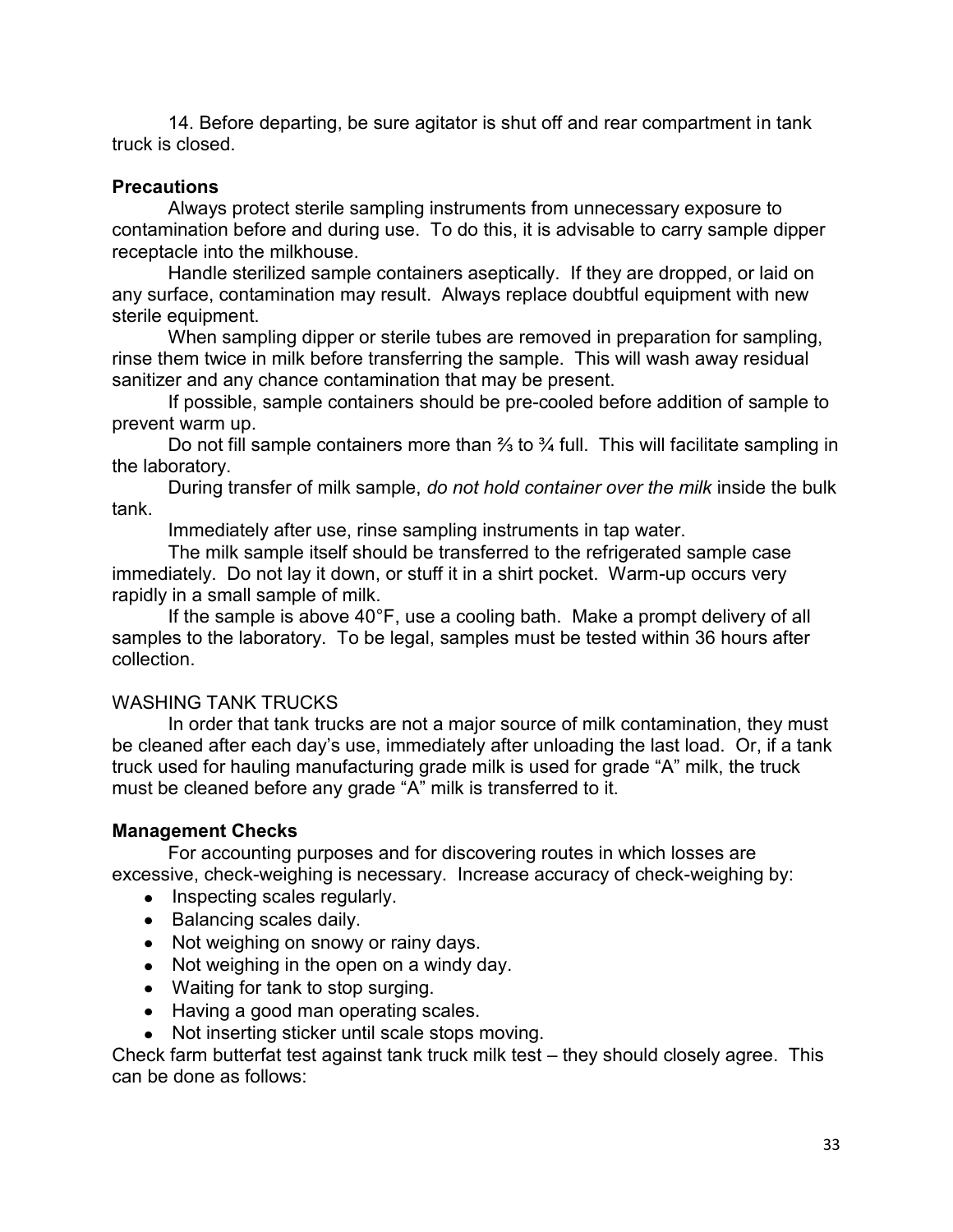14. Before departing, be sure agitator is shut off and rear compartment in tank truck is closed.

**Precautions**

Always protect sterile sampling instruments from unnecessary exposure to contamination before and during use. To do this, it is advisable to carry sample dipper receptacle into the milkhouse.

Handle sterilized sample containers aseptically. If they are dropped, or laid on any surface, contamination may result. Always replace doubtful equipment with new sterile equipment.

When sampling dipper or sterile tubes are removed in preparation for sampling, rinse them twice in milk before transferring the sample. This will wash away residual sanitizer and any chance contamination that may be present.

If possible, sample containers should be pre-cooled before addition of sample to prevent warm up.

Do not fill sample containers more than ⅔ to ¾ full. This will facilitate sampling in the laboratory.

During transfer of milk sample, *do not hold container over the milk* inside the bulk tank.

Immediately after use, rinse sampling instruments in tap water.

The milk sample itself should be transferred to the refrigerated sample case immediately. Do not lay it down, or stuff it in a shirt pocket. Warm-up occurs very rapidly in a small sample of milk.

If the sample is above 40°F, use a cooling bath. Make a prompt delivery of all samples to the laboratory. To be legal, samples must be tested within 36 hours after collection.

WASHING TANK TRUCKS

In order that tank trucks are not a major source of milk contamination, they must be cleaned after each day's use, immediately after unloading the last load. Or, if a tank truck used for hauling manufacturing grade milk is used for grade "A" milk, the truck must be cleaned before any grade "A" milk is transferred to it.

**Management Checks**

For accounting purposes and for discovering routes in which losses are excessive, check-weighing is necessary. Increase accuracy of check-weighing by:

- Inspecting scales regularly.
- Balancing scales daily.
- Not weighing on snowy or rainy days.
- Not weighing in the open on a windy day.
- Waiting for tank to stop surging.
- Having a good man operating scales.
- Not inserting sticker until scale stops moving.

Check farm butterfat test against tank truck milk test – they should closely agree. This can be done as follows: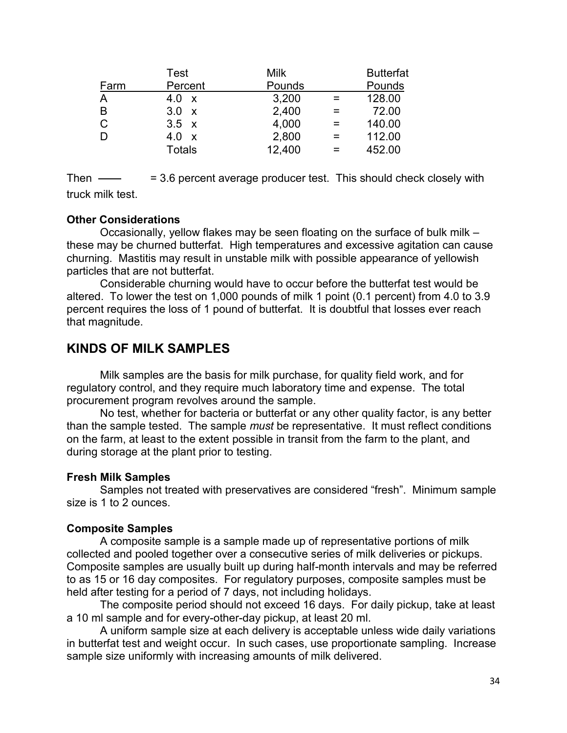| Farm | Test Percent | | Milk Pounds | | Butterfat Pounds |
|---|---|---|---|---|---|
| A | 4.0 | x | 3,200 | = | 128.00 |
| B | 3.0 | x | 2,400 | = | 72.00 |
| C | 3.5 | x | 4,000 | = | 140.00 |
| D | 4.0 | x | 2,800 | = | 112.00 |
| | Totals | | 12,400 | = | 452.00 |

Then —— = 3.6 percent average producer test. This should check closely with truck milk test.

**Other Considerations**

Occasionally, yellow flakes may be seen floating on the surface of bulk milk – these may be churned butterfat. High temperatures and excessive agitation can cause churning. Mastitis may result in unstable milk with possible appearance of yellowish particles that are not butterfat.

Considerable churning would have to occur before the butterfat test would be altered. To lower the test on 1,000 pounds of milk 1 point (0.1 percent) from 4.0 to 3.9 percent requires the loss of 1 pound of butterfat. It is doubtful that losses ever reach that magnitude.

## KINDS OF MILK SAMPLES

Milk samples are the basis for milk purchase, for quality field work, and for regulatory control, and they require much laboratory time and expense. The total procurement program revolves around the sample.

No test, whether for bacteria or butterfat or any other quality factor, is any better than the sample tested. The sample *must* be representative. It must reflect conditions on the farm, at least to the extent possible in transit from the farm to the plant, and during storage at the plant prior to testing.

**Fresh Milk Samples**

Samples not treated with preservatives are considered "fresh". Minimum sample size is 1 to 2 ounces.

**Composite Samples**

A composite sample is a sample made up of representative portions of milk collected and pooled together over a consecutive series of milk deliveries or pickups. Composite samples are usually built up during half-month intervals and may be referred to as 15 or 16 day composites. For regulatory purposes, composite samples must be held after testing for a period of 7 days, not including holidays.

The composite period should not exceed 16 days. For daily pickup, take at least a 10 ml sample and for every-other-day pickup, at least 20 ml.

A uniform sample size at each delivery is acceptable unless wide daily variations in butterfat test and weight occur. In such cases, use proportionate sampling. Increase sample size uniformly with increasing amounts of milk delivered.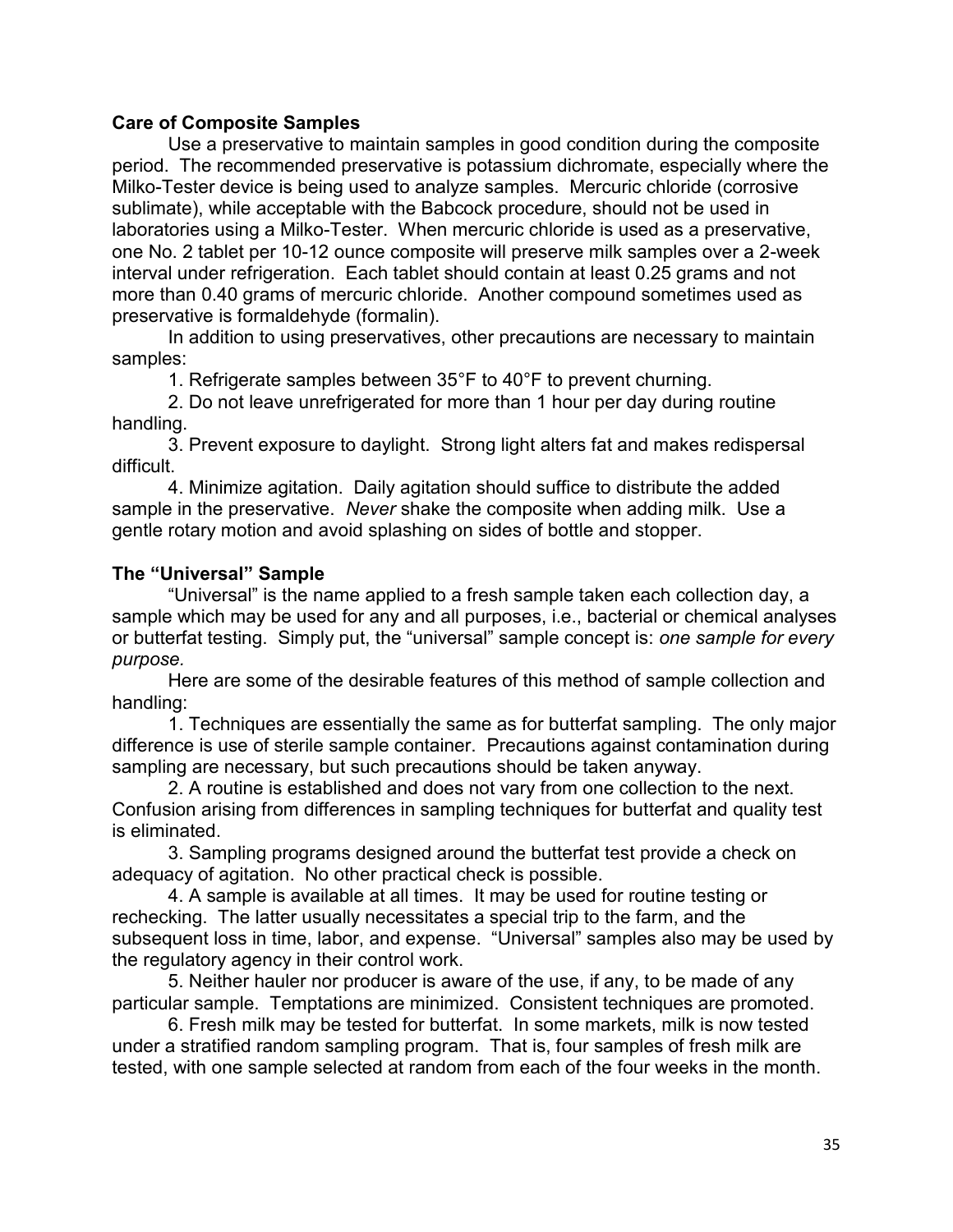**Care of Composite Samples**

Use a preservative to maintain samples in good condition during the composite period. The recommended preservative is potassium dichromate, especially where the Milko-Tester device is being used to analyze samples. Mercuric chloride (corrosive sublimate), while acceptable with the Babcock procedure, should not be used in laboratories using a Milko-Tester. When mercuric chloride is used as a preservative, one No. 2 tablet per 10-12 ounce composite will preserve milk samples over a 2-week interval under refrigeration. Each tablet should contain at least 0.25 grams and not more than 0.40 grams of mercuric chloride. Another compound sometimes used as preservative is formaldehyde (formalin).

In addition to using preservatives, other precautions are necessary to maintain samples:

1. Refrigerate samples between 35°F to 40°F to prevent churning.
2. Do not leave unrefrigerated for more than 1 hour per day during routine handling.
3. Prevent exposure to daylight. Strong light alters fat and makes redispersal difficult.
4. Minimize agitation. Daily agitation should suffice to distribute the added sample in the preservative. *Never* shake the composite when adding milk. Use a gentle rotary motion and avoid splashing on sides of bottle and stopper.

**The "Universal" Sample**

"Universal" is the name applied to a fresh sample taken each collection day, a sample which may be used for any and all purposes, i.e., bacterial or chemical analyses or butterfat testing. Simply put, the "universal" sample concept is: *one sample for every purpose.*

Here are some of the desirable features of this method of sample collection and handling:

1. Techniques are essentially the same as for butterfat sampling. The only major difference is use of sterile sample container. Precautions against contamination during sampling are necessary, but such precautions should be taken anyway.
2. A routine is established and does not vary from one collection to the next. Confusion arising from differences in sampling techniques for butterfat and quality test is eliminated.
3. Sampling programs designed around the butterfat test provide a check on adequacy of agitation. No other practical check is possible.
4. A sample is available at all times. It may be used for routine testing or rechecking. The latter usually necessitates a special trip to the farm, and the subsequent loss in time, labor, and expense. "Universal" samples also may be used by the regulatory agency in their control work.
5. Neither hauler nor producer is aware of the use, if any, to be made of any particular sample. Temptations are minimized. Consistent techniques are promoted.
6. Fresh milk may be tested for butterfat. In some markets, milk is now tested under a stratified random sampling program. That is, four samples of fresh milk are tested, with one sample selected at random from each of the four weeks in the month.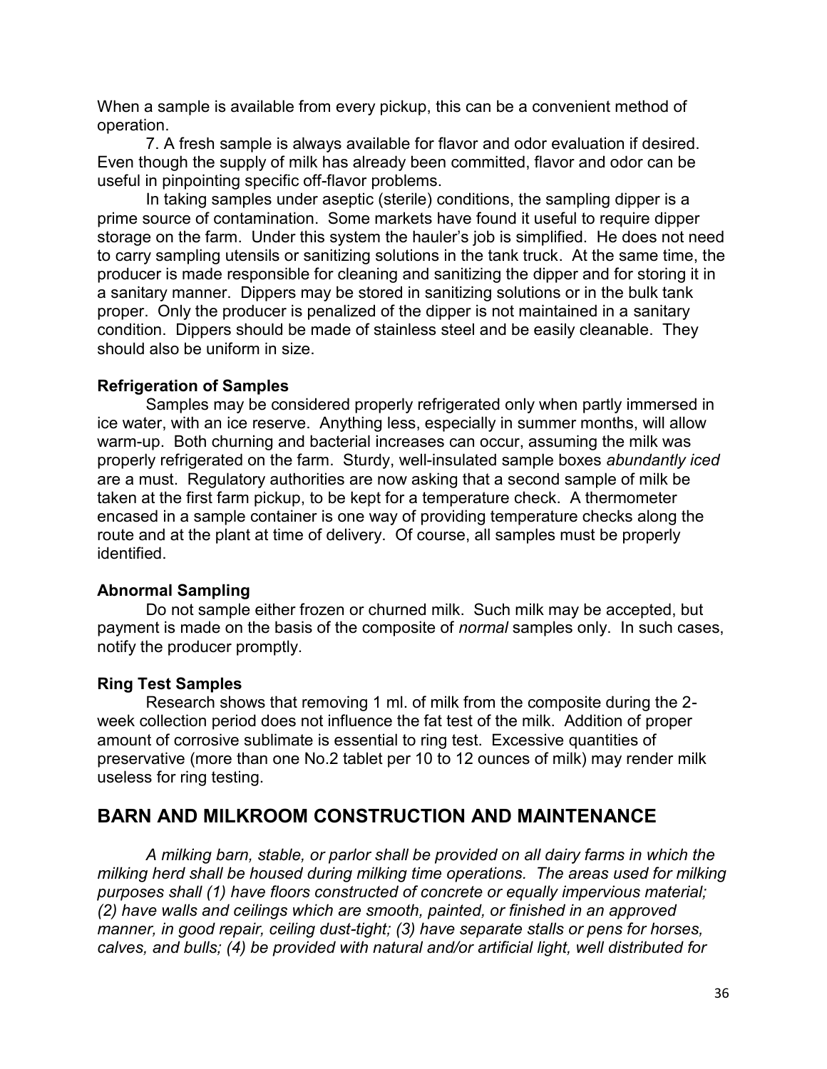When a sample is available from every pickup, this can be a convenient method of operation.

7. A fresh sample is always available for flavor and odor evaluation if desired. Even though the supply of milk has already been committed, flavor and odor can be useful in pinpointing specific off-flavor problems.

In taking samples under aseptic (sterile) conditions, the sampling dipper is a prime source of contamination. Some markets have found it useful to require dipper storage on the farm. Under this system the hauler's job is simplified. He does not need to carry sampling utensils or sanitizing solutions in the tank truck. At the same time, the producer is made responsible for cleaning and sanitizing the dipper and for storing it in a sanitary manner. Dippers may be stored in sanitizing solutions or in the bulk tank proper. Only the producer is penalized of the dipper is not maintained in a sanitary condition. Dippers should be made of stainless steel and be easily cleanable. They should also be uniform in size.

**Refrigeration of Samples**

Samples may be considered properly refrigerated only when partly immersed in ice water, with an ice reserve. Anything less, especially in summer months, will allow warm-up. Both churning and bacterial increases can occur, assuming the milk was properly refrigerated on the farm. Sturdy, well-insulated sample boxes *abundantly iced* are a must. Regulatory authorities are now asking that a second sample of milk be taken at the first farm pickup, to be kept for a temperature check. A thermometer encased in a sample container is one way of providing temperature checks along the route and at the plant at time of delivery. Of course, all samples must be properly identified.

**Abnormal Sampling**

Do not sample either frozen or churned milk. Such milk may be accepted, but payment is made on the basis of the composite of *normal* samples only. In such cases, notify the producer promptly.

**Ring Test Samples**

Research shows that removing 1 ml. of milk from the composite during the 2-week collection period does not influence the fat test of the milk. Addition of proper amount of corrosive sublimate is essential to ring test. Excessive quantities of preservative (more than one No.2 tablet per 10 to 12 ounces of milk) may render milk useless for ring testing.

## BARN AND MILKROOM CONSTRUCTION AND MAINTENANCE

*A milking barn, stable, or parlor shall be provided on all dairy farms in which the milking herd shall be housed during milking time operations. The areas used for milking purposes shall (1) have floors constructed of concrete or equally impervious material; (2) have walls and ceilings which are smooth, painted, or finished in an approved manner, in good repair, ceiling dust-tight; (3) have separate stalls or pens for horses, calves, and bulls; (4) be provided with natural and/or artificial light, well distributed for*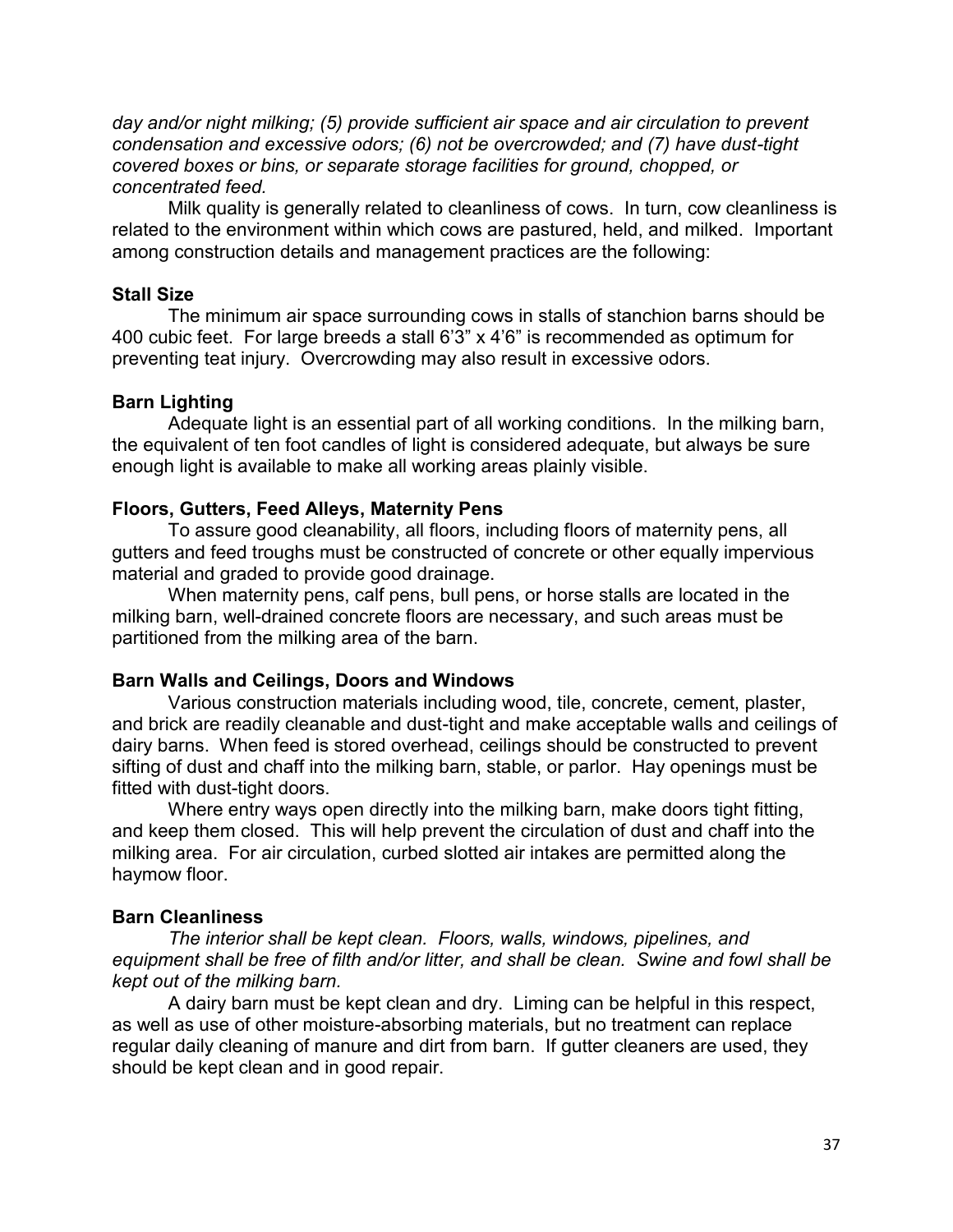*day and/or night milking; (5) provide sufficient air space and air circulation to prevent condensation and excessive odors; (6) not be overcrowded; and (7) have dust-tight covered boxes or bins, or separate storage facilities for ground, chopped, or concentrated feed.*

Milk quality is generally related to cleanliness of cows. In turn, cow cleanliness is related to the environment within which cows are pastured, held, and milked. Important among construction details and management practices are the following:

**Stall Size**

The minimum air space surrounding cows in stalls of stanchion barns should be 400 cubic feet. For large breeds a stall 6'3" x 4'6" is recommended as optimum for preventing teat injury. Overcrowding may also result in excessive odors.

**Barn Lighting**

Adequate light is an essential part of all working conditions. In the milking barn, the equivalent of ten foot candles of light is considered adequate, but always be sure enough light is available to make all working areas plainly visible.

**Floors, Gutters, Feed Alleys, Maternity Pens**

To assure good cleanability, all floors, including floors of maternity pens, all gutters and feed troughs must be constructed of concrete or other equally impervious material and graded to provide good drainage.

When maternity pens, calf pens, bull pens, or horse stalls are located in the milking barn, well-drained concrete floors are necessary, and such areas must be partitioned from the milking area of the barn.

**Barn Walls and Ceilings, Doors and Windows**

Various construction materials including wood, tile, concrete, cement, plaster, and brick are readily cleanable and dust-tight and make acceptable walls and ceilings of dairy barns. When feed is stored overhead, ceilings should be constructed to prevent sifting of dust and chaff into the milking barn, stable, or parlor. Hay openings must be fitted with dust-tight doors.

Where entry ways open directly into the milking barn, make doors tight fitting, and keep them closed. This will help prevent the circulation of dust and chaff into the milking area. For air circulation, curbed slotted air intakes are permitted along the haymow floor.

**Barn Cleanliness**

*The interior shall be kept clean. Floors, walls, windows, pipelines, and equipment shall be free of filth and/or litter, and shall be clean. Swine and fowl shall be kept out of the milking barn.*

A dairy barn must be kept clean and dry. Liming can be helpful in this respect, as well as use of other moisture-absorbing materials, but no treatment can replace regular daily cleaning of manure and dirt from barn. If gutter cleaners are used, they should be kept clean and in good repair.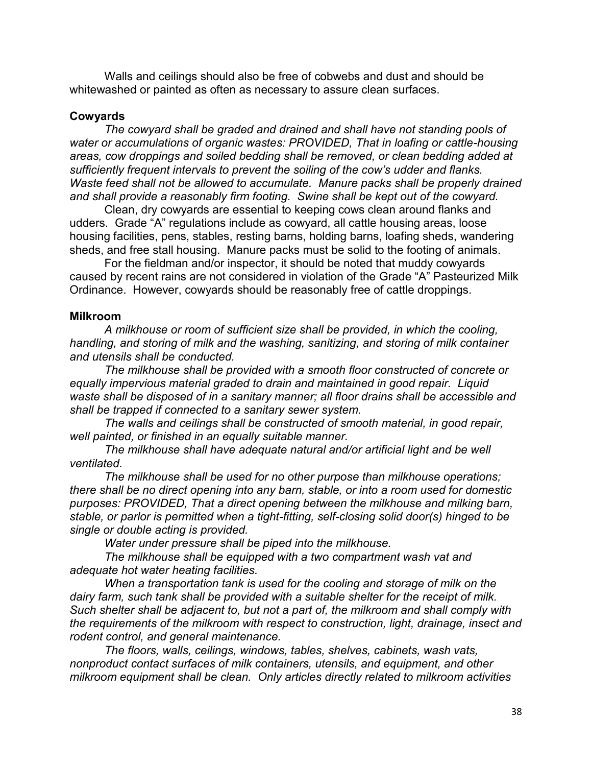Walls and ceilings should also be free of cobwebs and dust and should be whitewashed or painted as often as necessary to assure clean surfaces.

**Cowyards**

*The cowyard shall be graded and drained and shall have not standing pools of water or accumulations of organic wastes: PROVIDED, That in loafing or cattle-housing areas, cow droppings and soiled bedding shall be removed, or clean bedding added at sufficiently frequent intervals to prevent the soiling of the cow's udder and flanks. Waste feed shall not be allowed to accumulate. Manure packs shall be properly drained and shall provide a reasonably firm footing. Swine shall be kept out of the cowyard.*

Clean, dry cowyards are essential to keeping cows clean around flanks and udders. Grade "A" regulations include as cowyard, all cattle housing areas, loose housing facilities, pens, stables, resting barns, holding barns, loafing sheds, wandering sheds, and free stall housing. Manure packs must be solid to the footing of animals.

For the fieldman and/or inspector, it should be noted that muddy cowyards caused by recent rains are not considered in violation of the Grade "A" Pasteurized Milk Ordinance. However, cowyards should be reasonably free of cattle droppings.

**Milkroom**

*A milkhouse or room of sufficient size shall be provided, in which the cooling, handling, and storing of milk and the washing, sanitizing, and storing of milk container and utensils shall be conducted.*

*The milkhouse shall be provided with a smooth floor constructed of concrete or equally impervious material graded to drain and maintained in good repair. Liquid waste shall be disposed of in a sanitary manner; all floor drains shall be accessible and shall be trapped if connected to a sanitary sewer system.*

*The walls and ceilings shall be constructed of smooth material, in good repair, well painted, or finished in an equally suitable manner.*

*The milkhouse shall have adequate natural and/or artificial light and be well ventilated.*

*The milkhouse shall be used for no other purpose than milkhouse operations; there shall be no direct opening into any barn, stable, or into a room used for domestic purposes: PROVIDED, That a direct opening between the milkhouse and milking barn, stable, or parlor is permitted when a tight-fitting, self-closing solid door(s) hinged to be single or double acting is provided.*

*Water under pressure shall be piped into the milkhouse.*

*The milkhouse shall be equipped with a two compartment wash vat and adequate hot water heating facilities.*

*When a transportation tank is used for the cooling and storage of milk on the dairy farm, such tank shall be provided with a suitable shelter for the receipt of milk. Such shelter shall be adjacent to, but not a part of, the milkroom and shall comply with the requirements of the milkroom with respect to construction, light, drainage, insect and rodent control, and general maintenance.*

*The floors, walls, ceilings, windows, tables, shelves, cabinets, wash vats, nonproduct contact surfaces of milk containers, utensils, and equipment, and other milkroom equipment shall be clean. Only articles directly related to milkroom activities*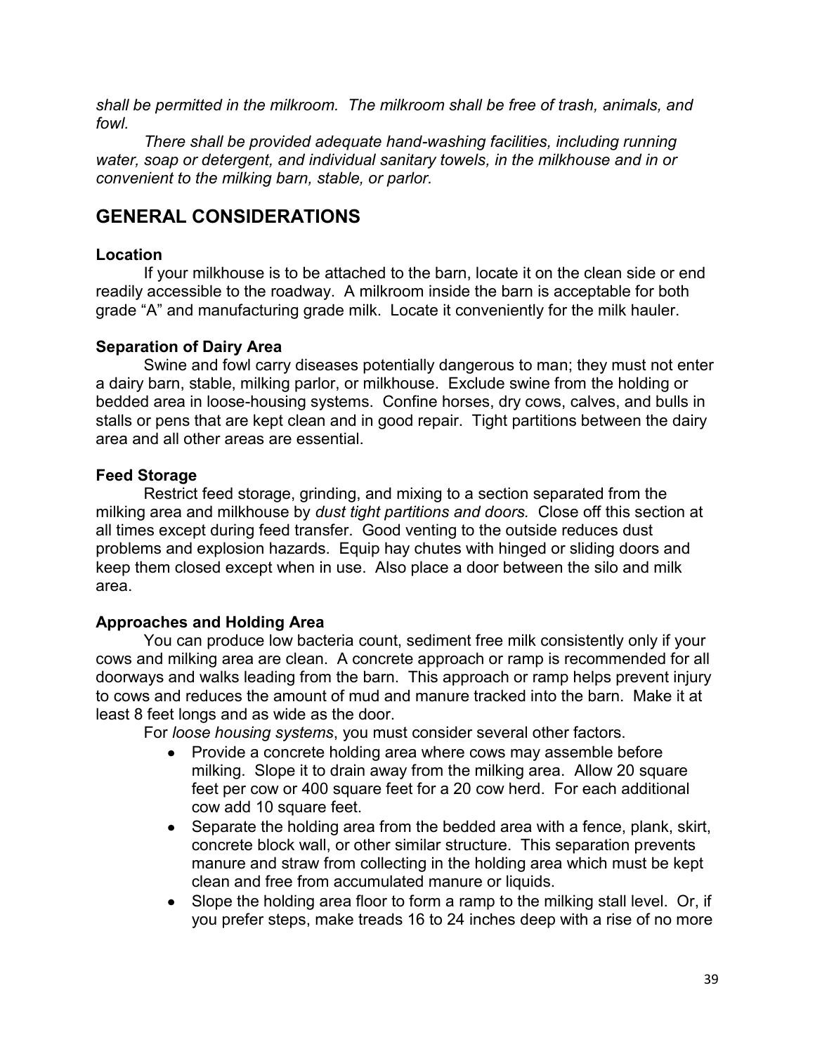*shall be permitted in the milkroom. The milkroom shall be free of trash, animals, and fowl.*

*There shall be provided adequate hand-washing facilities, including running water, soap or detergent, and individual sanitary towels, in the milkhouse and in or convenient to the milking barn, stable, or parlor.*

## GENERAL CONSIDERATIONS

### Location

If your milkhouse is to be attached to the barn, locate it on the clean side or end readily accessible to the roadway. A milkroom inside the barn is acceptable for both grade "A" and manufacturing grade milk. Locate it conveniently for the milk hauler.

### Separation of Dairy Area

Swine and fowl carry diseases potentially dangerous to man; they must not enter a dairy barn, stable, milking parlor, or milkhouse. Exclude swine from the holding or bedded area in loose-housing systems. Confine horses, dry cows, calves, and bulls in stalls or pens that are kept clean and in good repair. Tight partitions between the dairy area and all other areas are essential.

### Feed Storage

Restrict feed storage, grinding, and mixing to a section separated from the milking area and milkhouse by *dust tight partitions and doors.* Close off this section at all times except during feed transfer. Good venting to the outside reduces dust problems and explosion hazards. Equip hay chutes with hinged or sliding doors and keep them closed except when in use. Also place a door between the silo and milk area.

### Approaches and Holding Area

You can produce low bacteria count, sediment free milk consistently only if your cows and milking area are clean. A concrete approach or ramp is recommended for all doorways and walks leading from the barn. This approach or ramp helps prevent injury to cows and reduces the amount of mud and manure tracked into the barn. Make it at least 8 feet longs and as wide as the door.

For *loose housing systems*, you must consider several other factors.

- Provide a concrete holding area where cows may assemble before milking. Slope it to drain away from the milking area. Allow 20 square feet per cow or 400 square feet for a 20 cow herd. For each additional cow add 10 square feet.
- Separate the holding area from the bedded area with a fence, plank, skirt, concrete block wall, or other similar structure. This separation prevents manure and straw from collecting in the holding area which must be kept clean and free from accumulated manure or liquids.
- Slope the holding area floor to form a ramp to the milking stall level. Or, if you prefer steps, make treads 16 to 24 inches deep with a rise of no more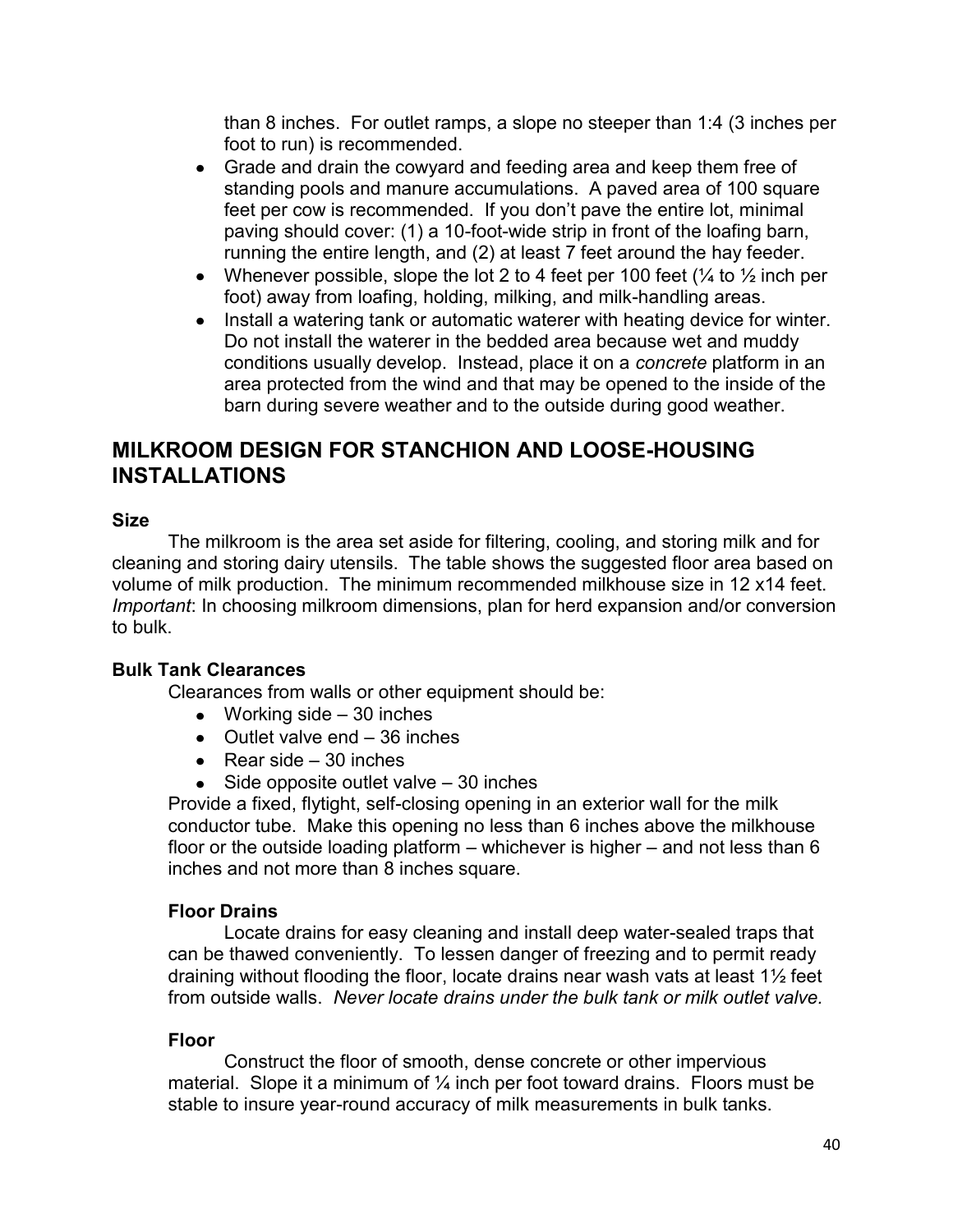than 8 inches. For outlet ramps, a slope no steeper than 1:4 (3 inches per foot to run) is recommended.

- Grade and drain the cowyard and feeding area and keep them free of standing pools and manure accumulations. A paved area of 100 square feet per cow is recommended. If you don't pave the entire lot, minimal paving should cover: (1) a 10-foot-wide strip in front of the loafing barn, running the entire length, and (2) at least 7 feet around the hay feeder.
- Whenever possible, slope the lot 2 to 4 feet per 100 feet (¼ to ½ inch per foot) away from loafing, holding, milking, and milk-handling areas.
- Install a watering tank or automatic waterer with heating device for winter. Do not install the waterer in the bedded area because wet and muddy conditions usually develop. Instead, place it on a *concrete* platform in an area protected from the wind and that may be opened to the inside of the barn during severe weather and to the outside during good weather.

## MILKROOM DESIGN FOR STANCHION AND LOOSE-HOUSING INSTALLATIONS

### Size

The milkroom is the area set aside for filtering, cooling, and storing milk and for cleaning and storing dairy utensils. The table shows the suggested floor area based on volume of milk production. The minimum recommended milkhouse size in 12 x14 feet. *Important*: In choosing milkroom dimensions, plan for herd expansion and/or conversion to bulk.

### Bulk Tank Clearances

Clearances from walls or other equipment should be:

- Working side – 30 inches
- Outlet valve end – 36 inches
- Rear side – 30 inches
- Side opposite outlet valve – 30 inches

Provide a fixed, flytight, self-closing opening in an exterior wall for the milk conductor tube. Make this opening no less than 6 inches above the milkhouse floor or the outside loading platform – whichever is higher – and not less than 6 inches and not more than 8 inches square.

#### Floor Drains

Locate drains for easy cleaning and install deep water-sealed traps that can be thawed conveniently. To lessen danger of freezing and to permit ready draining without flooding the floor, locate drains near wash vats at least 1½ feet from outside walls. *Never locate drains under the bulk tank or milk outlet valve.*

#### Floor

Construct the floor of smooth, dense concrete or other impervious material. Slope it a minimum of ¼ inch per foot toward drains. Floors must be stable to insure year-round accuracy of milk measurements in bulk tanks.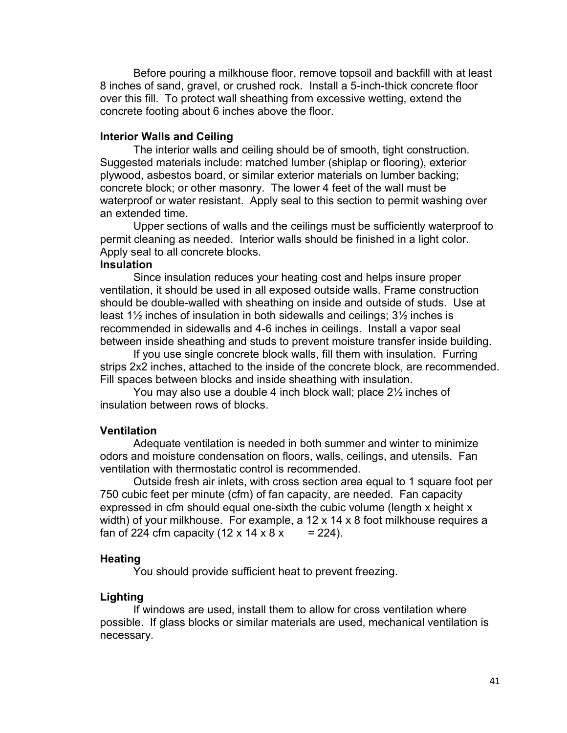Before pouring a milkhouse floor, remove topsoil and backfill with at least 8 inches of sand, gravel, or crushed rock. Install a 5-inch-thick concrete floor over this fill. To protect wall sheathing from excessive wetting, extend the concrete footing about 6 inches above the floor.

**Interior Walls and Ceiling**

The interior walls and ceiling should be of smooth, tight construction. Suggested materials include: matched lumber (shiplap or flooring), exterior plywood, asbestos board, or similar exterior materials on lumber backing; concrete block; or other masonry. The lower 4 feet of the wall must be waterproof or water resistant. Apply seal to this section to permit washing over an extended time.

Upper sections of walls and the ceilings must be sufficiently waterproof to permit cleaning as needed. Interior walls should be finished in a light color. Apply seal to all concrete blocks.

**Insulation**

Since insulation reduces your heating cost and helps insure proper ventilation, it should be used in all exposed outside walls. Frame construction should be double-walled with sheathing on inside and outside of studs. Use at least 1½ inches of insulation in both sidewalls and ceilings; 3½ inches is recommended in sidewalls and 4-6 inches in ceilings. Install a vapor seal between inside sheathing and studs to prevent moisture transfer inside building.

If you use single concrete block walls, fill them with insulation. Furring strips 2x2 inches, attached to the inside of the concrete block, are recommended. Fill spaces between blocks and inside sheathing with insulation.

You may also use a double 4 inch block wall; place 2½ inches of insulation between rows of blocks.

**Ventilation**

Adequate ventilation is needed in both summer and winter to minimize odors and moisture condensation on floors, walls, ceilings, and utensils. Fan ventilation with thermostatic control is recommended.

Outside fresh air inlets, with cross section area equal to 1 square foot per 750 cubic feet per minute (cfm) of fan capacity, are needed. Fan capacity expressed in cfm should equal one-sixth the cubic volume (length x height x width) of your milkhouse. For example, a 12 x 14 x 8 foot milkhouse requires a fan of 224 cfm capacity (12 x 14 x 8 x      = 224).

**Heating**

You should provide sufficient heat to prevent freezing.

**Lighting**

If windows are used, install them to allow for cross ventilation where possible. If glass blocks or similar materials are used, mechanical ventilation is necessary.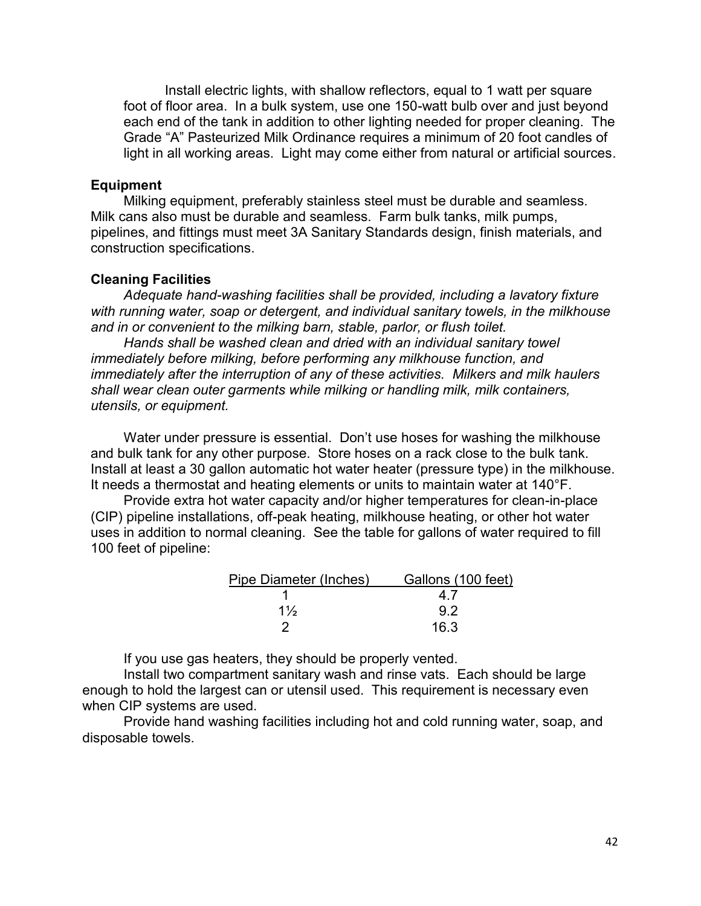Install electric lights, with shallow reflectors, equal to 1 watt per square foot of floor area. In a bulk system, use one 150-watt bulb over and just beyond each end of the tank in addition to other lighting needed for proper cleaning. The Grade "A" Pasteurized Milk Ordinance requires a minimum of 20 foot candles of light in all working areas. Light may come either from natural or artificial sources.

**Equipment**

Milking equipment, preferably stainless steel must be durable and seamless. Milk cans also must be durable and seamless. Farm bulk tanks, milk pumps, pipelines, and fittings must meet 3A Sanitary Standards design, finish materials, and construction specifications.

**Cleaning Facilities**

*Adequate hand-washing facilities shall be provided, including a lavatory fixture with running water, soap or detergent, and individual sanitary towels, in the milkhouse and in or convenient to the milking barn, stable, parlor, or flush toilet.*

*Hands shall be washed clean and dried with an individual sanitary towel immediately before milking, before performing any milkhouse function, and immediately after the interruption of any of these activities. Milkers and milk haulers shall wear clean outer garments while milking or handling milk, milk containers, utensils, or equipment.*

Water under pressure is essential. Don't use hoses for washing the milkhouse and bulk tank for any other purpose. Store hoses on a rack close to the bulk tank. Install at least a 30 gallon automatic hot water heater (pressure type) in the milkhouse. It needs a thermostat and heating elements or units to maintain water at 140°F.

Provide extra hot water capacity and/or higher temperatures for clean-in-place (CIP) pipeline installations, off-peak heating, milkhouse heating, or other hot water uses in addition to normal cleaning. See the table for gallons of water required to fill 100 feet of pipeline:

| Pipe Diameter (Inches) | Gallons (100 feet) |
|---|---|
| 1 | 4.7 |
| 1½ | 9.2 |
| 2 | 16.3 |

If you use gas heaters, they should be properly vented.

Install two compartment sanitary wash and rinse vats. Each should be large enough to hold the largest can or utensil used. This requirement is necessary even when CIP systems are used.

Provide hand washing facilities including hot and cold running water, soap, and disposable towels.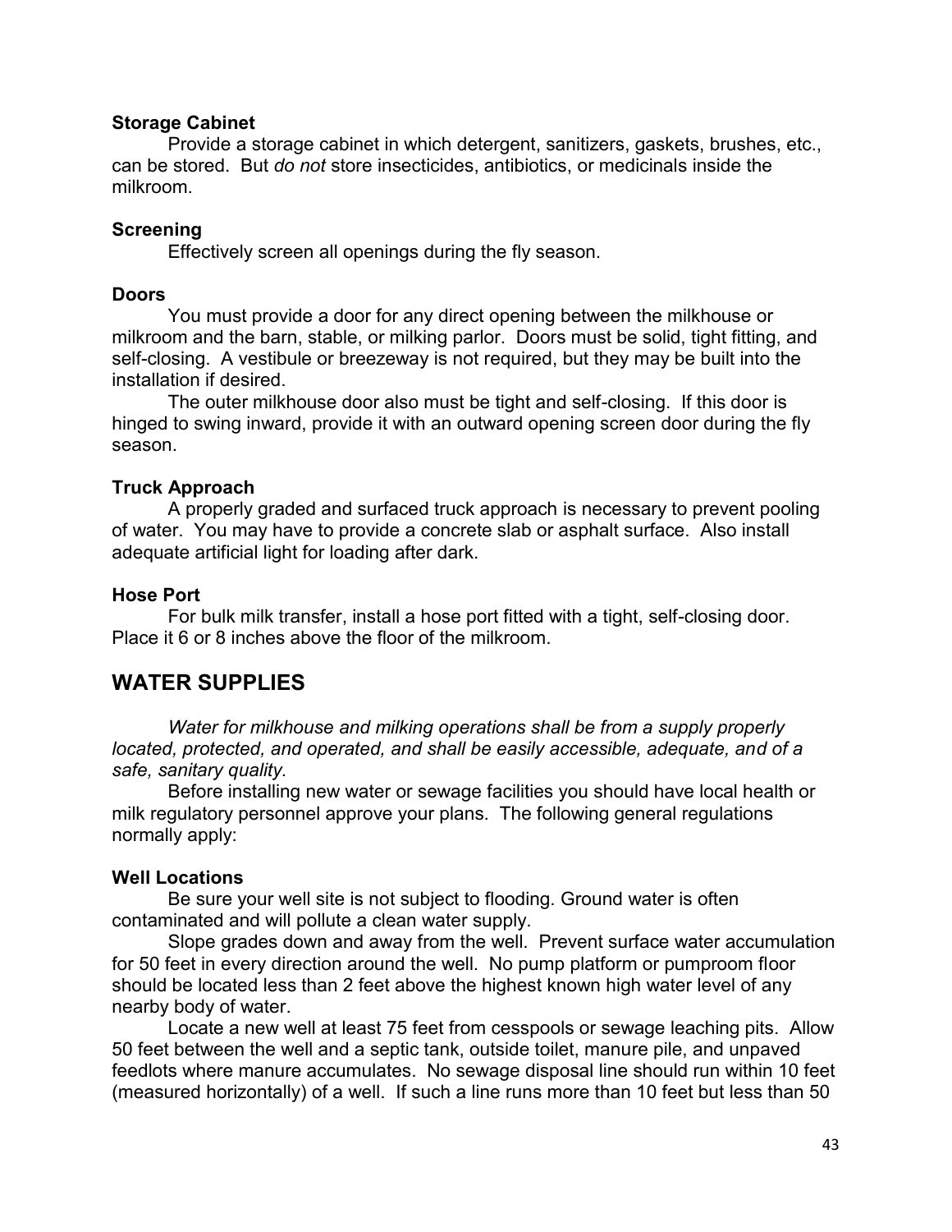### Storage Cabinet

Provide a storage cabinet in which detergent, sanitizers, gaskets, brushes, etc., can be stored. But *do not* store insecticides, antibiotics, or medicinals inside the milkroom.

### Screening

Effectively screen all openings during the fly season.

### Doors

You must provide a door for any direct opening between the milkhouse or milkroom and the barn, stable, or milking parlor. Doors must be solid, tight fitting, and self-closing. A vestibule or breezeway is not required, but they may be built into the installation if desired.

The outer milkhouse door also must be tight and self-closing. If this door is hinged to swing inward, provide it with an outward opening screen door during the fly season.

### Truck Approach

A properly graded and surfaced truck approach is necessary to prevent pooling of water. You may have to provide a concrete slab or asphalt surface. Also install adequate artificial light for loading after dark.

### Hose Port

For bulk milk transfer, install a hose port fitted with a tight, self-closing door. Place it 6 or 8 inches above the floor of the milkroom.

## WATER SUPPLIES

*Water for milkhouse and milking operations shall be from a supply properly located, protected, and operated, and shall be easily accessible, adequate, and of a safe, sanitary quality.*

Before installing new water or sewage facilities you should have local health or milk regulatory personnel approve your plans. The following general regulations normally apply:

### Well Locations

Be sure your well site is not subject to flooding. Ground water is often contaminated and will pollute a clean water supply.

Slope grades down and away from the well. Prevent surface water accumulation for 50 feet in every direction around the well. No pump platform or pumproom floor should be located less than 2 feet above the highest known high water level of any nearby body of water.

Locate a new well at least 75 feet from cesspools or sewage leaching pits. Allow 50 feet between the well and a septic tank, outside toilet, manure pile, and unpaved feedlots where manure accumulates. No sewage disposal line should run within 10 feet (measured horizontally) of a well. If such a line runs more than 10 feet but less than 50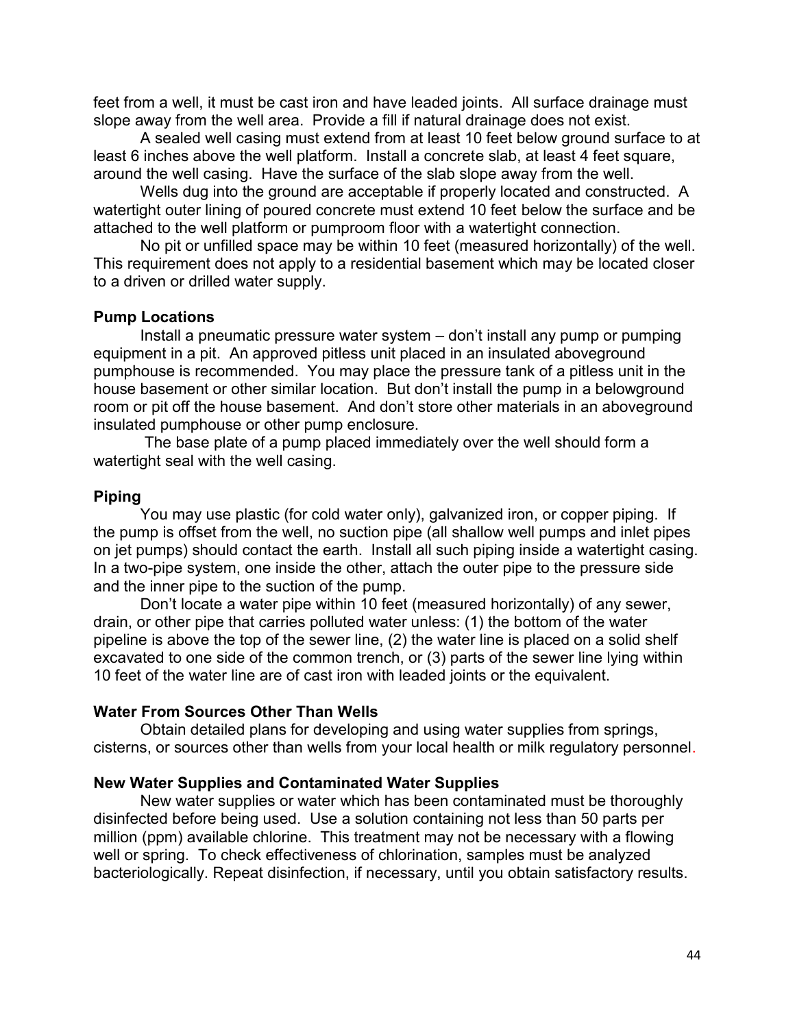feet from a well, it must be cast iron and have leaded joints. All surface drainage must slope away from the well area. Provide a fill if natural drainage does not exist.

A sealed well casing must extend from at least 10 feet below ground surface to at least 6 inches above the well platform. Install a concrete slab, at least 4 feet square, around the well casing. Have the surface of the slab slope away from the well.

Wells dug into the ground are acceptable if properly located and constructed. A watertight outer lining of poured concrete must extend 10 feet below the surface and be attached to the well platform or pumproom floor with a watertight connection.

No pit or unfilled space may be within 10 feet (measured horizontally) of the well. This requirement does not apply to a residential basement which may be located closer to a driven or drilled water supply.

**Pump Locations**

Install a pneumatic pressure water system – don't install any pump or pumping equipment in a pit. An approved pitless unit placed in an insulated aboveground pumphouse is recommended. You may place the pressure tank of a pitless unit in the house basement or other similar location. But don't install the pump in a belowground room or pit off the house basement. And don't store other materials in an aboveground insulated pumphouse or other pump enclosure.

The base plate of a pump placed immediately over the well should form a watertight seal with the well casing.

**Piping**

You may use plastic (for cold water only), galvanized iron, or copper piping. If the pump is offset from the well, no suction pipe (all shallow well pumps and inlet pipes on jet pumps) should contact the earth. Install all such piping inside a watertight casing. In a two-pipe system, one inside the other, attach the outer pipe to the pressure side and the inner pipe to the suction of the pump.

Don't locate a water pipe within 10 feet (measured horizontally) of any sewer, drain, or other pipe that carries polluted water unless: (1) the bottom of the water pipeline is above the top of the sewer line, (2) the water line is placed on a solid shelf excavated to one side of the common trench, or (3) parts of the sewer line lying within 10 feet of the water line are of cast iron with leaded joints or the equivalent.

**Water From Sources Other Than Wells**

Obtain detailed plans for developing and using water supplies from springs, cisterns, or sources other than wells from your local health or milk regulatory personnel.

**New Water Supplies and Contaminated Water Supplies**

New water supplies or water which has been contaminated must be thoroughly disinfected before being used. Use a solution containing not less than 50 parts per million (ppm) available chlorine. This treatment may not be necessary with a flowing well or spring. To check effectiveness of chlorination, samples must be analyzed bacteriologically. Repeat disinfection, if necessary, until you obtain satisfactory results.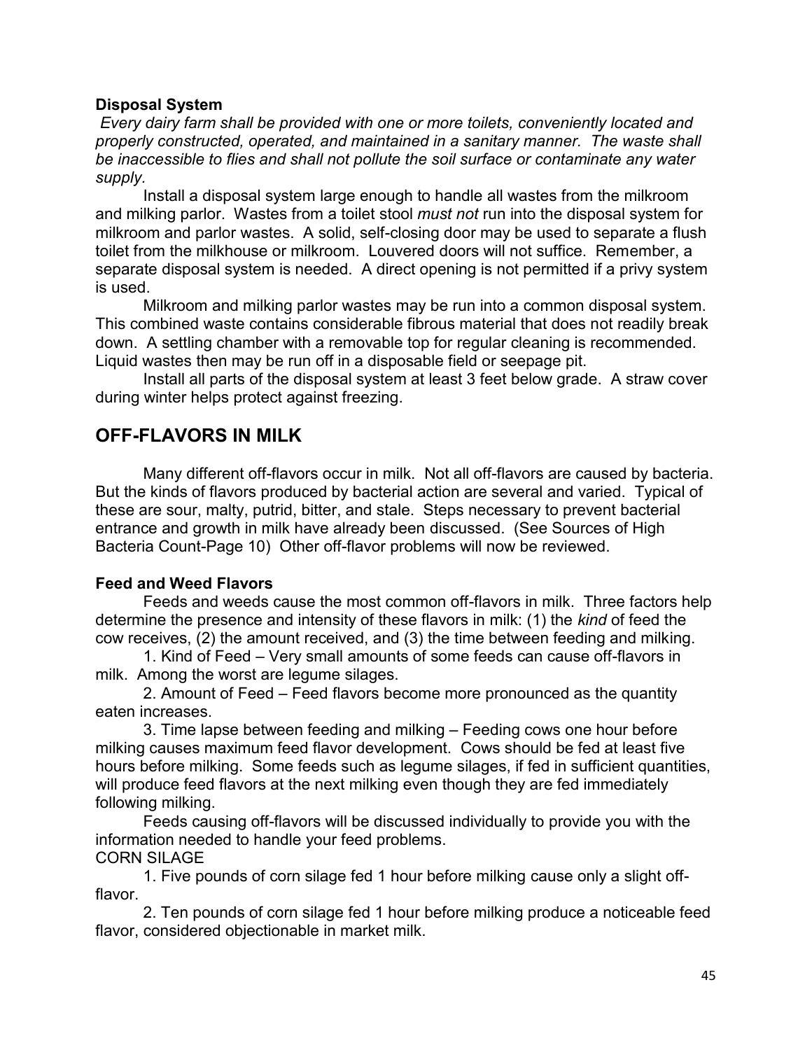### Disposal System

*Every dairy farm shall be provided with one or more toilets, conveniently located and properly constructed, operated, and maintained in a sanitary manner. The waste shall be inaccessible to flies and shall not pollute the soil surface or contaminate any water supply.*

Install a disposal system large enough to handle all wastes from the milkroom and milking parlor. Wastes from a toilet stool *must not* run into the disposal system for milkroom and parlor wastes. A solid, self-closing door may be used to separate a flush toilet from the milkhouse or milkroom. Louvered doors will not suffice. Remember, a separate disposal system is needed. A direct opening is not permitted if a privy system is used.

Milkroom and milking parlor wastes may be run into a common disposal system. This combined waste contains considerable fibrous material that does not readily break down. A settling chamber with a removable top for regular cleaning is recommended. Liquid wastes then may be run off in a disposable field or seepage pit.

Install all parts of the disposal system at least 3 feet below grade. A straw cover during winter helps protect against freezing.

## OFF-FLAVORS IN MILK

Many different off-flavors occur in milk. Not all off-flavors are caused by bacteria. But the kinds of flavors produced by bacterial action are several and varied. Typical of these are sour, malty, putrid, bitter, and stale. Steps necessary to prevent bacterial entrance and growth in milk have already been discussed. (See Sources of High Bacteria Count-Page 10) Other off-flavor problems will now be reviewed.

### Feed and Weed Flavors

Feeds and weeds cause the most common off-flavors in milk. Three factors help determine the presence and intensity of these flavors in milk: (1) the *kind* of feed the cow receives, (2) the amount received, and (3) the time between feeding and milking.

1. Kind of Feed – Very small amounts of some feeds can cause off-flavors in milk. Among the worst are legume silages.

2. Amount of Feed – Feed flavors become more pronounced as the quantity eaten increases.

3. Time lapse between feeding and milking – Feeding cows one hour before milking causes maximum feed flavor development. Cows should be fed at least five hours before milking. Some feeds such as legume silages, if fed in sufficient quantities, will produce feed flavors at the next milking even though they are fed immediately following milking.

Feeds causing off-flavors will be discussed individually to provide you with the information needed to handle your feed problems.

CORN SILAGE

1. Five pounds of corn silage fed 1 hour before milking cause only a slight off-flavor.

2. Ten pounds of corn silage fed 1 hour before milking produce a noticeable feed flavor, considered objectionable in market milk.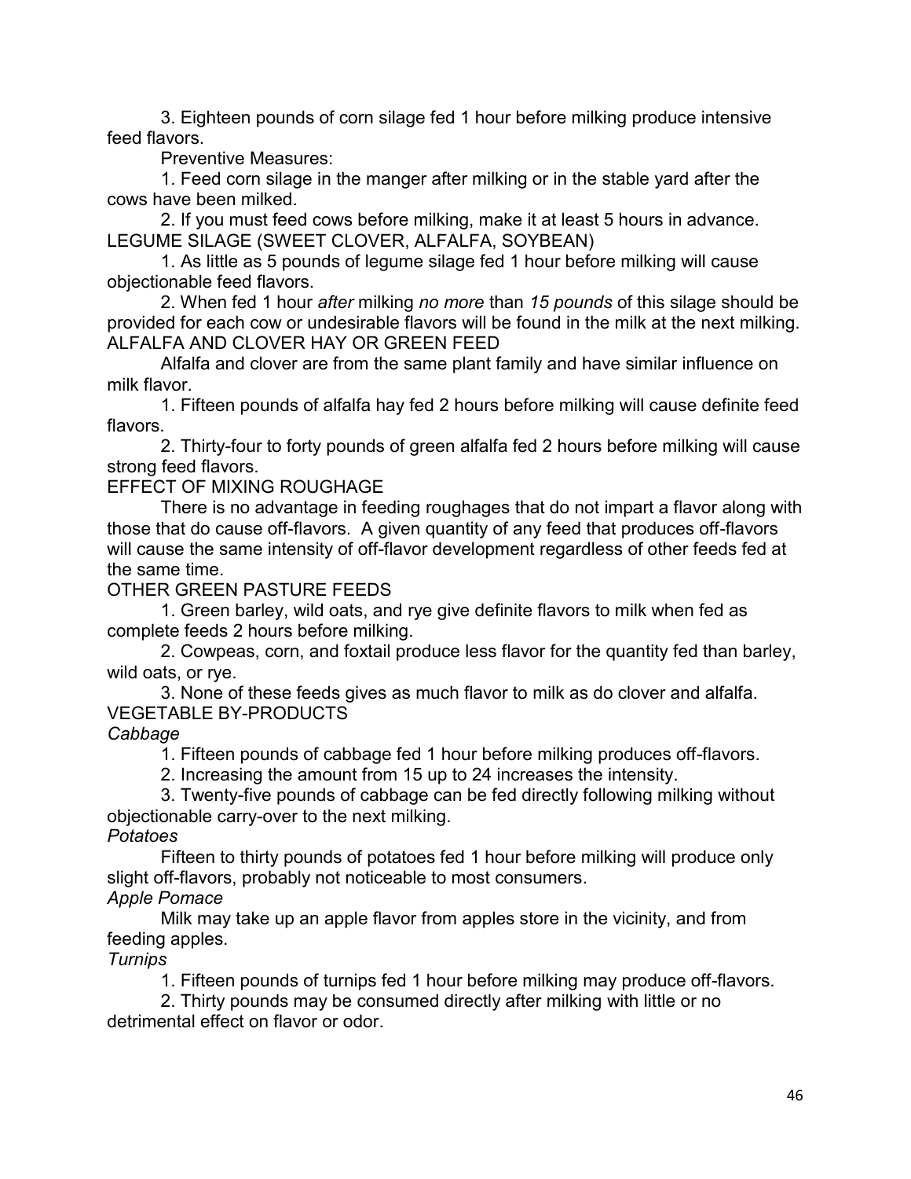3. Eighteen pounds of corn silage fed 1 hour before milking produce intensive feed flavors.

Preventive Measures:

1. Feed corn silage in the manger after milking or in the stable yard after the cows have been milked.

2. If you must feed cows before milking, make it at least 5 hours in advance.

LEGUME SILAGE (SWEET CLOVER, ALFALFA, SOYBEAN)

1. As little as 5 pounds of legume silage fed 1 hour before milking will cause objectionable feed flavors.

2. When fed 1 hour *after* milking *no more* than *15 pounds* of this silage should be provided for each cow or undesirable flavors will be found in the milk at the next milking.

ALFALFA AND CLOVER HAY OR GREEN FEED

Alfalfa and clover are from the same plant family and have similar influence on milk flavor.

1. Fifteen pounds of alfalfa hay fed 2 hours before milking will cause definite feed flavors.

2. Thirty-four to forty pounds of green alfalfa fed 2 hours before milking will cause strong feed flavors.

EFFECT OF MIXING ROUGHAGE

There is no advantage in feeding roughages that do not impart a flavor along with those that do cause off-flavors. A given quantity of any feed that produces off-flavors will cause the same intensity of off-flavor development regardless of other feeds fed at the same time.

OTHER GREEN PASTURE FEEDS

1. Green barley, wild oats, and rye give definite flavors to milk when fed as complete feeds 2 hours before milking.

2. Cowpeas, corn, and foxtail produce less flavor for the quantity fed than barley, wild oats, or rye.

3. None of these feeds gives as much flavor to milk as do clover and alfalfa.

VEGETABLE BY-PRODUCTS

*Cabbage*

1. Fifteen pounds of cabbage fed 1 hour before milking produces off-flavors.

2. Increasing the amount from 15 up to 24 increases the intensity.

3. Twenty-five pounds of cabbage can be fed directly following milking without objectionable carry-over to the next milking.

*Potatoes*

Fifteen to thirty pounds of potatoes fed 1 hour before milking will produce only slight off-flavors, probably not noticeable to most consumers.

*Apple Pomace*

Milk may take up an apple flavor from apples store in the vicinity, and from feeding apples.

*Turnips*

1. Fifteen pounds of turnips fed 1 hour before milking may produce off-flavors.

2. Thirty pounds may be consumed directly after milking with little or no detrimental effect on flavor or odor.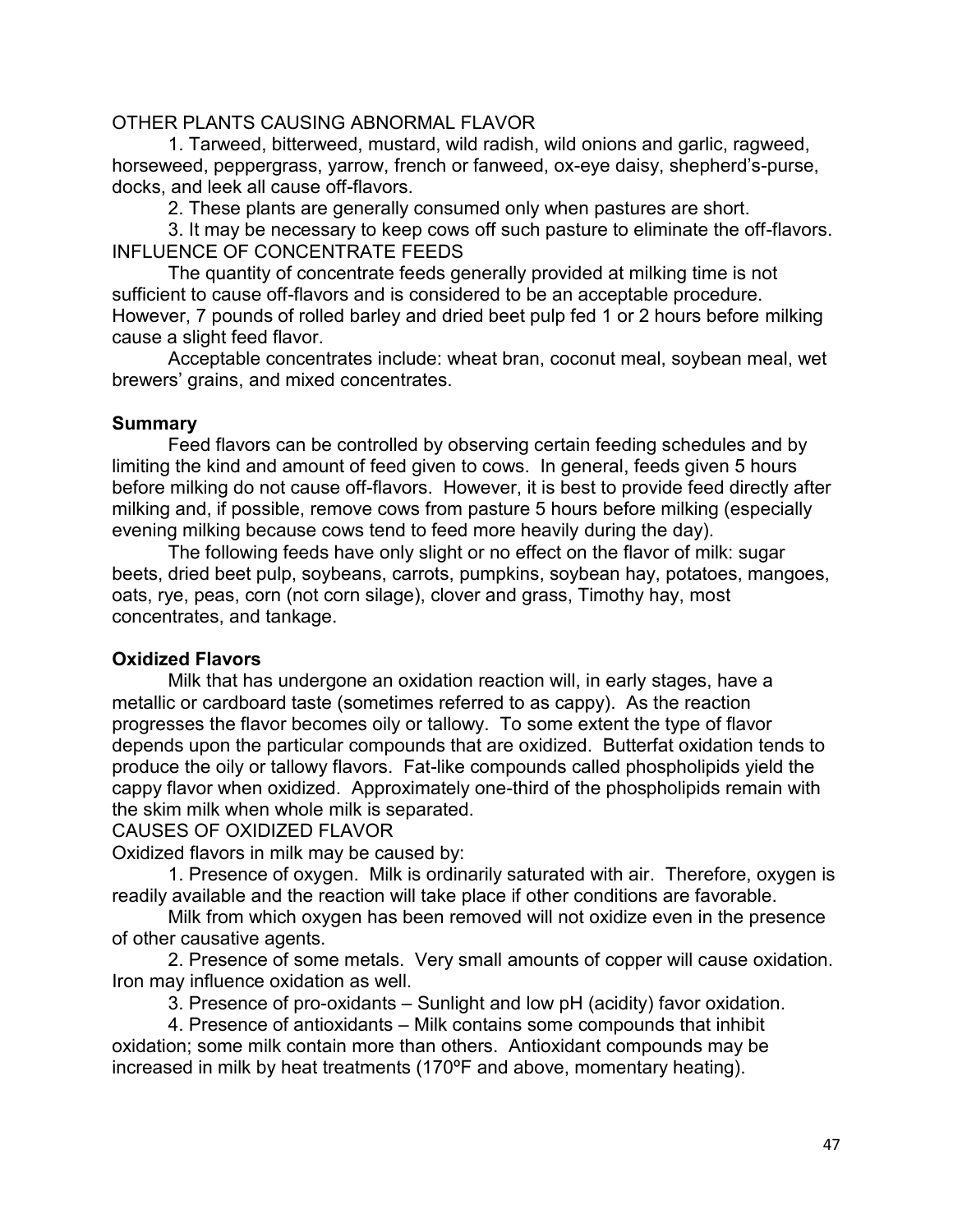OTHER PLANTS CAUSING ABNORMAL FLAVOR

1. Tarweed, bitterweed, mustard, wild radish, wild onions and garlic, ragweed, horseweed, peppergrass, yarrow, french or fanweed, ox-eye daisy, shepherd's-purse, docks, and leek all cause off-flavors.

2. These plants are generally consumed only when pastures are short.

3. It may be necessary to keep cows off such pasture to eliminate the off-flavors.

INFLUENCE OF CONCENTRATE FEEDS

The quantity of concentrate feeds generally provided at milking time is not sufficient to cause off-flavors and is considered to be an acceptable procedure. However, 7 pounds of rolled barley and dried beet pulp fed 1 or 2 hours before milking cause a slight feed flavor.

Acceptable concentrates include: wheat bran, coconut meal, soybean meal, wet brewers' grains, and mixed concentrates.

**Summary**

Feed flavors can be controlled by observing certain feeding schedules and by limiting the kind and amount of feed given to cows. In general, feeds given 5 hours before milking do not cause off-flavors. However, it is best to provide feed directly after milking and, if possible, remove cows from pasture 5 hours before milking (especially evening milking because cows tend to feed more heavily during the day).

The following feeds have only slight or no effect on the flavor of milk: sugar beets, dried beet pulp, soybeans, carrots, pumpkins, soybean hay, potatoes, mangoes, oats, rye, peas, corn (not corn silage), clover and grass, Timothy hay, most concentrates, and tankage.

**Oxidized Flavors**

Milk that has undergone an oxidation reaction will, in early stages, have a metallic or cardboard taste (sometimes referred to as cappy). As the reaction progresses the flavor becomes oily or tallowy. To some extent the type of flavor depends upon the particular compounds that are oxidized. Butterfat oxidation tends to produce the oily or tallowy flavors. Fat-like compounds called phospholipids yield the cappy flavor when oxidized. Approximately one-third of the phospholipids remain with the skim milk when whole milk is separated.

CAUSES OF OXIDIZED FLAVOR

Oxidized flavors in milk may be caused by:

1. Presence of oxygen. Milk is ordinarily saturated with air. Therefore, oxygen is readily available and the reaction will take place if other conditions are favorable.

Milk from which oxygen has been removed will not oxidize even in the presence of other causative agents.

2. Presence of some metals. Very small amounts of copper will cause oxidation. Iron may influence oxidation as well.

3. Presence of pro-oxidants – Sunlight and low pH (acidity) favor oxidation.

4. Presence of antioxidants – Milk contains some compounds that inhibit oxidation; some milk contain more than others. Antioxidant compounds may be increased in milk by heat treatments (170ºF and above, momentary heating).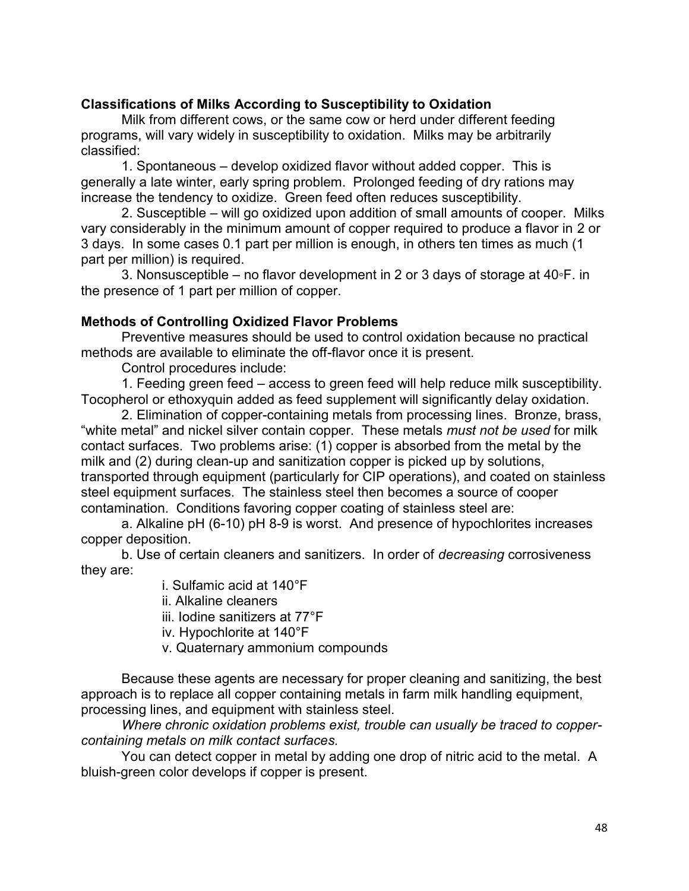**Classifications of Milks According to Susceptibility to Oxidation**

Milk from different cows, or the same cow or herd under different feeding programs, will vary widely in susceptibility to oxidation. Milks may be arbitrarily classified:

1. Spontaneous – develop oxidized flavor without added copper. This is generally a late winter, early spring problem. Prolonged feeding of dry rations may increase the tendency to oxidize. Green feed often reduces susceptibility.

2. Susceptible – will go oxidized upon addition of small amounts of cooper. Milks vary considerably in the minimum amount of copper required to produce a flavor in 2 or 3 days. In some cases 0.1 part per million is enough, in others ten times as much (1 part per million) is required.

3. Nonsusceptible – no flavor development in 2 or 3 days of storage at 40◦F. in the presence of 1 part per million of copper.

**Methods of Controlling Oxidized Flavor Problems**

Preventive measures should be used to control oxidation because no practical methods are available to eliminate the off-flavor once it is present.

Control procedures include:

1. Feeding green feed – access to green feed will help reduce milk susceptibility. Tocopherol or ethoxyquin added as feed supplement will significantly delay oxidation.

2. Elimination of copper-containing metals from processing lines. Bronze, brass, "white metal" and nickel silver contain copper. These metals *must not be used* for milk contact surfaces. Two problems arise: (1) copper is absorbed from the metal by the milk and (2) during clean-up and sanitization copper is picked up by solutions, transported through equipment (particularly for CIP operations), and coated on stainless steel equipment surfaces. The stainless steel then becomes a source of cooper contamination. Conditions favoring copper coating of stainless steel are:

a. Alkaline pH (6-10) pH 8-9 is worst. And presence of hypochlorites increases copper deposition.

b. Use of certain cleaners and sanitizers. In order of *decreasing* corrosiveness they are:

i. Sulfamic acid at 140°F
ii. Alkaline cleaners
iii. Iodine sanitizers at 77°F
iv. Hypochlorite at 140°F
v. Quaternary ammonium compounds

Because these agents are necessary for proper cleaning and sanitizing, the best approach is to replace all copper containing metals in farm milk handling equipment, processing lines, and equipment with stainless steel.

*Where chronic oxidation problems exist, trouble can usually be traced to copper-containing metals on milk contact surfaces.*

You can detect copper in metal by adding one drop of nitric acid to the metal. A bluish-green color develops if copper is present.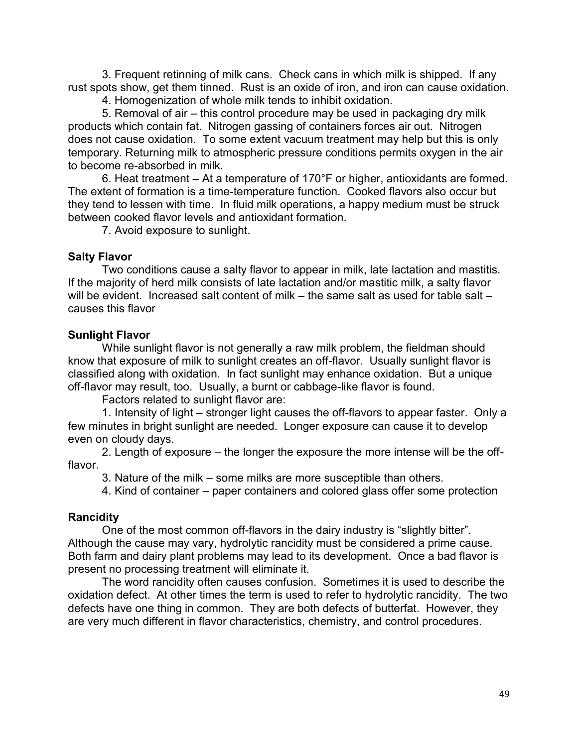3. Frequent retinning of milk cans. Check cans in which milk is shipped. If any rust spots show, get them tinned. Rust is an oxide of iron, and iron can cause oxidation.

4. Homogenization of whole milk tends to inhibit oxidation.

5. Removal of air – this control procedure may be used in packaging dry milk products which contain fat. Nitrogen gassing of containers forces air out. Nitrogen does not cause oxidation. To some extent vacuum treatment may help but this is only temporary. Returning milk to atmospheric pressure conditions permits oxygen in the air to become re-absorbed in milk.

6. Heat treatment – At a temperature of 170°F or higher, antioxidants are formed. The extent of formation is a time-temperature function. Cooked flavors also occur but they tend to lessen with time. In fluid milk operations, a happy medium must be struck between cooked flavor levels and antioxidant formation.

7. Avoid exposure to sunlight.

**Salty Flavor**

Two conditions cause a salty flavor to appear in milk, late lactation and mastitis. If the majority of herd milk consists of late lactation and/or mastitic milk, a salty flavor will be evident. Increased salt content of milk – the same salt as used for table salt – causes this flavor

**Sunlight Flavor**

While sunlight flavor is not generally a raw milk problem, the fieldman should know that exposure of milk to sunlight creates an off-flavor. Usually sunlight flavor is classified along with oxidation. In fact sunlight may enhance oxidation. But a unique off-flavor may result, too. Usually, a burnt or cabbage-like flavor is found.

Factors related to sunlight flavor are:

1. Intensity of light – stronger light causes the off-flavors to appear faster. Only a few minutes in bright sunlight are needed. Longer exposure can cause it to develop even on cloudy days.

2. Length of exposure – the longer the exposure the more intense will be the off-flavor.

3. Nature of the milk – some milks are more susceptible than others.

4. Kind of container – paper containers and colored glass offer some protection

**Rancidity**

One of the most common off-flavors in the dairy industry is "slightly bitter". Although the cause may vary, hydrolytic rancidity must be considered a prime cause. Both farm and dairy plant problems may lead to its development. Once a bad flavor is present no processing treatment will eliminate it.

The word rancidity often causes confusion. Sometimes it is used to describe the oxidation defect. At other times the term is used to refer to hydrolytic rancidity. The two defects have one thing in common. They are both defects of butterfat. However, they are very much different in flavor characteristics, chemistry, and control procedures.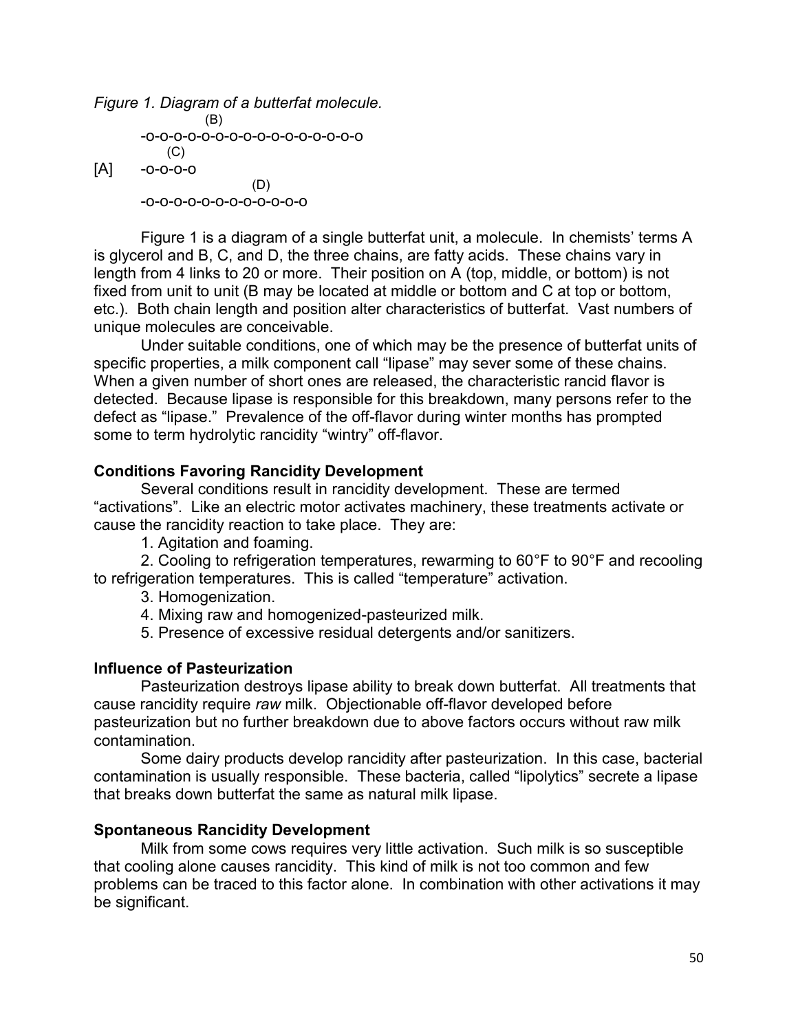*Figure 1. Diagram of a butterfat molecule.*

```
                  (B)
        -o-o-o-o-o-o-o-o-o-o-o-o-o-o-o-o-o
             (C)
[A]     -o-o-o-o
                          (D)
        -o-o-o-o-o-o-o-o-o-o-o-o
```

Figure 1 is a diagram of a single butterfat unit, a molecule. In chemists' terms A is glycerol and B, C, and D, the three chains, are fatty acids. These chains vary in length from 4 links to 20 or more. Their position on A (top, middle, or bottom) is not fixed from unit to unit (B may be located at middle or bottom and C at top or bottom, etc.). Both chain length and position alter characteristics of butterfat. Vast numbers of unique molecules are conceivable.

Under suitable conditions, one of which may be the presence of butterfat units of specific properties, a milk component call "lipase" may sever some of these chains. When a given number of short ones are released, the characteristic rancid flavor is detected. Because lipase is responsible for this breakdown, many persons refer to the defect as "lipase." Prevalence of the off-flavor during winter months has prompted some to term hydrolytic rancidity "wintry" off-flavor.

**Conditions Favoring Rancidity Development**

Several conditions result in rancidity development. These are termed "activations". Like an electric motor activates machinery, these treatments activate or cause the rancidity reaction to take place. They are:

1. Agitation and foaming.
2. Cooling to refrigeration temperatures, rewarming to 60°F to 90°F and recooling to refrigeration temperatures. This is called "temperature" activation.
3. Homogenization.
4. Mixing raw and homogenized-pasteurized milk.
5. Presence of excessive residual detergents and/or sanitizers.

**Influence of Pasteurization**

Pasteurization destroys lipase ability to break down butterfat. All treatments that cause rancidity require *raw* milk. Objectionable off-flavor developed before pasteurization but no further breakdown due to above factors occurs without raw milk contamination.

Some dairy products develop rancidity after pasteurization. In this case, bacterial contamination is usually responsible. These bacteria, called "lipolytics" secrete a lipase that breaks down butterfat the same as natural milk lipase.

**Spontaneous Rancidity Development**

Milk from some cows requires very little activation. Such milk is so susceptible that cooling alone causes rancidity. This kind of milk is not too common and few problems can be traced to this factor alone. In combination with other activations it may be significant.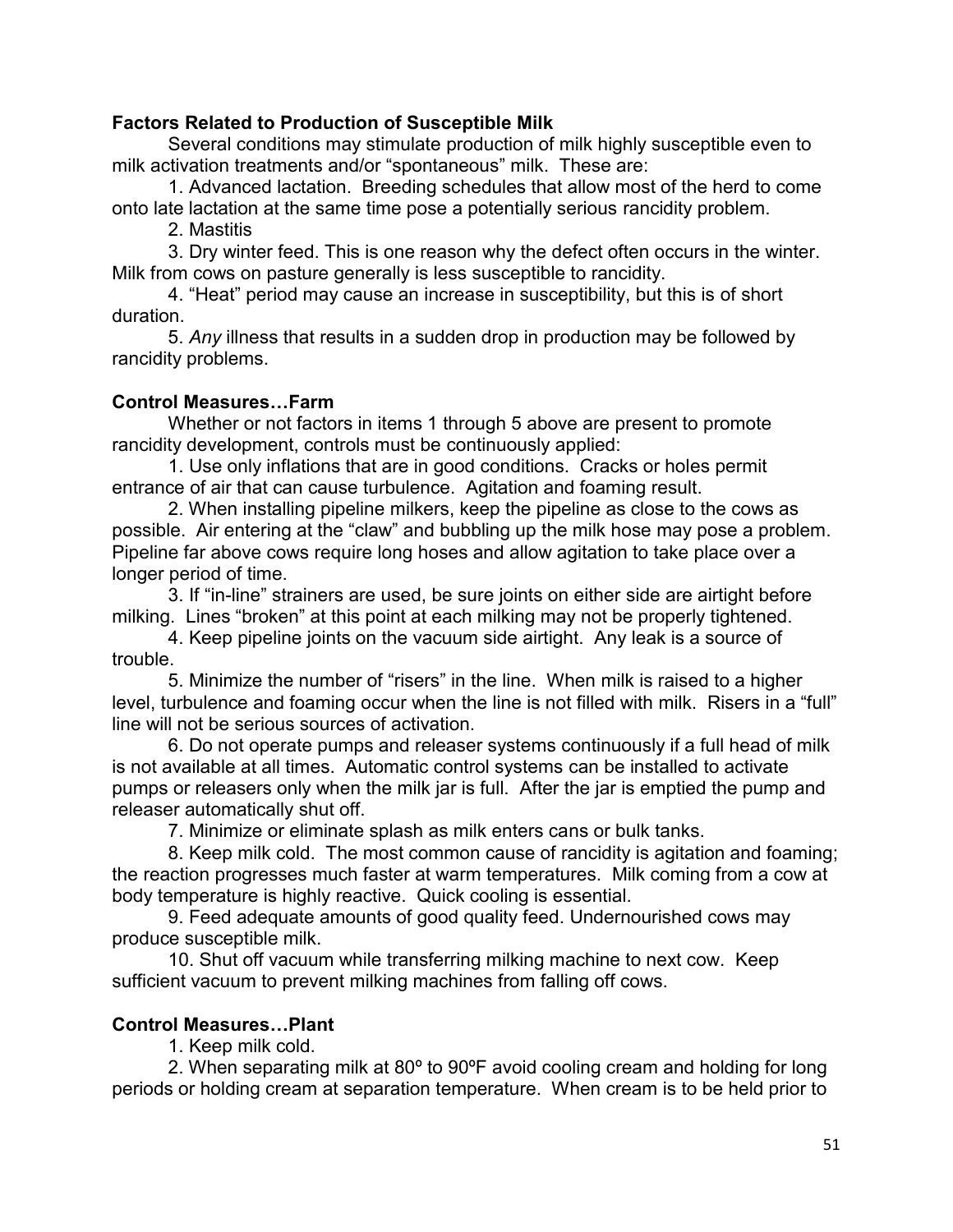**Factors Related to Production of Susceptible Milk**

Several conditions may stimulate production of milk highly susceptible even to milk activation treatments and/or "spontaneous" milk. These are:

1. Advanced lactation. Breeding schedules that allow most of the herd to come onto late lactation at the same time pose a potentially serious rancidity problem.
2. Mastitis
3. Dry winter feed. This is one reason why the defect often occurs in the winter. Milk from cows on pasture generally is less susceptible to rancidity.
4. "Heat" period may cause an increase in susceptibility, but this is of short duration.
5. *Any* illness that results in a sudden drop in production may be followed by rancidity problems.

**Control Measures…Farm**

Whether or not factors in items 1 through 5 above are present to promote rancidity development, controls must be continuously applied:

1. Use only inflations that are in good conditions. Cracks or holes permit entrance of air that can cause turbulence. Agitation and foaming result.
2. When installing pipeline milkers, keep the pipeline as close to the cows as possible. Air entering at the "claw" and bubbling up the milk hose may pose a problem. Pipeline far above cows require long hoses and allow agitation to take place over a longer period of time.
3. If "in-line" strainers are used, be sure joints on either side are airtight before milking. Lines "broken" at this point at each milking may not be properly tightened.
4. Keep pipeline joints on the vacuum side airtight. Any leak is a source of trouble.
5. Minimize the number of "risers" in the line. When milk is raised to a higher level, turbulence and foaming occur when the line is not filled with milk. Risers in a "full" line will not be serious sources of activation.
6. Do not operate pumps and releaser systems continuously if a full head of milk is not available at all times. Automatic control systems can be installed to activate pumps or releasers only when the milk jar is full. After the jar is emptied the pump and releaser automatically shut off.
7. Minimize or eliminate splash as milk enters cans or bulk tanks.
8. Keep milk cold. The most common cause of rancidity is agitation and foaming; the reaction progresses much faster at warm temperatures. Milk coming from a cow at body temperature is highly reactive. Quick cooling is essential.
9. Feed adequate amounts of good quality feed. Undernourished cows may produce susceptible milk.
10. Shut off vacuum while transferring milking machine to next cow. Keep sufficient vacuum to prevent milking machines from falling off cows.

**Control Measures…Plant**

1. Keep milk cold.
2. When separating milk at 80º to 90ºF avoid cooling cream and holding for long periods or holding cream at separation temperature. When cream is to be held prior to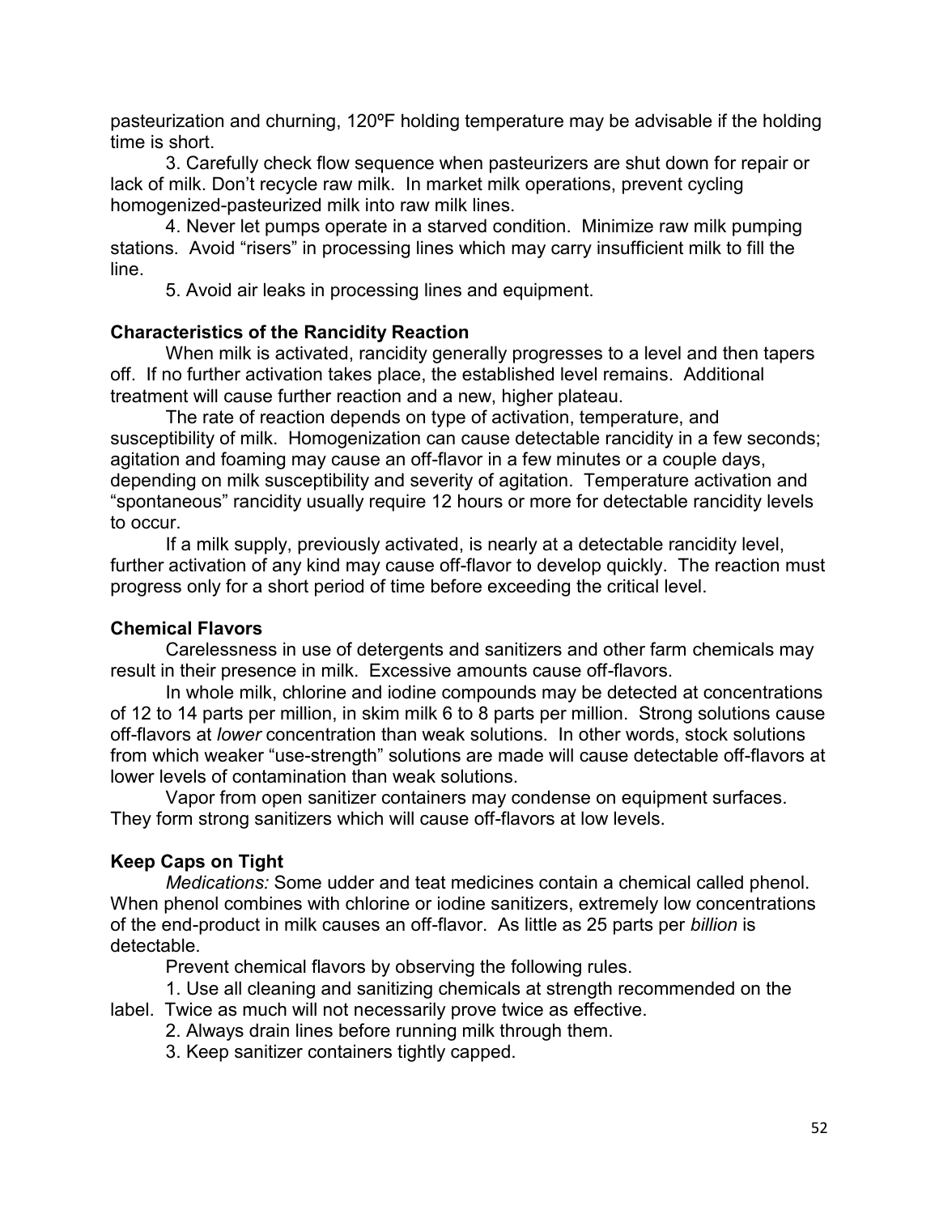pasteurization and churning, 120ºF holding temperature may be advisable if the holding time is short.

3. Carefully check flow sequence when pasteurizers are shut down for repair or lack of milk. Don't recycle raw milk. In market milk operations, prevent cycling homogenized-pasteurized milk into raw milk lines.

4. Never let pumps operate in a starved condition. Minimize raw milk pumping stations. Avoid "risers" in processing lines which may carry insufficient milk to fill the line.

5. Avoid air leaks in processing lines and equipment.

**Characteristics of the Rancidity Reaction**

When milk is activated, rancidity generally progresses to a level and then tapers off. If no further activation takes place, the established level remains. Additional treatment will cause further reaction and a new, higher plateau.

The rate of reaction depends on type of activation, temperature, and susceptibility of milk. Homogenization can cause detectable rancidity in a few seconds; agitation and foaming may cause an off-flavor in a few minutes or a couple days, depending on milk susceptibility and severity of agitation. Temperature activation and "spontaneous" rancidity usually require 12 hours or more for detectable rancidity levels to occur.

If a milk supply, previously activated, is nearly at a detectable rancidity level, further activation of any kind may cause off-flavor to develop quickly. The reaction must progress only for a short period of time before exceeding the critical level.

**Chemical Flavors**

Carelessness in use of detergents and sanitizers and other farm chemicals may result in their presence in milk. Excessive amounts cause off-flavors.

In whole milk, chlorine and iodine compounds may be detected at concentrations of 12 to 14 parts per million, in skim milk 6 to 8 parts per million. Strong solutions cause off-flavors at *lower* concentration than weak solutions. In other words, stock solutions from which weaker "use-strength" solutions are made will cause detectable off-flavors at lower levels of contamination than weak solutions.

Vapor from open sanitizer containers may condense on equipment surfaces. They form strong sanitizers which will cause off-flavors at low levels.

**Keep Caps on Tight**

*Medications:* Some udder and teat medicines contain a chemical called phenol. When phenol combines with chlorine or iodine sanitizers, extremely low concentrations of the end-product in milk causes an off-flavor. As little as 25 parts per *billion* is detectable.

Prevent chemical flavors by observing the following rules.

1. Use all cleaning and sanitizing chemicals at strength recommended on the label. Twice as much will not necessarily prove twice as effective.

2. Always drain lines before running milk through them.

3. Keep sanitizer containers tightly capped.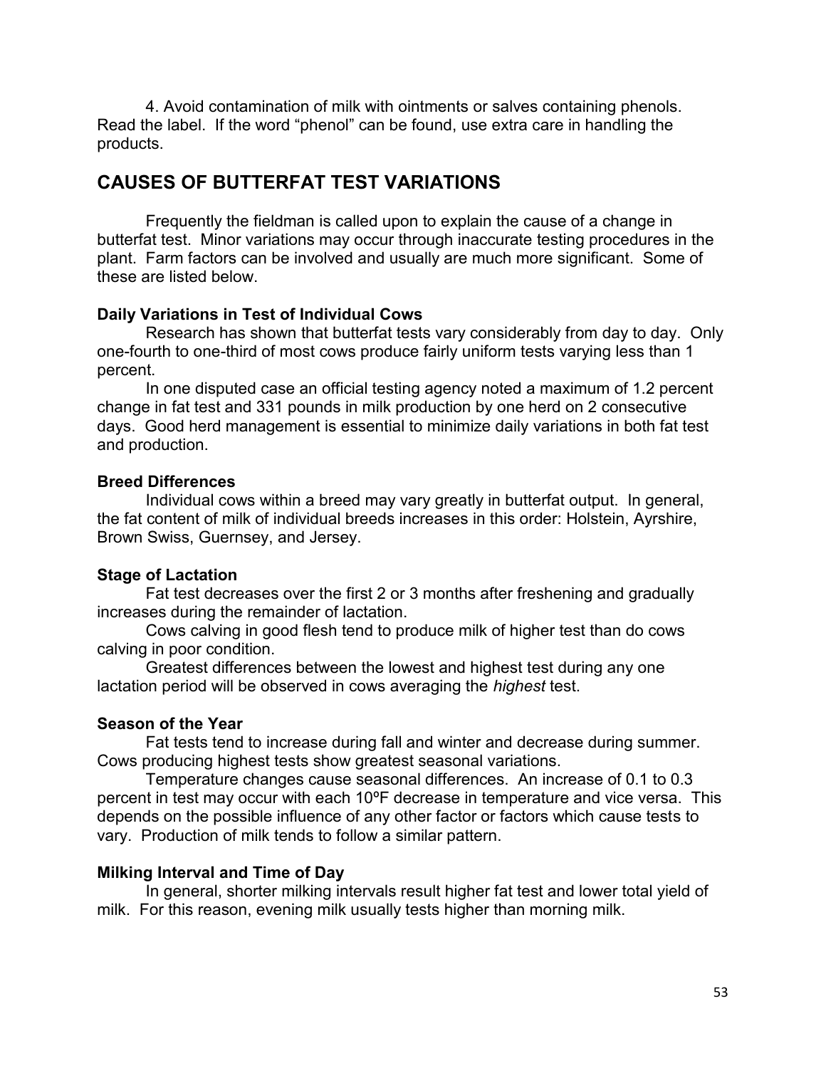4. Avoid contamination of milk with ointments or salves containing phenols. Read the label. If the word “phenol” can be found, use extra care in handling the products.

## CAUSES OF BUTTERFAT TEST VARIATIONS

Frequently the fieldman is called upon to explain the cause of a change in butterfat test. Minor variations may occur through inaccurate testing procedures in the plant. Farm factors can be involved and usually are much more significant. Some of these are listed below.

### Daily Variations in Test of Individual Cows

Research has shown that butterfat tests vary considerably from day to day. Only one-fourth to one-third of most cows produce fairly uniform tests varying less than 1 percent.

In one disputed case an official testing agency noted a maximum of 1.2 percent change in fat test and 331 pounds in milk production by one herd on 2 consecutive days. Good herd management is essential to minimize daily variations in both fat test and production.

### Breed Differences

Individual cows within a breed may vary greatly in butterfat output. In general, the fat content of milk of individual breeds increases in this order: Holstein, Ayrshire, Brown Swiss, Guernsey, and Jersey.

### Stage of Lactation

Fat test decreases over the first 2 or 3 months after freshening and gradually increases during the remainder of lactation.

Cows calving in good flesh tend to produce milk of higher test than do cows calving in poor condition.

Greatest differences between the lowest and highest test during any one lactation period will be observed in cows averaging the *highest* test.

### Season of the Year

Fat tests tend to increase during fall and winter and decrease during summer. Cows producing highest tests show greatest seasonal variations.

Temperature changes cause seasonal differences. An increase of 0.1 to 0.3 percent in test may occur with each 10ºF decrease in temperature and vice versa. This depends on the possible influence of any other factor or factors which cause tests to vary. Production of milk tends to follow a similar pattern.

### Milking Interval and Time of Day

In general, shorter milking intervals result higher fat test and lower total yield of milk. For this reason, evening milk usually tests higher than morning milk.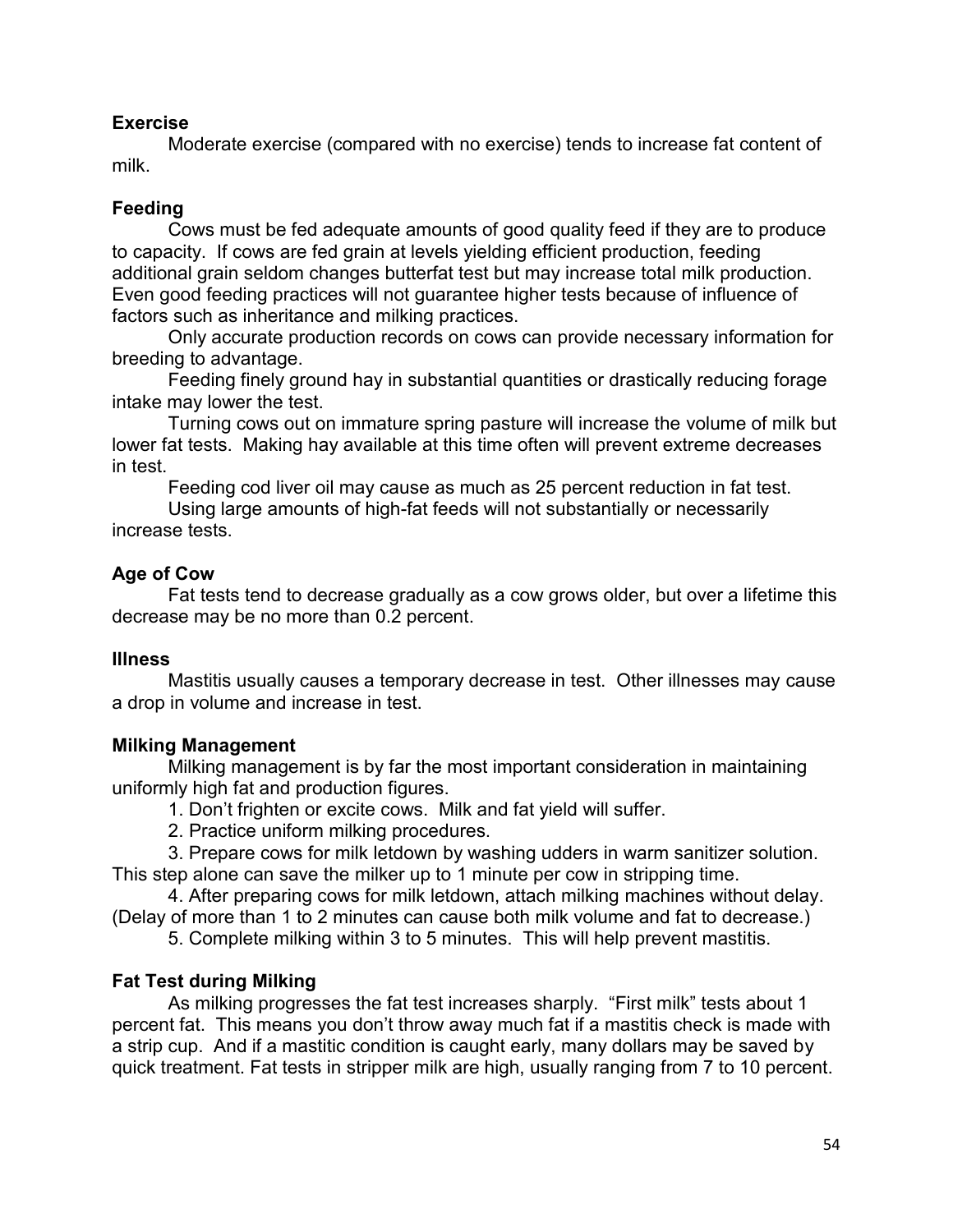**Exercise**

Moderate exercise (compared with no exercise) tends to increase fat content of milk.

**Feeding**

Cows must be fed adequate amounts of good quality feed if they are to produce to capacity. If cows are fed grain at levels yielding efficient production, feeding additional grain seldom changes butterfat test but may increase total milk production. Even good feeding practices will not guarantee higher tests because of influence of factors such as inheritance and milking practices.

Only accurate production records on cows can provide necessary information for breeding to advantage.

Feeding finely ground hay in substantial quantities or drastically reducing forage intake may lower the test.

Turning cows out on immature spring pasture will increase the volume of milk but lower fat tests. Making hay available at this time often will prevent extreme decreases in test.

Feeding cod liver oil may cause as much as 25 percent reduction in fat test.

Using large amounts of high-fat feeds will not substantially or necessarily increase tests.

**Age of Cow**

Fat tests tend to decrease gradually as a cow grows older, but over a lifetime this decrease may be no more than 0.2 percent.

**Illness**

Mastitis usually causes a temporary decrease in test. Other illnesses may cause a drop in volume and increase in test.

**Milking Management**

Milking management is by far the most important consideration in maintaining uniformly high fat and production figures.

1. Don't frighten or excite cows. Milk and fat yield will suffer.
2. Practice uniform milking procedures.
3. Prepare cows for milk letdown by washing udders in warm sanitizer solution. This step alone can save the milker up to 1 minute per cow in stripping time.
4. After preparing cows for milk letdown, attach milking machines without delay. (Delay of more than 1 to 2 minutes can cause both milk volume and fat to decrease.)
5. Complete milking within 3 to 5 minutes. This will help prevent mastitis.

**Fat Test during Milking**

As milking progresses the fat test increases sharply. "First milk" tests about 1 percent fat. This means you don't throw away much fat if a mastitis check is made with a strip cup. And if a mastitic condition is caught early, many dollars may be saved by quick treatment. Fat tests in stripper milk are high, usually ranging from 7 to 10 percent.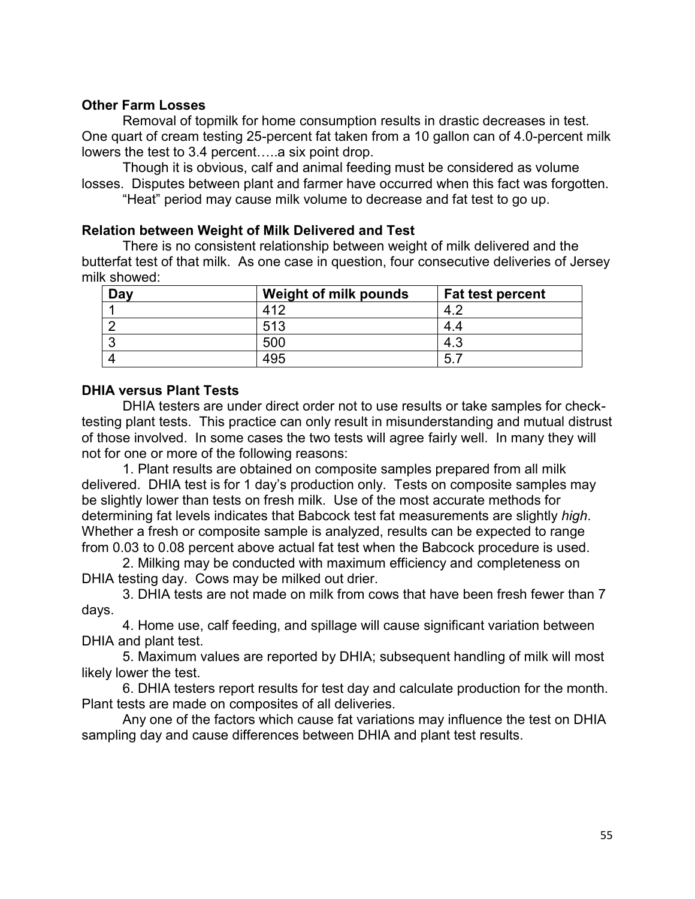### Other Farm Losses

Removal of topmilk for home consumption results in drastic decreases in test. One quart of cream testing 25-percent fat taken from a 10 gallon can of 4.0-percent milk lowers the test to 3.4 percent…..a six point drop.

Though it is obvious, calf and animal feeding must be considered as volume losses. Disputes between plant and farmer have occurred when this fact was forgotten.

"Heat" period may cause milk volume to decrease and fat test to go up.

### Relation between Weight of Milk Delivered and Test

There is no consistent relationship between weight of milk delivered and the butterfat test of that milk. As one case in question, four consecutive deliveries of Jersey milk showed:

| Day | Weight of milk pounds | Fat test percent |
|---|---|---|
| 1 | 412 | 4.2 |
| 2 | 513 | 4.4 |
| 3 | 500 | 4.3 |
| 4 | 495 | 5.7 |

### DHIA versus Plant Tests

DHIA testers are under direct order not to use results or take samples for check-testing plant tests. This practice can only result in misunderstanding and mutual distrust of those involved. In some cases the two tests will agree fairly well. In many they will not for one or more of the following reasons:

1. Plant results are obtained on composite samples prepared from all milk delivered. DHIA test is for 1 day's production only. Tests on composite samples may be slightly lower than tests on fresh milk. Use of the most accurate methods for determining fat levels indicates that Babcock test fat measurements are slightly *high*. Whether a fresh or composite sample is analyzed, results can be expected to range from 0.03 to 0.08 percent above actual fat test when the Babcock procedure is used.

2. Milking may be conducted with maximum efficiency and completeness on DHIA testing day. Cows may be milked out drier.

3. DHIA tests are not made on milk from cows that have been fresh fewer than 7 days.

4. Home use, calf feeding, and spillage will cause significant variation between DHIA and plant test.

5. Maximum values are reported by DHIA; subsequent handling of milk will most likely lower the test.

6. DHIA testers report results for test day and calculate production for the month. Plant tests are made on composites of all deliveries.

Any one of the factors which cause fat variations may influence the test on DHIA sampling day and cause differences between DHIA and plant test results.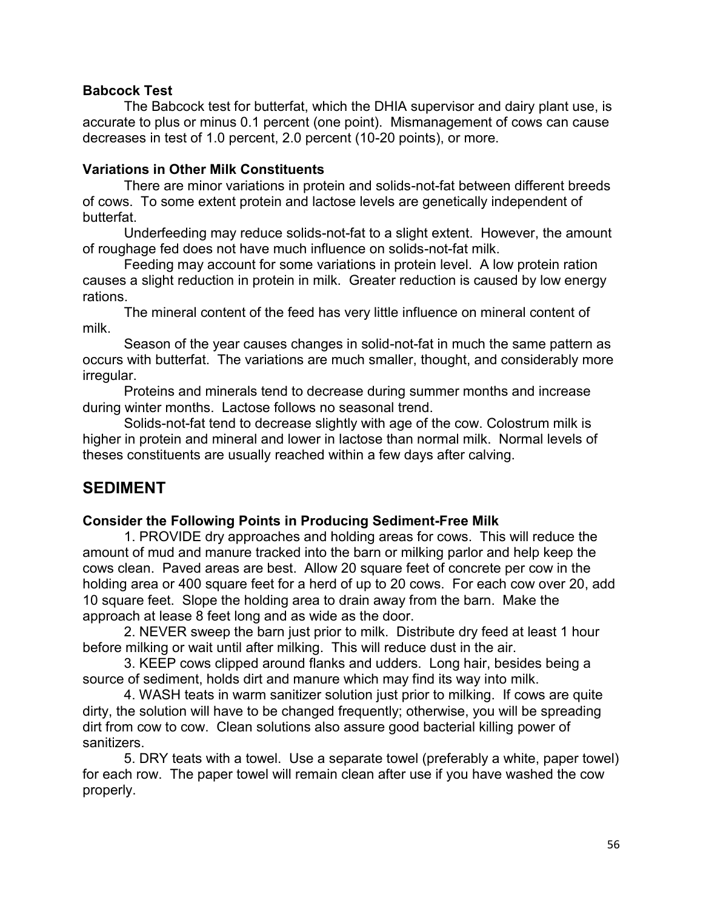### Babcock Test

The Babcock test for butterfat, which the DHIA supervisor and dairy plant use, is accurate to plus or minus 0.1 percent (one point). Mismanagement of cows can cause decreases in test of 1.0 percent, 2.0 percent (10-20 points), or more.

### Variations in Other Milk Constituents

There are minor variations in protein and solids-not-fat between different breeds of cows. To some extent protein and lactose levels are genetically independent of butterfat.

Underfeeding may reduce solids-not-fat to a slight extent. However, the amount of roughage fed does not have much influence on solids-not-fat milk.

Feeding may account for some variations in protein level. A low protein ration causes a slight reduction in protein in milk. Greater reduction is caused by low energy rations.

The mineral content of the feed has very little influence on mineral content of milk.

Season of the year causes changes in solid-not-fat in much the same pattern as occurs with butterfat. The variations are much smaller, thought, and considerably more irregular.

Proteins and minerals tend to decrease during summer months and increase during winter months. Lactose follows no seasonal trend.

Solids-not-fat tend to decrease slightly with age of the cow. Colostrum milk is higher in protein and mineral and lower in lactose than normal milk. Normal levels of theses constituents are usually reached within a few days after calving.

## SEDIMENT

### Consider the Following Points in Producing Sediment-Free Milk

1. PROVIDE dry approaches and holding areas for cows. This will reduce the amount of mud and manure tracked into the barn or milking parlor and help keep the cows clean. Paved areas are best. Allow 20 square feet of concrete per cow in the holding area or 400 square feet for a herd of up to 20 cows. For each cow over 20, add 10 square feet. Slope the holding area to drain away from the barn. Make the approach at lease 8 feet long and as wide as the door.

2. NEVER sweep the barn just prior to milk. Distribute dry feed at least 1 hour before milking or wait until after milking. This will reduce dust in the air.

3. KEEP cows clipped around flanks and udders. Long hair, besides being a source of sediment, holds dirt and manure which may find its way into milk.

4. WASH teats in warm sanitizer solution just prior to milking. If cows are quite dirty, the solution will have to be changed frequently; otherwise, you will be spreading dirt from cow to cow. Clean solutions also assure good bacterial killing power of sanitizers.

5. DRY teats with a towel. Use a separate towel (preferably a white, paper towel) for each row. The paper towel will remain clean after use if you have washed the cow properly.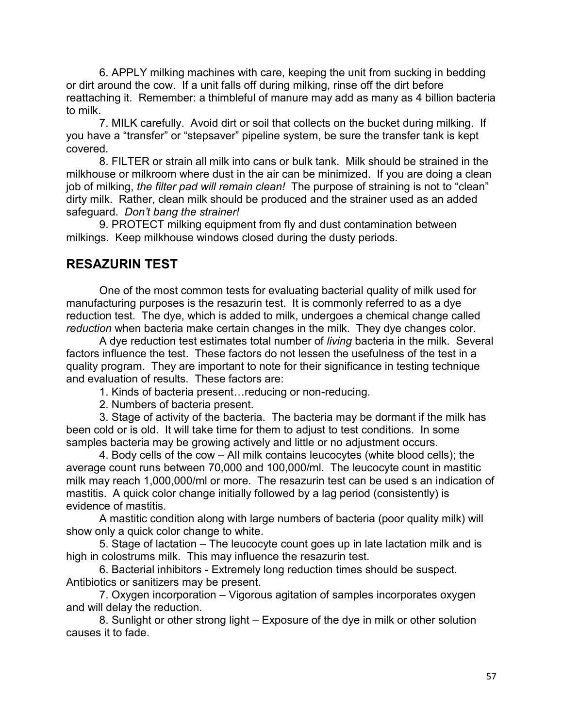6. APPLY milking machines with care, keeping the unit from sucking in bedding or dirt around the cow. If a unit falls off during milking, rinse off the dirt before reattaching it. Remember: a thimbleful of manure may add as many as 4 billion bacteria to milk.

7. MILK carefully. Avoid dirt or soil that collects on the bucket during milking. If you have a "transfer" or "stepsaver" pipeline system, be sure the transfer tank is kept covered.

8. FILTER or strain all milk into cans or bulk tank. Milk should be strained in the milkhouse or milkroom where dust in the air can be minimized. If you are doing a clean job of milking, *the filter pad will remain clean!* The purpose of straining is not to "clean" dirty milk. Rather, clean milk should be produced and the strainer used as an added safeguard. *Don't bang the strainer!*

9. PROTECT milking equipment from fly and dust contamination between milkings. Keep milkhouse windows closed during the dusty periods.

## RESAZURIN TEST

One of the most common tests for evaluating bacterial quality of milk used for manufacturing purposes is the resazurin test. It is commonly referred to as a dye reduction test. The dye, which is added to milk, undergoes a chemical change called *reduction* when bacteria make certain changes in the milk. They dye changes color.

A dye reduction test estimates total number of *living* bacteria in the milk. Several factors influence the test. These factors do not lessen the usefulness of the test in a quality program. They are important to note for their significance in testing technique and evaluation of results. These factors are:

1. Kinds of bacteria present…reducing or non-reducing.

2. Numbers of bacteria present.

3. Stage of activity of the bacteria. The bacteria may be dormant if the milk has been cold or is old. It will take time for them to adjust to test conditions. In some samples bacteria may be growing actively and little or no adjustment occurs.

4. Body cells of the cow – All milk contains leucocytes (white blood cells); the average count runs between 70,000 and 100,000/ml. The leucocyte count in mastitic milk may reach 1,000,000/ml or more. The resazurin test can be used s an indication of mastitis. A quick color change initially followed by a lag period (consistently) is evidence of mastitis.

A mastitic condition along with large numbers of bacteria (poor quality milk) will show only a quick color change to white.

5. Stage of lactation – The leucocyte count goes up in late lactation milk and is high in colostrums milk. This may influence the resazurin test.

6. Bacterial inhibitors - Extremely long reduction times should be suspect. Antibiotics or sanitizers may be present.

7. Oxygen incorporation – Vigorous agitation of samples incorporates oxygen and will delay the reduction.

8. Sunlight or other strong light – Exposure of the dye in milk or other solution causes it to fade.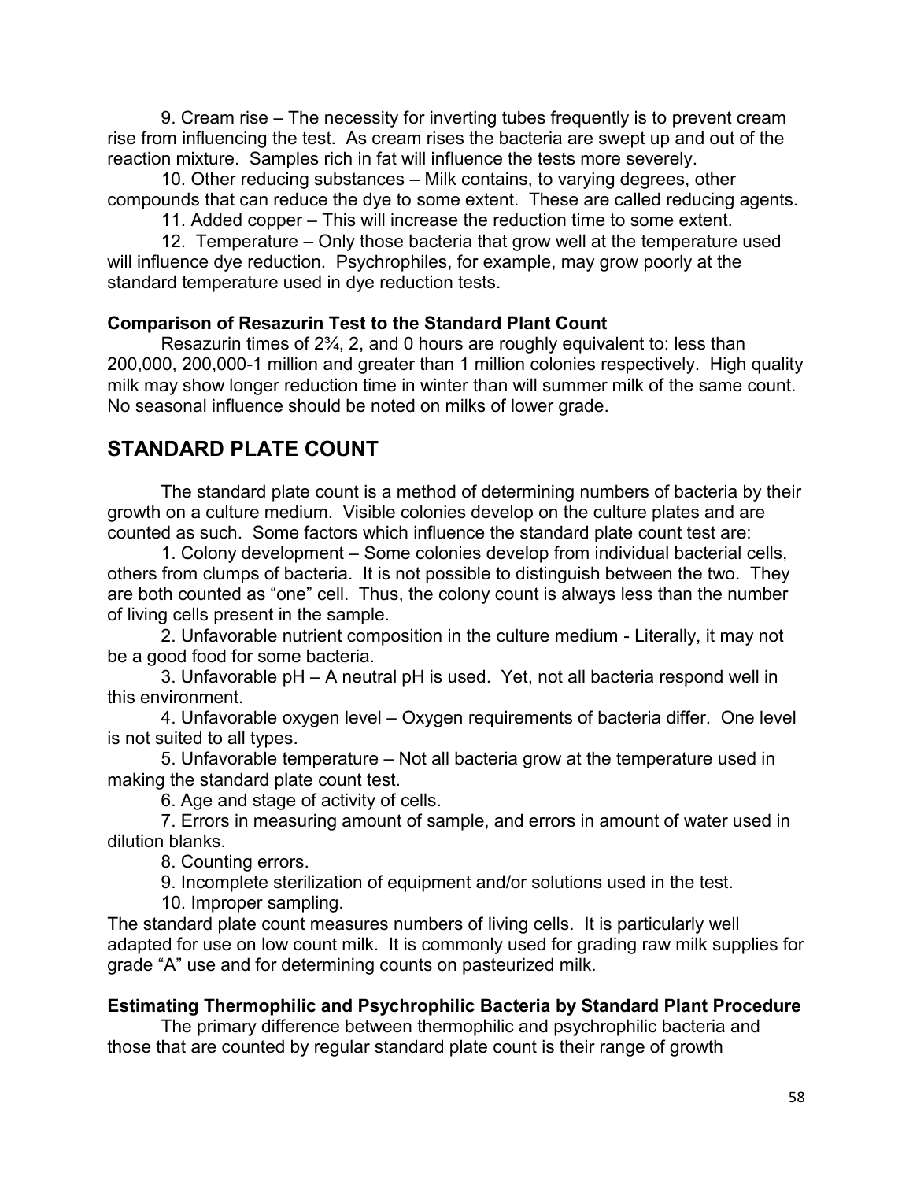9. Cream rise – The necessity for inverting tubes frequently is to prevent cream rise from influencing the test. As cream rises the bacteria are swept up and out of the reaction mixture. Samples rich in fat will influence the tests more severely.

10. Other reducing substances – Milk contains, to varying degrees, other compounds that can reduce the dye to some extent. These are called reducing agents.

11. Added copper – This will increase the reduction time to some extent.

12. Temperature – Only those bacteria that grow well at the temperature used will influence dye reduction. Psychrophiles, for example, may grow poorly at the standard temperature used in dye reduction tests.

**Comparison of Resazurin Test to the Standard Plant Count**

Resazurin times of 2¾, 2, and 0 hours are roughly equivalent to: less than 200,000, 200,000-1 million and greater than 1 million colonies respectively. High quality milk may show longer reduction time in winter than will summer milk of the same count. No seasonal influence should be noted on milks of lower grade.

## STANDARD PLATE COUNT

The standard plate count is a method of determining numbers of bacteria by their growth on a culture medium. Visible colonies develop on the culture plates and are counted as such. Some factors which influence the standard plate count test are:

1. Colony development – Some colonies develop from individual bacterial cells, others from clumps of bacteria. It is not possible to distinguish between the two. They are both counted as "one" cell. Thus, the colony count is always less than the number of living cells present in the sample.
2. Unfavorable nutrient composition in the culture medium - Literally, it may not be a good food for some bacteria.
3. Unfavorable pH – A neutral pH is used. Yet, not all bacteria respond well in this environment.
4. Unfavorable oxygen level – Oxygen requirements of bacteria differ. One level is not suited to all types.
5. Unfavorable temperature – Not all bacteria grow at the temperature used in making the standard plate count test.
6. Age and stage of activity of cells.
7. Errors in measuring amount of sample, and errors in amount of water used in dilution blanks.
8. Counting errors.
9. Incomplete sterilization of equipment and/or solutions used in the test.
10. Improper sampling.

The standard plate count measures numbers of living cells. It is particularly well adapted for use on low count milk. It is commonly used for grading raw milk supplies for grade "A" use and for determining counts on pasteurized milk.

**Estimating Thermophilic and Psychrophilic Bacteria by Standard Plant Procedure**

The primary difference between thermophilic and psychrophilic bacteria and those that are counted by regular standard plate count is their range of growth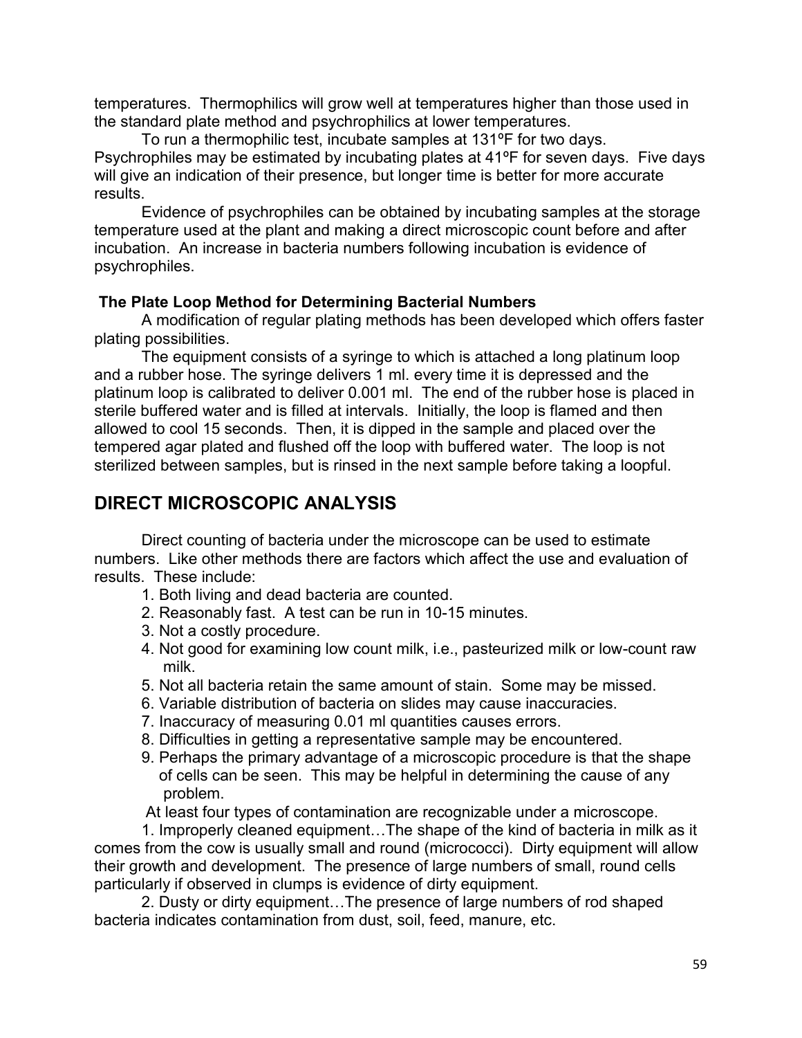temperatures. Thermophilics will grow well at temperatures higher than those used in the standard plate method and psychrophilics at lower temperatures.

To run a thermophilic test, incubate samples at 131ºF for two days. Psychrophiles may be estimated by incubating plates at 41ºF for seven days. Five days will give an indication of their presence, but longer time is better for more accurate results.

Evidence of psychrophiles can be obtained by incubating samples at the storage temperature used at the plant and making a direct microscopic count before and after incubation. An increase in bacteria numbers following incubation is evidence of psychrophiles.

**The Plate Loop Method for Determining Bacterial Numbers**

A modification of regular plating methods has been developed which offers faster plating possibilities.

The equipment consists of a syringe to which is attached a long platinum loop and a rubber hose. The syringe delivers 1 ml. every time it is depressed and the platinum loop is calibrated to deliver 0.001 ml. The end of the rubber hose is placed in sterile buffered water and is filled at intervals. Initially, the loop is flamed and then allowed to cool 15 seconds. Then, it is dipped in the sample and placed over the tempered agar plated and flushed off the loop with buffered water. The loop is not sterilized between samples, but is rinsed in the next sample before taking a loopful.

## DIRECT MICROSCOPIC ANALYSIS

Direct counting of bacteria under the microscope can be used to estimate numbers. Like other methods there are factors which affect the use and evaluation of results. These include:

1. Both living and dead bacteria are counted.
2. Reasonably fast. A test can be run in 10-15 minutes.
3. Not a costly procedure.
4. Not good for examining low count milk, i.e., pasteurized milk or low-count raw milk.
5. Not all bacteria retain the same amount of stain. Some may be missed.
6. Variable distribution of bacteria on slides may cause inaccuracies.
7. Inaccuracy of measuring 0.01 ml quantities causes errors.
8. Difficulties in getting a representative sample may be encountered.
9. Perhaps the primary advantage of a microscopic procedure is that the shape of cells can be seen. This may be helpful in determining the cause of any problem.

At least four types of contamination are recognizable under a microscope.

1. Improperly cleaned equipment…The shape of the kind of bacteria in milk as it comes from the cow is usually small and round (micrococci). Dirty equipment will allow their growth and development. The presence of large numbers of small, round cells particularly if observed in clumps is evidence of dirty equipment.

2. Dusty or dirty equipment…The presence of large numbers of rod shaped bacteria indicates contamination from dust, soil, feed, manure, etc.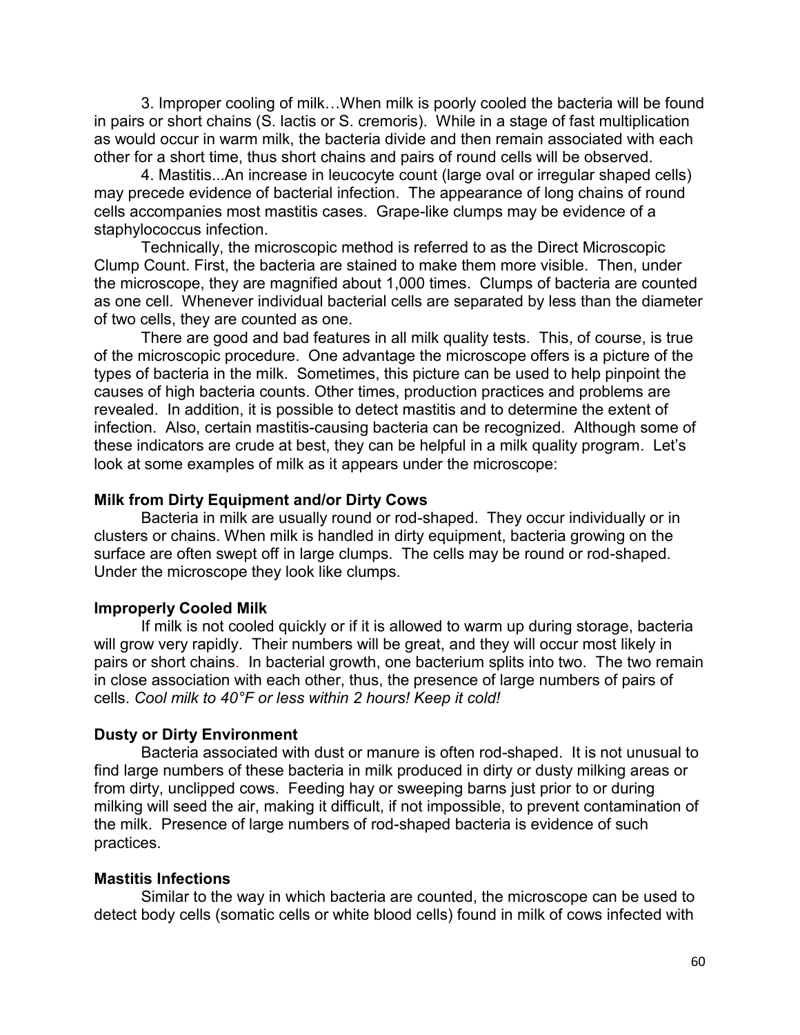3. Improper cooling of milk…When milk is poorly cooled the bacteria will be found in pairs or short chains (S. lactis or S. cremoris). While in a stage of fast multiplication as would occur in warm milk, the bacteria divide and then remain associated with each other for a short time, thus short chains and pairs of round cells will be observed.

4. Mastitis...An increase in leucocyte count (large oval or irregular shaped cells) may precede evidence of bacterial infection. The appearance of long chains of round cells accompanies most mastitis cases. Grape-like clumps may be evidence of a staphylococcus infection.

Technically, the microscopic method is referred to as the Direct Microscopic Clump Count. First, the bacteria are stained to make them more visible. Then, under the microscope, they are magnified about 1,000 times. Clumps of bacteria are counted as one cell. Whenever individual bacterial cells are separated by less than the diameter of two cells, they are counted as one.

There are good and bad features in all milk quality tests. This, of course, is true of the microscopic procedure. One advantage the microscope offers is a picture of the types of bacteria in the milk. Sometimes, this picture can be used to help pinpoint the causes of high bacteria counts. Other times, production practices and problems are revealed. In addition, it is possible to detect mastitis and to determine the extent of infection. Also, certain mastitis-causing bacteria can be recognized. Although some of these indicators are crude at best, they can be helpful in a milk quality program. Let's look at some examples of milk as it appears under the microscope:

**Milk from Dirty Equipment and/or Dirty Cows**

Bacteria in milk are usually round or rod-shaped. They occur individually or in clusters or chains. When milk is handled in dirty equipment, bacteria growing on the surface are often swept off in large clumps. The cells may be round or rod-shaped. Under the microscope they look like clumps.

**Improperly Cooled Milk**

If milk is not cooled quickly or if it is allowed to warm up during storage, bacteria will grow very rapidly. Their numbers will be great, and they will occur most likely in pairs or short chains. In bacterial growth, one bacterium splits into two. The two remain in close association with each other, thus, the presence of large numbers of pairs of cells. *Cool milk to 40°F or less within 2 hours! Keep it cold!*

**Dusty or Dirty Environment**

Bacteria associated with dust or manure is often rod-shaped. It is not unusual to find large numbers of these bacteria in milk produced in dirty or dusty milking areas or from dirty, unclipped cows. Feeding hay or sweeping barns just prior to or during milking will seed the air, making it difficult, if not impossible, to prevent contamination of the milk. Presence of large numbers of rod-shaped bacteria is evidence of such practices.

**Mastitis Infections**

Similar to the way in which bacteria are counted, the microscope can be used to detect body cells (somatic cells or white blood cells) found in milk of cows infected with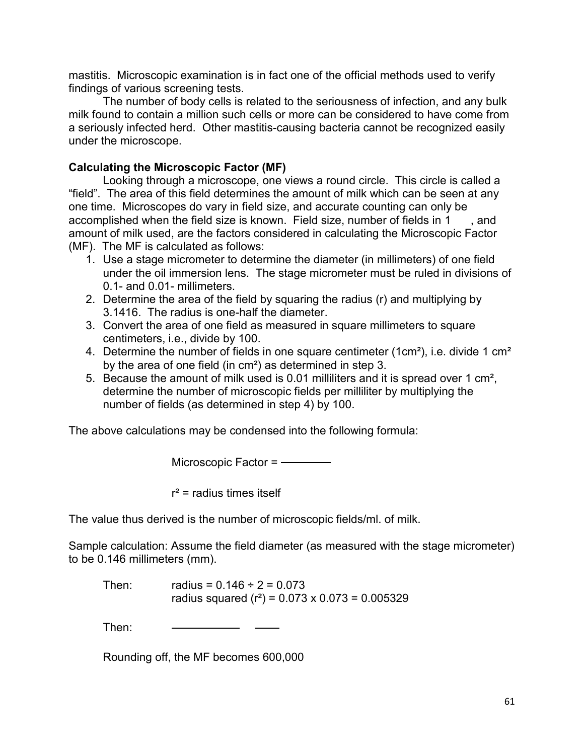mastitis. Microscopic examination is in fact one of the official methods used to verify findings of various screening tests.

The number of body cells is related to the seriousness of infection, and any bulk milk found to contain a million such cells or more can be considered to have come from a seriously infected herd. Other mastitis-causing bacteria cannot be recognized easily under the microscope.

**Calculating the Microscopic Factor (MF)**

Looking through a microscope, one views a round circle. This circle is called a "field". The area of this field determines the amount of milk which can be seen at any one time. Microscopes do vary in field size, and accurate counting can only be accomplished when the field size is known. Field size, number of fields in 1 , and amount of milk used, are the factors considered in calculating the Microscopic Factor (MF). The MF is calculated as follows:

1. Use a stage micrometer to determine the diameter (in millimeters) of one field under the oil immersion lens. The stage micrometer must be ruled in divisions of 0.1- and 0.01- millimeters.
2. Determine the area of the field by squaring the radius (r) and multiplying by 3.1416. The radius is one-half the diameter.
3. Convert the area of one field as measured in square millimeters to square centimeters, i.e., divide by 100.
4. Determine the number of fields in one square centimeter (1cm²), i.e. divide 1 cm² by the area of one field (in cm²) as determined in step 3.
5. Because the amount of milk used is 0.01 milliliters and it is spread over 1 cm², determine the number of microscopic fields per milliliter by multiplying the number of fields (as determined in step 4) by 100.

The above calculations may be condensed into the following formula:

Microscopic Factor = ————

$r^2$ = radius times itself

The value thus derived is the number of microscopic fields/ml. of milk.

Sample calculation: Assume the field diameter (as measured with the stage micrometer) to be 0.146 millimeters (mm).

Then: radius = 0.146 ÷ 2 = 0.073
radius squared ($r^2$) = 0.073 x 0.073 = 0.005329

Then: ———— ——

Rounding off, the MF becomes 600,000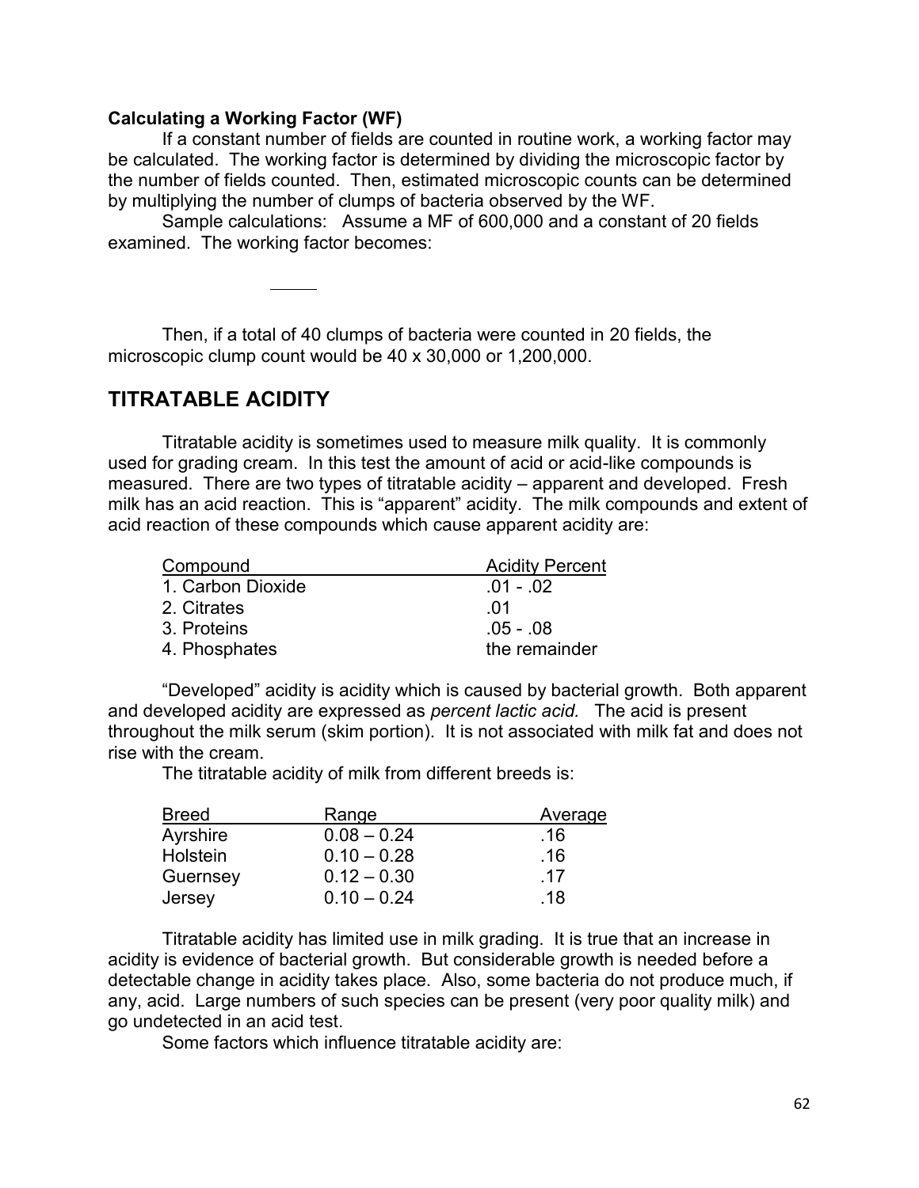### Calculating a Working Factor (WF)

If a constant number of fields are counted in routine work, a working factor may be calculated. The working factor is determined by dividing the microscopic factor by the number of fields counted. Then, estimated microscopic counts can be determined by multiplying the number of clumps of bacteria observed by the WF.

Sample calculations: Assume a MF of 600,000 and a constant of 20 fields examined. The working factor becomes:

Then, if a total of 40 clumps of bacteria were counted in 20 fields, the microscopic clump count would be 40 x 30,000 or 1,200,000.

## TITRATABLE ACIDITY

Titratable acidity is sometimes used to measure milk quality. It is commonly used for grading cream. In this test the amount of acid or acid-like compounds is measured. There are two types of titratable acidity – apparent and developed. Fresh milk has an acid reaction. This is "apparent" acidity. The milk compounds and extent of acid reaction of these compounds which cause apparent acidity are:

| Compound | Acidity Percent |
|---|---|
| 1. Carbon Dioxide | .01 - .02 |
| 2. Citrates | .01 |
| 3. Proteins | .05 - .08 |
| 4. Phosphates | the remainder |

"Developed" acidity is acidity which is caused by bacterial growth. Both apparent and developed acidity are expressed as *percent lactic acid.* The acid is present throughout the milk serum (skim portion). It is not associated with milk fat and does not rise with the cream.

The titratable acidity of milk from different breeds is:

| Breed | Range | Average |
|---|---|---|
| Ayrshire | 0.08 – 0.24 | .16 |
| Holstein | 0.10 – 0.28 | .16 |
| Guernsey | 0.12 – 0.30 | .17 |
| Jersey | 0.10 – 0.24 | .18 |

Titratable acidity has limited use in milk grading. It is true that an increase in acidity is evidence of bacterial growth. But considerable growth is needed before a detectable change in acidity takes place. Also, some bacteria do not produce much, if any, acid. Large numbers of such species can be present (very poor quality milk) and go undetected in an acid test.

Some factors which influence titratable acidity are: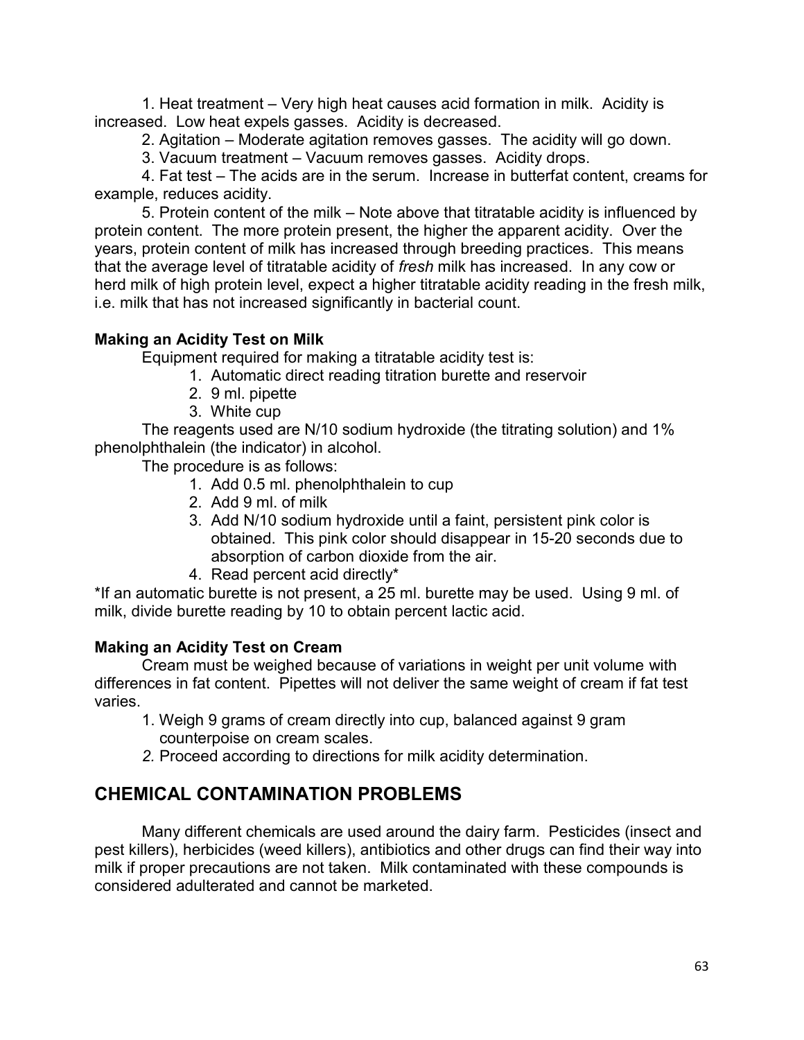1. Heat treatment – Very high heat causes acid formation in milk. Acidity is increased. Low heat expels gasses. Acidity is decreased.

2. Agitation – Moderate agitation removes gasses. The acidity will go down.

3. Vacuum treatment – Vacuum removes gasses. Acidity drops.

4. Fat test – The acids are in the serum. Increase in butterfat content, creams for example, reduces acidity.

5. Protein content of the milk – Note above that titratable acidity is influenced by protein content. The more protein present, the higher the apparent acidity. Over the years, protein content of milk has increased through breeding practices. This means that the average level of titratable acidity of *fresh* milk has increased. In any cow or herd milk of high protein level, expect a higher titratable acidity reading in the fresh milk, i.e. milk that has not increased significantly in bacterial count.

**Making an Acidity Test on Milk**

Equipment required for making a titratable acidity test is:

1. Automatic direct reading titration burette and reservoir
2. 9 ml. pipette
3. White cup

The reagents used are N/10 sodium hydroxide (the titrating solution) and 1% phenolphthalein (the indicator) in alcohol.

The procedure is as follows:

1. Add 0.5 ml. phenolphthalein to cup
2. Add 9 ml. of milk
3. Add N/10 sodium hydroxide until a faint, persistent pink color is obtained. This pink color should disappear in 15-20 seconds due to absorption of carbon dioxide from the air.
4. Read percent acid directly*

*If an automatic burette is not present, a 25 ml. burette may be used. Using 9 ml. of milk, divide burette reading by 10 to obtain percent lactic acid.

**Making an Acidity Test on Cream**

Cream must be weighed because of variations in weight per unit volume with differences in fat content. Pipettes will not deliver the same weight of cream if fat test varies.

1. Weigh 9 grams of cream directly into cup, balanced against 9 gram counterpoise on cream scales.
2. Proceed according to directions for milk acidity determination.

## CHEMICAL CONTAMINATION PROBLEMS

Many different chemicals are used around the dairy farm. Pesticides (insect and pest killers), herbicides (weed killers), antibiotics and other drugs can find their way into milk if proper precautions are not taken. Milk contaminated with these compounds is considered adulterated and cannot be marketed.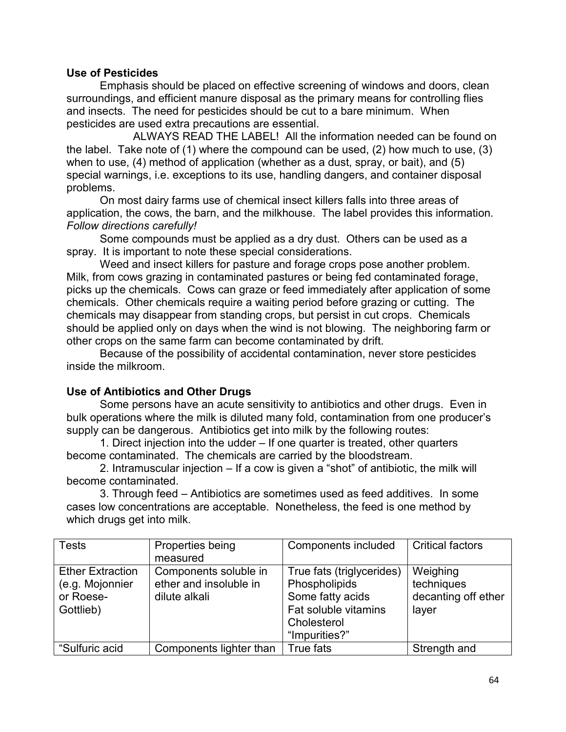### Use of Pesticides

Emphasis should be placed on effective screening of windows and doors, clean surroundings, and efficient manure disposal as the primary means for controlling flies and insects. The need for pesticides should be cut to a bare minimum. When pesticides are used extra precautions are essential.

ALWAYS READ THE LABEL! All the information needed can be found on the label. Take note of (1) where the compound can be used, (2) how much to use, (3) when to use, (4) method of application (whether as a dust, spray, or bait), and (5) special warnings, i.e. exceptions to its use, handling dangers, and container disposal problems.

On most dairy farms use of chemical insect killers falls into three areas of application, the cows, the barn, and the milkhouse. The label provides this information. *Follow directions carefully!*

Some compounds must be applied as a dry dust. Others can be used as a spray. It is important to note these special considerations.

Weed and insect killers for pasture and forage crops pose another problem. Milk, from cows grazing in contaminated pastures or being fed contaminated forage, picks up the chemicals. Cows can graze or feed immediately after application of some chemicals. Other chemicals require a waiting period before grazing or cutting. The chemicals may disappear from standing crops, but persist in cut crops. Chemicals should be applied only on days when the wind is not blowing. The neighboring farm or other crops on the same farm can become contaminated by drift.

Because of the possibility of accidental contamination, never store pesticides inside the milkroom.

### Use of Antibiotics and Other Drugs

Some persons have an acute sensitivity to antibiotics and other drugs. Even in bulk operations where the milk is diluted many fold, contamination from one producer's supply can be dangerous. Antibiotics get into milk by the following routes:

1. Direct injection into the udder – If one quarter is treated, other quarters become contaminated. The chemicals are carried by the bloodstream.

2. Intramuscular injection – If a cow is given a "shot" of antibiotic, the milk will become contaminated.

3. Through feed – Antibiotics are sometimes used as feed additives. In some cases low concentrations are acceptable. Nonetheless, the feed is one method by which drugs get into milk.

| Tests | Properties being measured | Components included | Critical factors |
|---|---|---|---|
| Ether Extraction (e.g. Mojonnier or Roese-Gottlieb) | Components soluble in ether and insoluble in dilute alkali | True fats (triglycerides)<br>Phospholipids<br>Some fatty acids<br>Fat soluble vitamins<br>Cholesterol<br>"Impurities?" | Weighing techniques<br>decanting off ether layer |
| "Sulfuric acid | Components lighter than | True fats | Strength and |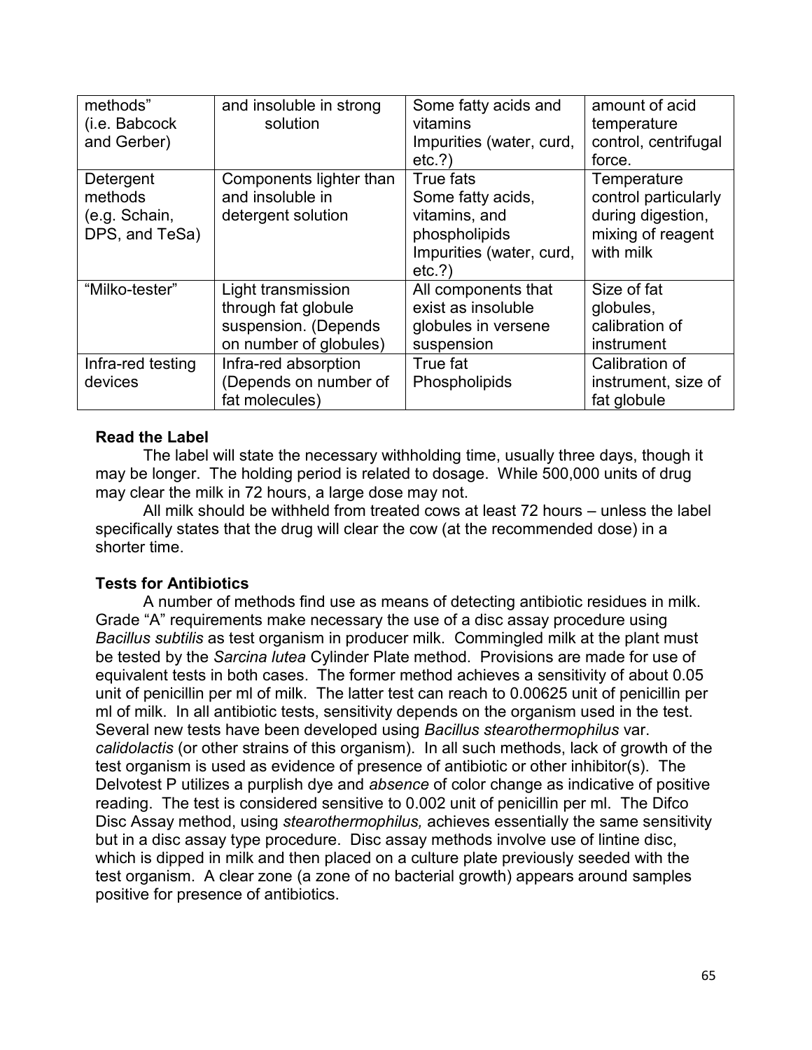| methods" (i.e. Babcock and Gerber) | and insoluble in strong solution | Some fatty acids and vitamins Impurities (water, curd, etc.?) | amount of acid temperature control, centrifugal force. |
|---|---|---|---|
| Detergent methods (e.g. Schain, DPS, and TeSa) | Components lighter than and insoluble in detergent solution | True fats Some fatty acids, vitamins, and phospholipids Impurities (water, curd, etc.?) | Temperature control particularly during digestion, mixing of reagent with milk |
| "Milko-tester" | Light transmission through fat globule suspension. (Depends on number of globules) | All components that exist as insoluble globules in versene suspension | Size of fat globules, calibration of instrument |
| Infra-red testing devices | Infra-red absorption (Depends on number of fat molecules) | True fat Phospholipids | Calibration of instrument, size of fat globule |

**Read the Label**

The label will state the necessary withholding time, usually three days, though it may be longer. The holding period is related to dosage. While 500,000 units of drug may clear the milk in 72 hours, a large dose may not.

All milk should be withheld from treated cows at least 72 hours – unless the label specifically states that the drug will clear the cow (at the recommended dose) in a shorter time.

**Tests for Antibiotics**

A number of methods find use as means of detecting antibiotic residues in milk. Grade "A" requirements make necessary the use of a disc assay procedure using *Bacillus subtilis* as test organism in producer milk. Commingled milk at the plant must be tested by the *Sarcina lutea* Cylinder Plate method. Provisions are made for use of equivalent tests in both cases. The former method achieves a sensitivity of about 0.05 unit of penicillin per ml of milk. The latter test can reach to 0.00625 unit of penicillin per ml of milk. In all antibiotic tests, sensitivity depends on the organism used in the test. Several new tests have been developed using *Bacillus stearothermophilus* var. *calidolactis* (or other strains of this organism). In all such methods, lack of growth of the test organism is used as evidence of presence of antibiotic or other inhibitor(s). The Delvotest P utilizes a purplish dye and *absence* of color change as indicative of positive reading. The test is considered sensitive to 0.002 unit of penicillin per ml. The Difco Disc Assay method, using *stearothermophilus,* achieves essentially the same sensitivity but in a disc assay type procedure. Disc assay methods involve use of lintine disc, which is dipped in milk and then placed on a culture plate previously seeded with the test organism. A clear zone (a zone of no bacterial growth) appears around samples positive for presence of antibiotics.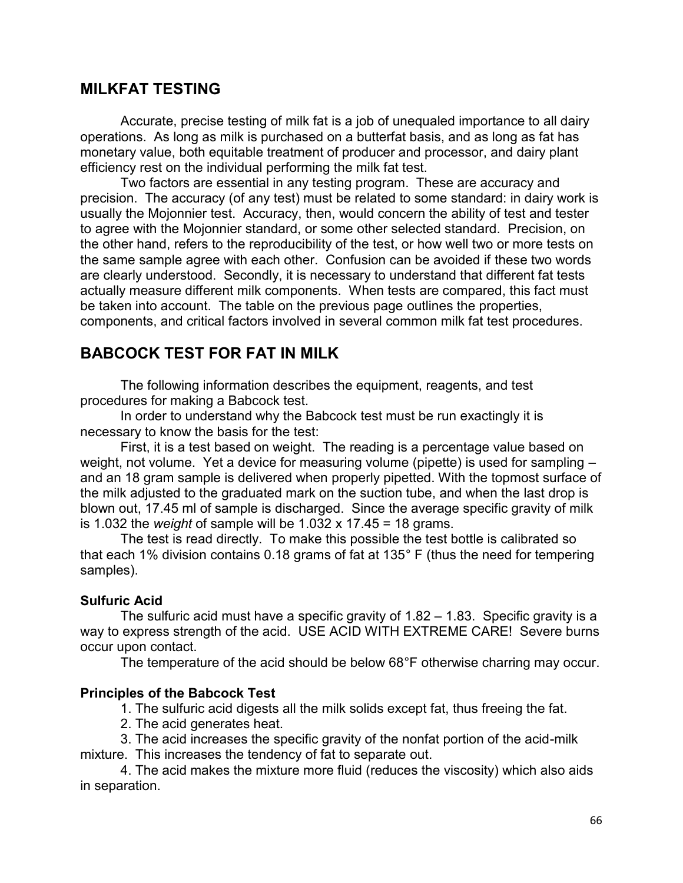## MILKFAT TESTING

Accurate, precise testing of milk fat is a job of unequaled importance to all dairy operations. As long as milk is purchased on a butterfat basis, and as long as fat has monetary value, both equitable treatment of producer and processor, and dairy plant efficiency rest on the individual performing the milk fat test.

Two factors are essential in any testing program. These are accuracy and precision. The accuracy (of any test) must be related to some standard: in dairy work is usually the Mojonnier test. Accuracy, then, would concern the ability of test and tester to agree with the Mojonnier standard, or some other selected standard. Precision, on the other hand, refers to the reproducibility of the test, or how well two or more tests on the same sample agree with each other. Confusion can be avoided if these two words are clearly understood. Secondly, it is necessary to understand that different fat tests actually measure different milk components. When tests are compared, this fact must be taken into account. The table on the previous page outlines the properties, components, and critical factors involved in several common milk fat test procedures.

## BABCOCK TEST FOR FAT IN MILK

The following information describes the equipment, reagents, and test procedures for making a Babcock test.

In order to understand why the Babcock test must be run exactingly it is necessary to know the basis for the test:

First, it is a test based on weight. The reading is a percentage value based on weight, not volume. Yet a device for measuring volume (pipette) is used for sampling – and an 18 gram sample is delivered when properly pipetted. With the topmost surface of the milk adjusted to the graduated mark on the suction tube, and when the last drop is blown out, 17.45 ml of sample is discharged. Since the average specific gravity of milk is 1.032 the *weight* of sample will be 1.032 x 17.45 = 18 grams.

The test is read directly. To make this possible the test bottle is calibrated so that each 1% division contains 0.18 grams of fat at 135° F (thus the need for tempering samples).

### Sulfuric Acid

The sulfuric acid must have a specific gravity of 1.82 – 1.83. Specific gravity is a way to express strength of the acid. USE ACID WITH EXTREME CARE! Severe burns occur upon contact.

The temperature of the acid should be below 68°F otherwise charring may occur.

### Principles of the Babcock Test

1. The sulfuric acid digests all the milk solids except fat, thus freeing the fat.
2. The acid generates heat.
3. The acid increases the specific gravity of the nonfat portion of the acid-milk mixture. This increases the tendency of fat to separate out.
4. The acid makes the mixture more fluid (reduces the viscosity) which also aids in separation.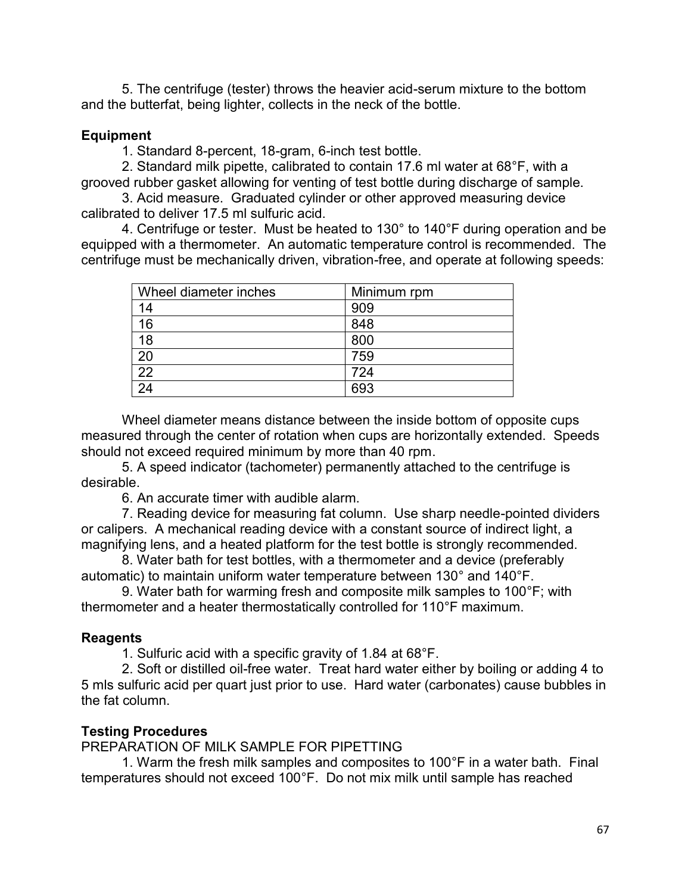5. The centrifuge (tester) throws the heavier acid-serum mixture to the bottom and the butterfat, being lighter, collects in the neck of the bottle.

**Equipment**

1. Standard 8-percent, 18-gram, 6-inch test bottle.
2. Standard milk pipette, calibrated to contain 17.6 ml water at 68°F, with a grooved rubber gasket allowing for venting of test bottle during discharge of sample.
3. Acid measure. Graduated cylinder or other approved measuring device calibrated to deliver 17.5 ml sulfuric acid.
4. Centrifuge or tester. Must be heated to 130° to 140°F during operation and be equipped with a thermometer. An automatic temperature control is recommended. The centrifuge must be mechanically driven, vibration-free, and operate at following speeds:

| Wheel diameter inches | Minimum rpm |
|---|---|
| 14 | 909 |
| 16 | 848 |
| 18 | 800 |
| 20 | 759 |
| 22 | 724 |
| 24 | 693 |

Wheel diameter means distance between the inside bottom of opposite cups measured through the center of rotation when cups are horizontally extended. Speeds should not exceed required minimum by more than 40 rpm.

5. A speed indicator (tachometer) permanently attached to the centrifuge is desirable.
6. An accurate timer with audible alarm.
7. Reading device for measuring fat column. Use sharp needle-pointed dividers or calipers. A mechanical reading device with a constant source of indirect light, a magnifying lens, and a heated platform for the test bottle is strongly recommended.
8. Water bath for test bottles, with a thermometer and a device (preferably automatic) to maintain uniform water temperature between 130° and 140°F.
9. Water bath for warming fresh and composite milk samples to 100°F; with thermometer and a heater thermostatically controlled for 110°F maximum.

**Reagents**

1. Sulfuric acid with a specific gravity of 1.84 at 68°F.
2. Soft or distilled oil-free water. Treat hard water either by boiling or adding 4 to 5 mls sulfuric acid per quart just prior to use. Hard water (carbonates) cause bubbles in the fat column.

**Testing Procedures**

PREPARATION OF MILK SAMPLE FOR PIPETTING

1. Warm the fresh milk samples and composites to 100°F in a water bath. Final temperatures should not exceed 100°F. Do not mix milk until sample has reached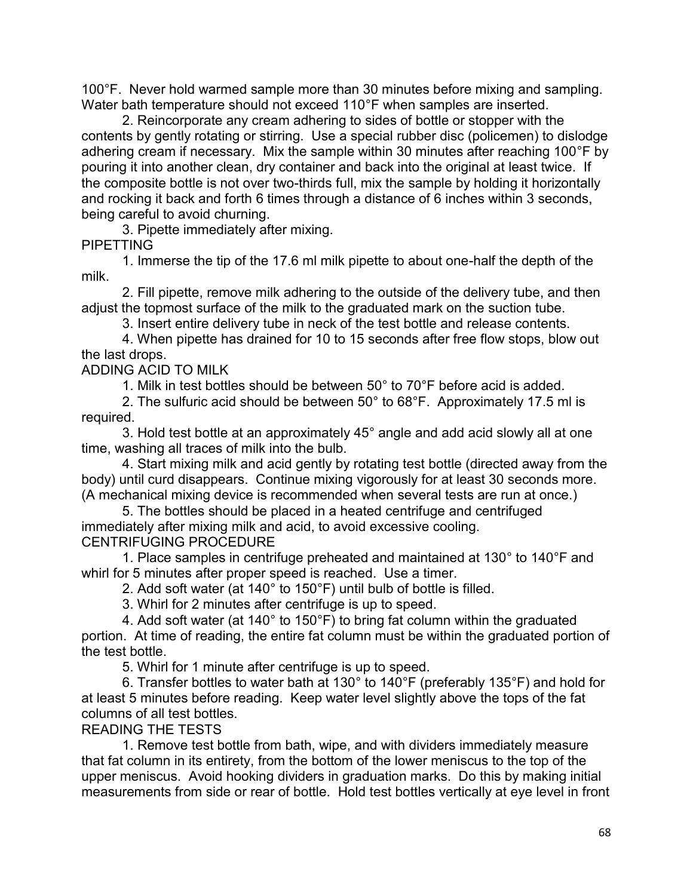100°F. Never hold warmed sample more than 30 minutes before mixing and sampling. Water bath temperature should not exceed 110°F when samples are inserted.

2. Reincorporate any cream adhering to sides of bottle or stopper with the contents by gently rotating or stirring. Use a special rubber disc (policemen) to dislodge adhering cream if necessary. Mix the sample within 30 minutes after reaching 100°F by pouring it into another clean, dry container and back into the original at least twice. If the composite bottle is not over two-thirds full, mix the sample by holding it horizontally and rocking it back and forth 6 times through a distance of 6 inches within 3 seconds, being careful to avoid churning.

3. Pipette immediately after mixing.

PIPETTING

1. Immerse the tip of the 17.6 ml milk pipette to about one-half the depth of the milk.

2. Fill pipette, remove milk adhering to the outside of the delivery tube, and then adjust the topmost surface of the milk to the graduated mark on the suction tube.

3. Insert entire delivery tube in neck of the test bottle and release contents.

4. When pipette has drained for 10 to 15 seconds after free flow stops, blow out the last drops.

ADDING ACID TO MILK

1. Milk in test bottles should be between 50° to 70°F before acid is added.

2. The sulfuric acid should be between 50° to 68°F. Approximately 17.5 ml is required.

3. Hold test bottle at an approximately 45° angle and add acid slowly all at one time, washing all traces of milk into the bulb.

4. Start mixing milk and acid gently by rotating test bottle (directed away from the body) until curd disappears. Continue mixing vigorously for at least 30 seconds more. (A mechanical mixing device is recommended when several tests are run at once.)

5. The bottles should be placed in a heated centrifuge and centrifuged immediately after mixing milk and acid, to avoid excessive cooling.

CENTRIFUGING PROCEDURE

1. Place samples in centrifuge preheated and maintained at 130° to 140°F and whirl for 5 minutes after proper speed is reached. Use a timer.

2. Add soft water (at 140° to 150°F) until bulb of bottle is filled.

3. Whirl for 2 minutes after centrifuge is up to speed.

4. Add soft water (at 140° to 150°F) to bring fat column within the graduated portion. At time of reading, the entire fat column must be within the graduated portion of the test bottle.

5. Whirl for 1 minute after centrifuge is up to speed.

6. Transfer bottles to water bath at 130° to 140°F (preferably 135°F) and hold for at least 5 minutes before reading. Keep water level slightly above the tops of the fat columns of all test bottles.

READING THE TESTS

1. Remove test bottle from bath, wipe, and with dividers immediately measure that fat column in its entirety, from the bottom of the lower meniscus to the top of the upper meniscus. Avoid hooking dividers in graduation marks. Do this by making initial measurements from side or rear of bottle. Hold test bottles vertically at eye level in front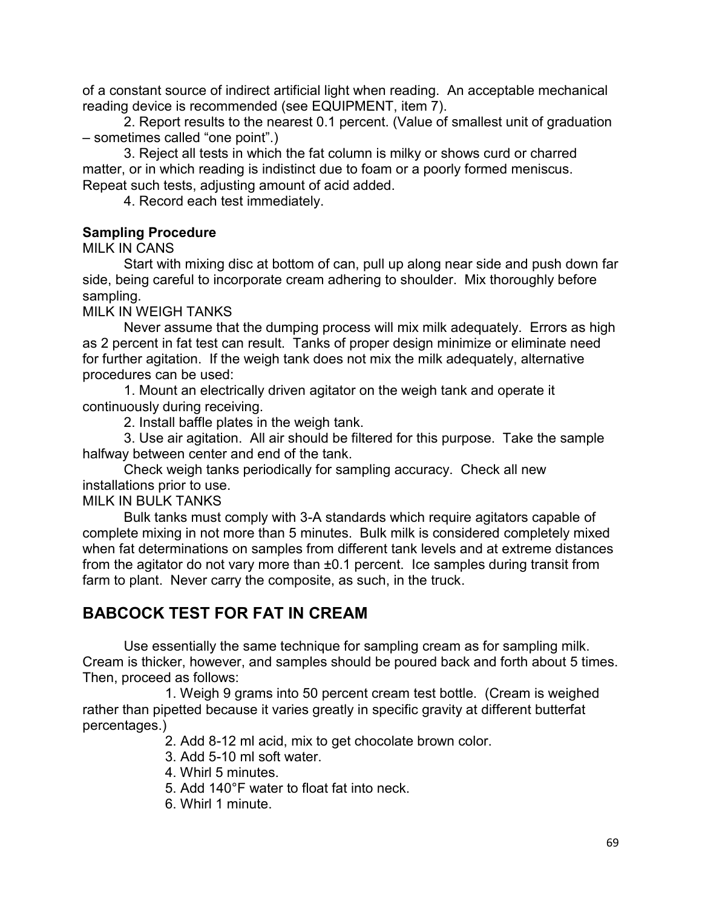of a constant source of indirect artificial light when reading. An acceptable mechanical reading device is recommended (see EQUIPMENT, item 7).

2. Report results to the nearest 0.1 percent. (Value of smallest unit of graduation – sometimes called "one point".)

3. Reject all tests in which the fat column is milky or shows curd or charred matter, or in which reading is indistinct due to foam or a poorly formed meniscus. Repeat such tests, adjusting amount of acid added.

4. Record each test immediately.

**Sampling Procedure**

MILK IN CANS

Start with mixing disc at bottom of can, pull up along near side and push down far side, being careful to incorporate cream adhering to shoulder. Mix thoroughly before sampling.

MILK IN WEIGH TANKS

Never assume that the dumping process will mix milk adequately. Errors as high as 2 percent in fat test can result. Tanks of proper design minimize or eliminate need for further agitation. If the weigh tank does not mix the milk adequately, alternative procedures can be used:

1. Mount an electrically driven agitator on the weigh tank and operate it continuously during receiving.

2. Install baffle plates in the weigh tank.

3. Use air agitation. All air should be filtered for this purpose. Take the sample halfway between center and end of the tank.

Check weigh tanks periodically for sampling accuracy. Check all new installations prior to use.

MILK IN BULK TANKS

Bulk tanks must comply with 3-A standards which require agitators capable of complete mixing in not more than 5 minutes. Bulk milk is considered completely mixed when fat determinations on samples from different tank levels and at extreme distances from the agitator do not vary more than ±0.1 percent. Ice samples during transit from farm to plant. Never carry the composite, as such, in the truck.

## BABCOCK TEST FOR FAT IN CREAM

Use essentially the same technique for sampling cream as for sampling milk. Cream is thicker, however, and samples should be poured back and forth about 5 times. Then, proceed as follows:

1. Weigh 9 grams into 50 percent cream test bottle. (Cream is weighed rather than pipetted because it varies greatly in specific gravity at different butterfat percentages.)
2. Add 8-12 ml acid, mix to get chocolate brown color.
3. Add 5-10 ml soft water.
4. Whirl 5 minutes.
5. Add 140°F water to float fat into neck.
6. Whirl 1 minute.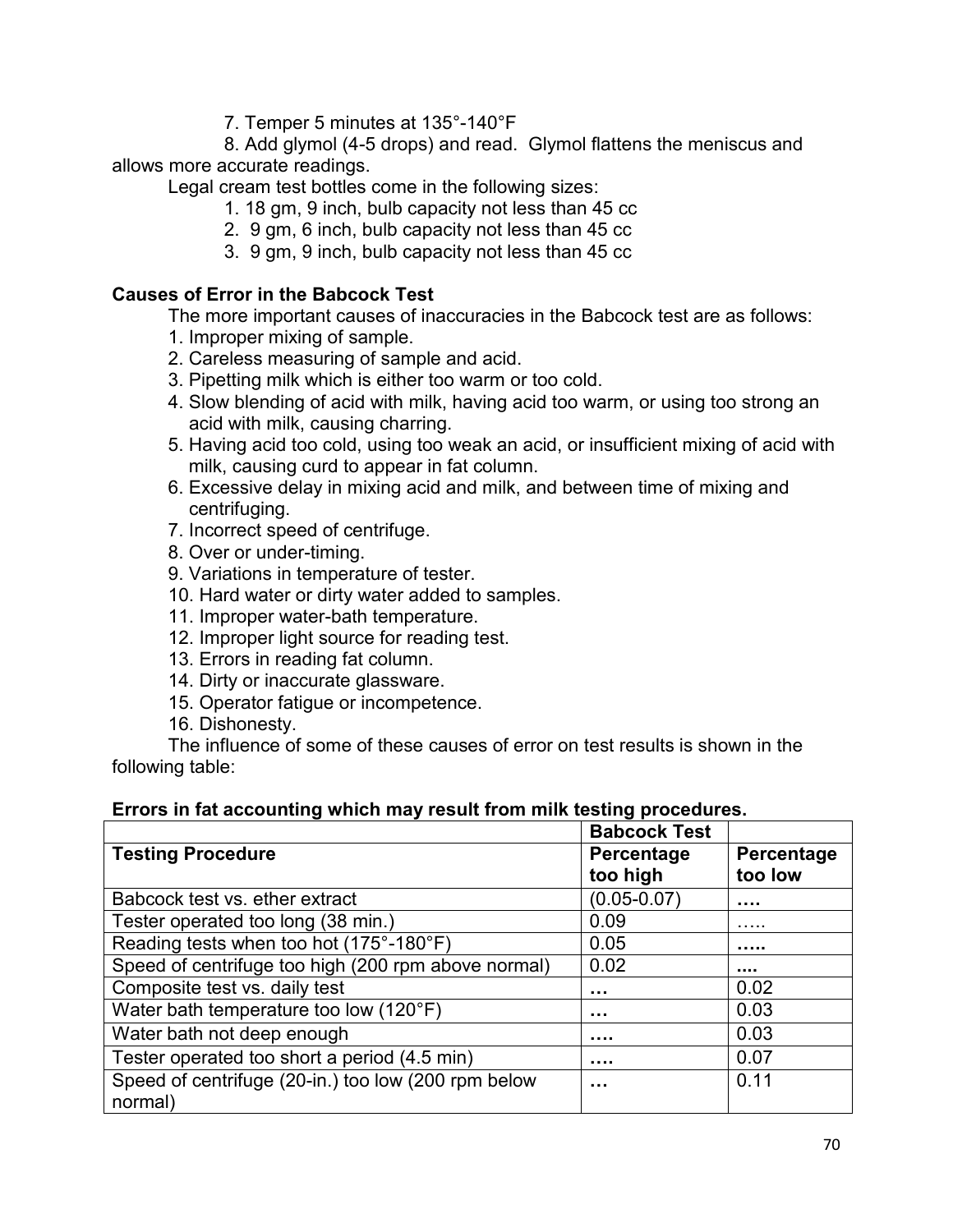7. Temper 5 minutes at 135°-140°F

8. Add glymol (4-5 drops) and read. Glymol flattens the meniscus and allows more accurate readings.

Legal cream test bottles come in the following sizes:

1. 18 gm, 9 inch, bulb capacity not less than 45 cc
2. 9 gm, 6 inch, bulb capacity not less than 45 cc
3. 9 gm, 9 inch, bulb capacity not less than 45 cc

**Causes of Error in the Babcock Test**

The more important causes of inaccuracies in the Babcock test are as follows:

1. Improper mixing of sample.
2. Careless measuring of sample and acid.
3. Pipetting milk which is either too warm or too cold.
4. Slow blending of acid with milk, having acid too warm, or using too strong an acid with milk, causing charring.
5. Having acid too cold, using too weak an acid, or insufficient mixing of acid with milk, causing curd to appear in fat column.
6. Excessive delay in mixing acid and milk, and between time of mixing and centrifuging.
7. Incorrect speed of centrifuge.
8. Over or under-timing.
9. Variations in temperature of tester.
10. Hard water or dirty water added to samples.
11. Improper water-bath temperature.
12. Improper light source for reading test.
13. Errors in reading fat column.
14. Dirty or inaccurate glassware.
15. Operator fatigue or incompetence.
16. Dishonesty.

The influence of some of these causes of error on test results is shown in the following table:

**Errors in fat accounting which may result from milk testing procedures.**

| | **Babcock Test** | |
|---|---|---|
| **Testing Procedure** | **Percentage too high** | **Percentage too low** |
| Babcock test vs. ether extract | (0.05-0.07) | …. |
| Tester operated too long (38 min.) | 0.09 | ….. |
| Reading tests when too hot (175°-180°F) | 0.05 | ….. |
| Speed of centrifuge too high (200 rpm above normal) | 0.02 | …. |
| Composite test vs. daily test | … | 0.02 |
| Water bath temperature too low (120°F) | … | 0.03 |
| Water bath not deep enough | …. | 0.03 |
| Tester operated too short a period (4.5 min) | …. | 0.07 |
| Speed of centrifuge (20-in.) too low (200 rpm below normal) | … | 0.11 |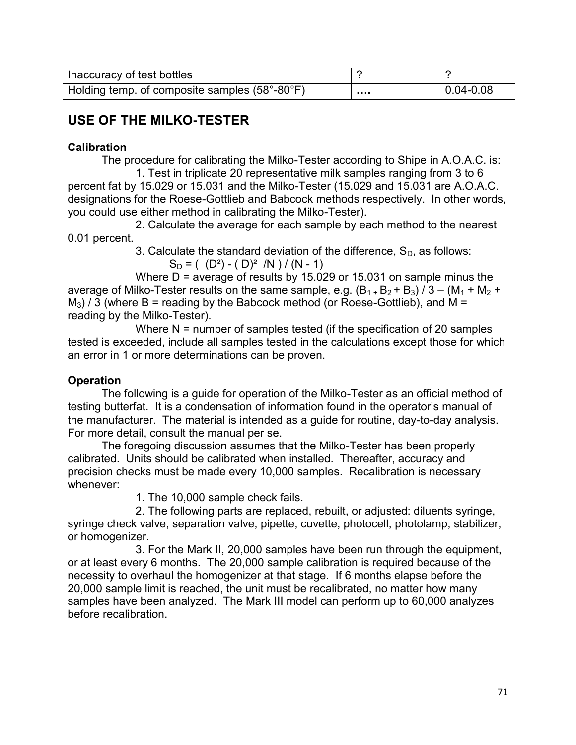| Inaccuracy of test bottles | ? | ? |
|---|---|---|
| Holding temp. of composite samples (58°-80°F) | …. | 0.04-0.08 |

## USE OF THE MILKO-TESTER

**Calibration**

The procedure for calibrating the Milko-Tester according to Shipe in A.O.A.C. is:

1. Test in triplicate 20 representative milk samples ranging from 3 to 6 percent fat by 15.029 or 15.031 and the Milko-Tester (15.029 and 15.031 are A.O.A.C. designations for the Roese-Gottlieb and Babcock methods respectively. In other words, you could use either method in calibrating the Milko-Tester).

2. Calculate the average for each sample by each method to the nearest 0.01 percent.

3. Calculate the standard deviation of the difference, $S_D$, as follows:

$$S_D = ( (D^2) - ( D)^2 /N ) / (N - 1)$$

Where D = average of results by 15.029 or 15.031 on sample minus the average of Milko-Tester results on the same sample, e.g. $(B_1 + B_2 + B_3) / 3 – (M_1 + M_2 + M_3) / 3$ (where B = reading by the Babcock method (or Roese-Gottlieb), and M = reading by the Milko-Tester).

Where N = number of samples tested (if the specification of 20 samples tested is exceeded, include all samples tested in the calculations except those for which an error in 1 or more determinations can be proven.

**Operation**

The following is a guide for operation of the Milko-Tester as an official method of testing butterfat. It is a condensation of information found in the operator's manual of the manufacturer. The material is intended as a guide for routine, day-to-day analysis. For more detail, consult the manual per se.

The foregoing discussion assumes that the Milko-Tester has been properly calibrated. Units should be calibrated when installed. Thereafter, accuracy and precision checks must be made every 10,000 samples. Recalibration is necessary whenever:

1. The 10,000 sample check fails.

2. The following parts are replaced, rebuilt, or adjusted: diluents syringe, syringe check valve, separation valve, pipette, cuvette, photocell, photolamp, stabilizer, or homogenizer.

3. For the Mark II, 20,000 samples have been run through the equipment, or at least every 6 months. The 20,000 sample calibration is required because of the necessity to overhaul the homogenizer at that stage. If 6 months elapse before the 20,000 sample limit is reached, the unit must be recalibrated, no matter how many samples have been analyzed. The Mark III model can perform up to 60,000 analyzes before recalibration.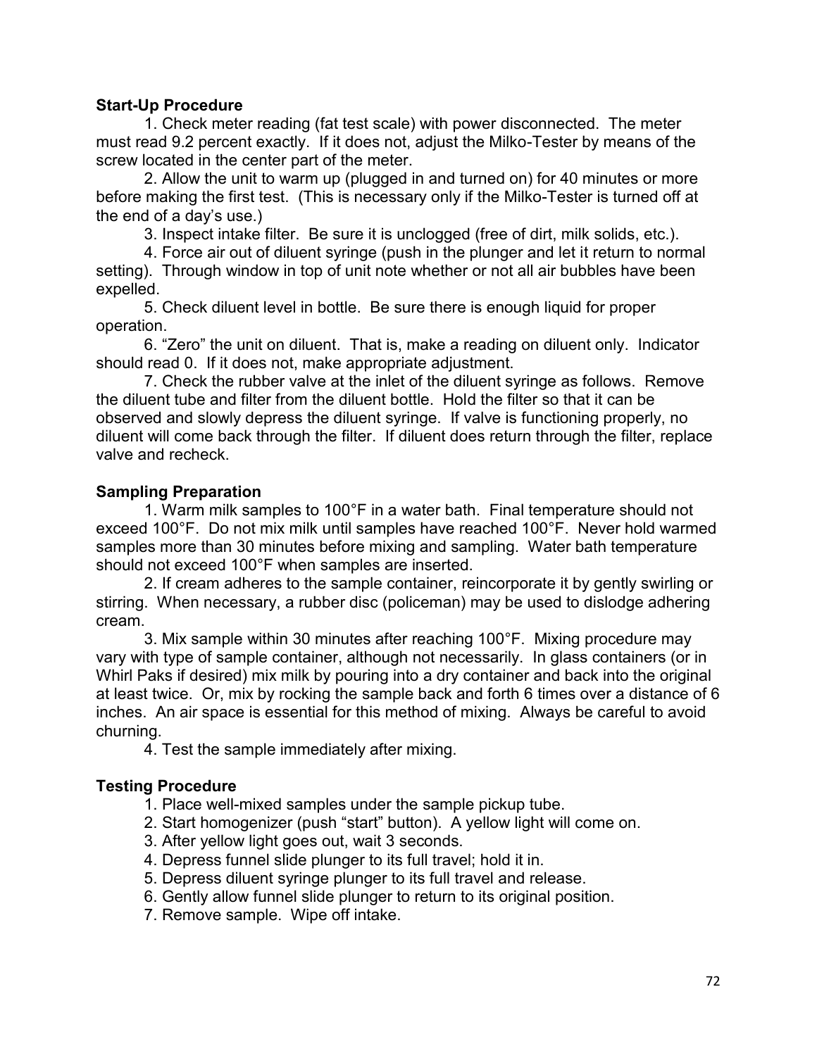**Start-Up Procedure**

1. Check meter reading (fat test scale) with power disconnected. The meter must read 9.2 percent exactly. If it does not, adjust the Milko-Tester by means of the screw located in the center part of the meter.

2. Allow the unit to warm up (plugged in and turned on) for 40 minutes or more before making the first test. (This is necessary only if the Milko-Tester is turned off at the end of a day's use.)

3. Inspect intake filter. Be sure it is unclogged (free of dirt, milk solids, etc.).

4. Force air out of diluent syringe (push in the plunger and let it return to normal setting). Through window in top of unit note whether or not all air bubbles have been expelled.

5. Check diluent level in bottle. Be sure there is enough liquid for proper operation.

6. "Zero" the unit on diluent. That is, make a reading on diluent only. Indicator should read 0. If it does not, make appropriate adjustment.

7. Check the rubber valve at the inlet of the diluent syringe as follows. Remove the diluent tube and filter from the diluent bottle. Hold the filter so that it can be observed and slowly depress the diluent syringe. If valve is functioning properly, no diluent will come back through the filter. If diluent does return through the filter, replace valve and recheck.

**Sampling Preparation**

1. Warm milk samples to 100°F in a water bath. Final temperature should not exceed 100°F. Do not mix milk until samples have reached 100°F. Never hold warmed samples more than 30 minutes before mixing and sampling. Water bath temperature should not exceed 100°F when samples are inserted.

2. If cream adheres to the sample container, reincorporate it by gently swirling or stirring. When necessary, a rubber disc (policeman) may be used to dislodge adhering cream.

3. Mix sample within 30 minutes after reaching 100°F. Mixing procedure may vary with type of sample container, although not necessarily. In glass containers (or in Whirl Paks if desired) mix milk by pouring into a dry container and back into the original at least twice. Or, mix by rocking the sample back and forth 6 times over a distance of 6 inches. An air space is essential for this method of mixing. Always be careful to avoid churning.

4. Test the sample immediately after mixing.

**Testing Procedure**

1. Place well-mixed samples under the sample pickup tube.
2. Start homogenizer (push "start" button). A yellow light will come on.
3. After yellow light goes out, wait 3 seconds.
4. Depress funnel slide plunger to its full travel; hold it in.
5. Depress diluent syringe plunger to its full travel and release.
6. Gently allow funnel slide plunger to return to its original position.
7. Remove sample. Wipe off intake.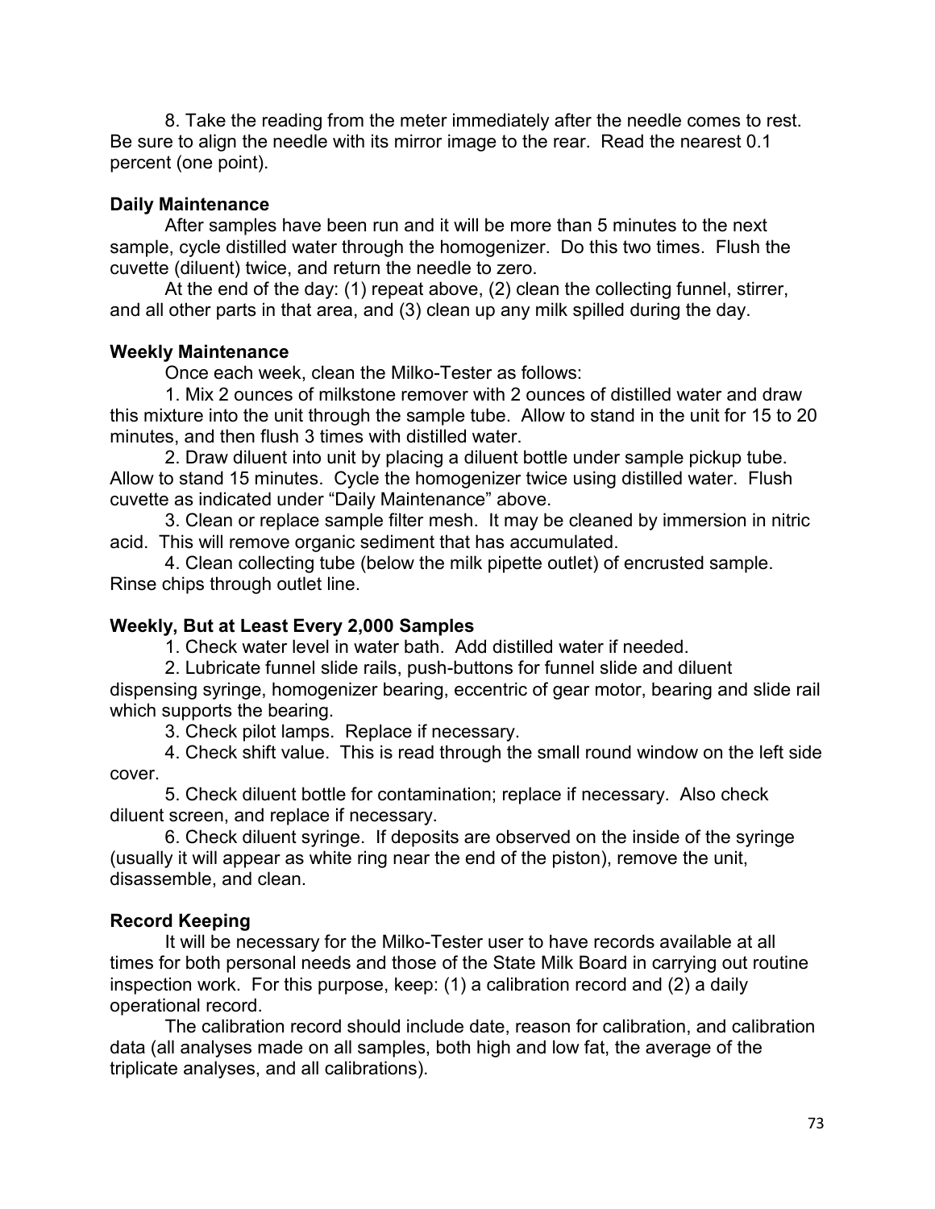8. Take the reading from the meter immediately after the needle comes to rest. Be sure to align the needle with its mirror image to the rear. Read the nearest 0.1 percent (one point).

**Daily Maintenance**

After samples have been run and it will be more than 5 minutes to the next sample, cycle distilled water through the homogenizer. Do this two times. Flush the cuvette (diluent) twice, and return the needle to zero.

At the end of the day: (1) repeat above, (2) clean the collecting funnel, stirrer, and all other parts in that area, and (3) clean up any milk spilled during the day.

**Weekly Maintenance**

Once each week, clean the Milko-Tester as follows:

1. Mix 2 ounces of milkstone remover with 2 ounces of distilled water and draw this mixture into the unit through the sample tube. Allow to stand in the unit for 15 to 20 minutes, and then flush 3 times with distilled water.

2. Draw diluent into unit by placing a diluent bottle under sample pickup tube. Allow to stand 15 minutes. Cycle the homogenizer twice using distilled water. Flush cuvette as indicated under "Daily Maintenance" above.

3. Clean or replace sample filter mesh. It may be cleaned by immersion in nitric acid. This will remove organic sediment that has accumulated.

4. Clean collecting tube (below the milk pipette outlet) of encrusted sample. Rinse chips through outlet line.

**Weekly, But at Least Every 2,000 Samples**

1. Check water level in water bath. Add distilled water if needed.

2. Lubricate funnel slide rails, push-buttons for funnel slide and diluent dispensing syringe, homogenizer bearing, eccentric of gear motor, bearing and slide rail which supports the bearing.

3. Check pilot lamps. Replace if necessary.

4. Check shift value. This is read through the small round window on the left side cover.

5. Check diluent bottle for contamination; replace if necessary. Also check diluent screen, and replace if necessary.

6. Check diluent syringe. If deposits are observed on the inside of the syringe (usually it will appear as white ring near the end of the piston), remove the unit, disassemble, and clean.

**Record Keeping**

It will be necessary for the Milko-Tester user to have records available at all times for both personal needs and those of the State Milk Board in carrying out routine inspection work. For this purpose, keep: (1) a calibration record and (2) a daily operational record.

The calibration record should include date, reason for calibration, and calibration data (all analyses made on all samples, both high and low fat, the average of the triplicate analyses, and all calibrations).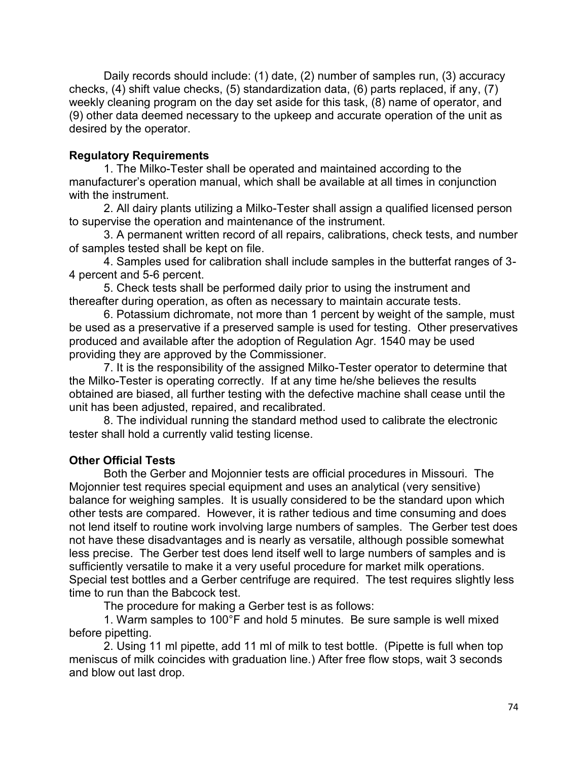Daily records should include: (1) date, (2) number of samples run, (3) accuracy checks, (4) shift value checks, (5) standardization data, (6) parts replaced, if any, (7) weekly cleaning program on the day set aside for this task, (8) name of operator, and (9) other data deemed necessary to the upkeep and accurate operation of the unit as desired by the operator.

**Regulatory Requirements**

1. The Milko-Tester shall be operated and maintained according to the manufacturer's operation manual, which shall be available at all times in conjunction with the instrument.

2. All dairy plants utilizing a Milko-Tester shall assign a qualified licensed person to supervise the operation and maintenance of the instrument.

3. A permanent written record of all repairs, calibrations, check tests, and number of samples tested shall be kept on file.

4. Samples used for calibration shall include samples in the butterfat ranges of 3-4 percent and 5-6 percent.

5. Check tests shall be performed daily prior to using the instrument and thereafter during operation, as often as necessary to maintain accurate tests.

6. Potassium dichromate, not more than 1 percent by weight of the sample, must be used as a preservative if a preserved sample is used for testing. Other preservatives produced and available after the adoption of Regulation Agr. 1540 may be used providing they are approved by the Commissioner.

7. It is the responsibility of the assigned Milko-Tester operator to determine that the Milko-Tester is operating correctly. If at any time he/she believes the results obtained are biased, all further testing with the defective machine shall cease until the unit has been adjusted, repaired, and recalibrated.

8. The individual running the standard method used to calibrate the electronic tester shall hold a currently valid testing license.

**Other Official Tests**

Both the Gerber and Mojonnier tests are official procedures in Missouri. The Mojonnier test requires special equipment and uses an analytical (very sensitive) balance for weighing samples. It is usually considered to be the standard upon which other tests are compared. However, it is rather tedious and time consuming and does not lend itself to routine work involving large numbers of samples. The Gerber test does not have these disadvantages and is nearly as versatile, although possible somewhat less precise. The Gerber test does lend itself well to large numbers of samples and is sufficiently versatile to make it a very useful procedure for market milk operations. Special test bottles and a Gerber centrifuge are required. The test requires slightly less time to run than the Babcock test.

The procedure for making a Gerber test is as follows:

1. Warm samples to 100°F and hold 5 minutes. Be sure sample is well mixed before pipetting.

2. Using 11 ml pipette, add 11 ml of milk to test bottle. (Pipette is full when top meniscus of milk coincides with graduation line.) After free flow stops, wait 3 seconds and blow out last drop.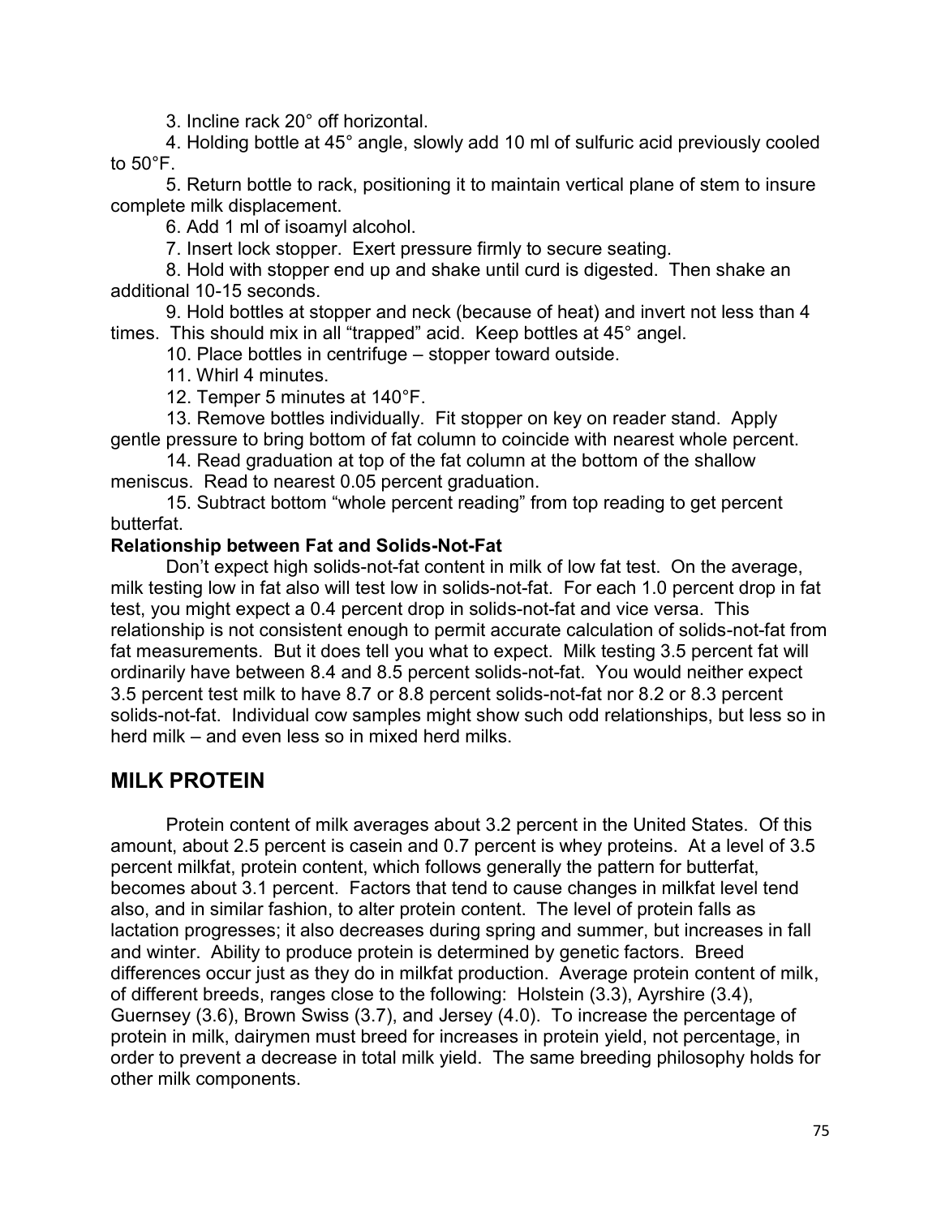3. Incline rack 20° off horizontal.

4. Holding bottle at 45° angle, slowly add 10 ml of sulfuric acid previously cooled to 50°F.

5. Return bottle to rack, positioning it to maintain vertical plane of stem to insure complete milk displacement.

6. Add 1 ml of isoamyl alcohol.

7. Insert lock stopper. Exert pressure firmly to secure seating.

8. Hold with stopper end up and shake until curd is digested. Then shake an additional 10-15 seconds.

9. Hold bottles at stopper and neck (because of heat) and invert not less than 4 times. This should mix in all "trapped" acid. Keep bottles at 45° angel.

10. Place bottles in centrifuge – stopper toward outside.

11. Whirl 4 minutes.

12. Temper 5 minutes at 140°F.

13. Remove bottles individually. Fit stopper on key on reader stand. Apply gentle pressure to bring bottom of fat column to coincide with nearest whole percent.

14. Read graduation at top of the fat column at the bottom of the shallow meniscus. Read to nearest 0.05 percent graduation.

15. Subtract bottom "whole percent reading" from top reading to get percent butterfat.

**Relationship between Fat and Solids-Not-Fat**

Don't expect high solids-not-fat content in milk of low fat test. On the average, milk testing low in fat also will test low in solids-not-fat. For each 1.0 percent drop in fat test, you might expect a 0.4 percent drop in solids-not-fat and vice versa. This relationship is not consistent enough to permit accurate calculation of solids-not-fat from fat measurements. But it does tell you what to expect. Milk testing 3.5 percent fat will ordinarily have between 8.4 and 8.5 percent solids-not-fat. You would neither expect 3.5 percent test milk to have 8.7 or 8.8 percent solids-not-fat nor 8.2 or 8.3 percent solids-not-fat. Individual cow samples might show such odd relationships, but less so in herd milk – and even less so in mixed herd milks.

## MILK PROTEIN

Protein content of milk averages about 3.2 percent in the United States. Of this amount, about 2.5 percent is casein and 0.7 percent is whey proteins. At a level of 3.5 percent milkfat, protein content, which follows generally the pattern for butterfat, becomes about 3.1 percent. Factors that tend to cause changes in milkfat level tend also, and in similar fashion, to alter protein content. The level of protein falls as lactation progresses; it also decreases during spring and summer, but increases in fall and winter. Ability to produce protein is determined by genetic factors. Breed differences occur just as they do in milkfat production. Average protein content of milk, of different breeds, ranges close to the following: Holstein (3.3), Ayrshire (3.4), Guernsey (3.6), Brown Swiss (3.7), and Jersey (4.0). To increase the percentage of protein in milk, dairymen must breed for increases in protein yield, not percentage, in order to prevent a decrease in total milk yield. The same breeding philosophy holds for other milk components.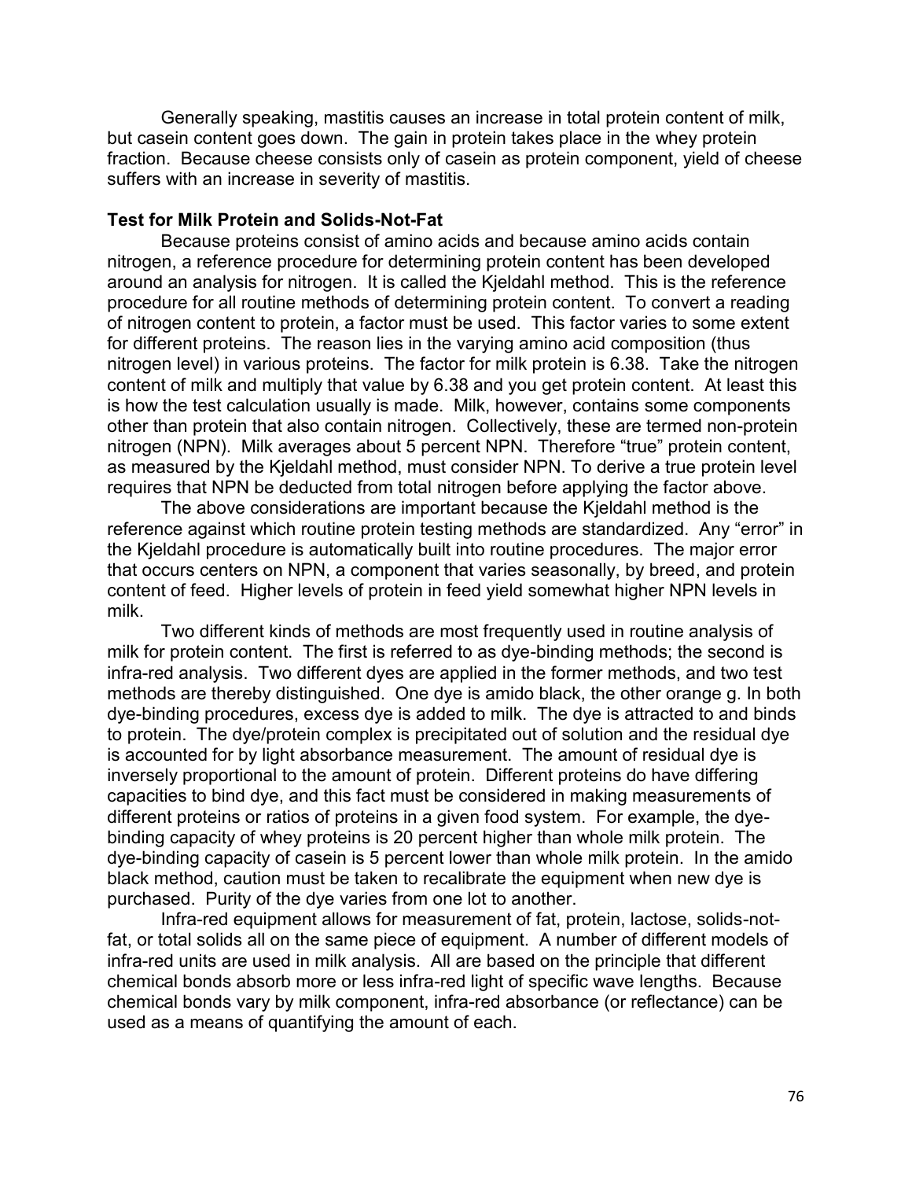Generally speaking, mastitis causes an increase in total protein content of milk, but casein content goes down. The gain in protein takes place in the whey protein fraction. Because cheese consists only of casein as protein component, yield of cheese suffers with an increase in severity of mastitis.

**Test for Milk Protein and Solids-Not-Fat**

Because proteins consist of amino acids and because amino acids contain nitrogen, a reference procedure for determining protein content has been developed around an analysis for nitrogen. It is called the Kjeldahl method. This is the reference procedure for all routine methods of determining protein content. To convert a reading of nitrogen content to protein, a factor must be used. This factor varies to some extent for different proteins. The reason lies in the varying amino acid composition (thus nitrogen level) in various proteins. The factor for milk protein is 6.38. Take the nitrogen content of milk and multiply that value by 6.38 and you get protein content. At least this is how the test calculation usually is made. Milk, however, contains some components other than protein that also contain nitrogen. Collectively, these are termed non-protein nitrogen (NPN). Milk averages about 5 percent NPN. Therefore "true" protein content, as measured by the Kjeldahl method, must consider NPN. To derive a true protein level requires that NPN be deducted from total nitrogen before applying the factor above.

The above considerations are important because the Kjeldahl method is the reference against which routine protein testing methods are standardized. Any "error" in the Kjeldahl procedure is automatically built into routine procedures. The major error that occurs centers on NPN, a component that varies seasonally, by breed, and protein content of feed. Higher levels of protein in feed yield somewhat higher NPN levels in milk.

Two different kinds of methods are most frequently used in routine analysis of milk for protein content. The first is referred to as dye-binding methods; the second is infra-red analysis. Two different dyes are applied in the former methods, and two test methods are thereby distinguished. One dye is amido black, the other orange g. In both dye-binding procedures, excess dye is added to milk. The dye is attracted to and binds to protein. The dye/protein complex is precipitated out of solution and the residual dye is accounted for by light absorbance measurement. The amount of residual dye is inversely proportional to the amount of protein. Different proteins do have differing capacities to bind dye, and this fact must be considered in making measurements of different proteins or ratios of proteins in a given food system. For example, the dye-binding capacity of whey proteins is 20 percent higher than whole milk protein. The dye-binding capacity of casein is 5 percent lower than whole milk protein. In the amido black method, caution must be taken to recalibrate the equipment when new dye is purchased. Purity of the dye varies from one lot to another.

Infra-red equipment allows for measurement of fat, protein, lactose, solids-not-fat, or total solids all on the same piece of equipment. A number of different models of infra-red units are used in milk analysis. All are based on the principle that different chemical bonds absorb more or less infra-red light of specific wave lengths. Because chemical bonds vary by milk component, infra-red absorbance (or reflectance) can be used as a means of quantifying the amount of each.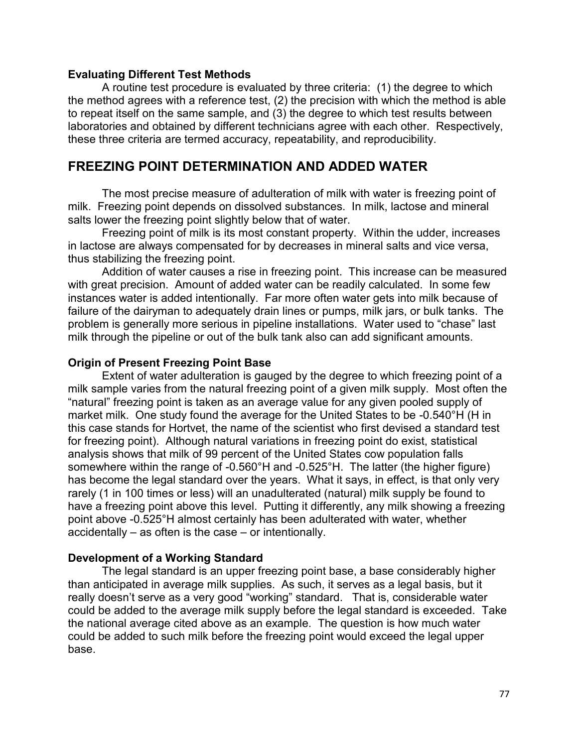### Evaluating Different Test Methods

A routine test procedure is evaluated by three criteria: (1) the degree to which the method agrees with a reference test, (2) the precision with which the method is able to repeat itself on the same sample, and (3) the degree to which test results between laboratories and obtained by different technicians agree with each other. Respectively, these three criteria are termed accuracy, repeatability, and reproducibility.

## FREEZING POINT DETERMINATION AND ADDED WATER

The most precise measure of adulteration of milk with water is freezing point of milk. Freezing point depends on dissolved substances. In milk, lactose and mineral salts lower the freezing point slightly below that of water.

Freezing point of milk is its most constant property. Within the udder, increases in lactose are always compensated for by decreases in mineral salts and vice versa, thus stabilizing the freezing point.

Addition of water causes a rise in freezing point. This increase can be measured with great precision. Amount of added water can be readily calculated. In some few instances water is added intentionally. Far more often water gets into milk because of failure of the dairyman to adequately drain lines or pumps, milk jars, or bulk tanks. The problem is generally more serious in pipeline installations. Water used to "chase" last milk through the pipeline or out of the bulk tank also can add significant amounts.

### Origin of Present Freezing Point Base

Extent of water adulteration is gauged by the degree to which freezing point of a milk sample varies from the natural freezing point of a given milk supply. Most often the "natural" freezing point is taken as an average value for any given pooled supply of market milk. One study found the average for the United States to be -0.540°H (H in this case stands for Hortvet, the name of the scientist who first devised a standard test for freezing point). Although natural variations in freezing point do exist, statistical analysis shows that milk of 99 percent of the United States cow population falls somewhere within the range of -0.560°H and -0.525°H. The latter (the higher figure) has become the legal standard over the years. What it says, in effect, is that only very rarely (1 in 100 times or less) will an unadulterated (natural) milk supply be found to have a freezing point above this level. Putting it differently, any milk showing a freezing point above -0.525°H almost certainly has been adulterated with water, whether accidentally – as often is the case – or intentionally.

### Development of a Working Standard

The legal standard is an upper freezing point base, a base considerably higher than anticipated in average milk supplies. As such, it serves as a legal basis, but it really doesn't serve as a very good "working" standard. That is, considerable water could be added to the average milk supply before the legal standard is exceeded. Take the national average cited above as an example. The question is how much water could be added to such milk before the freezing point would exceed the legal upper base.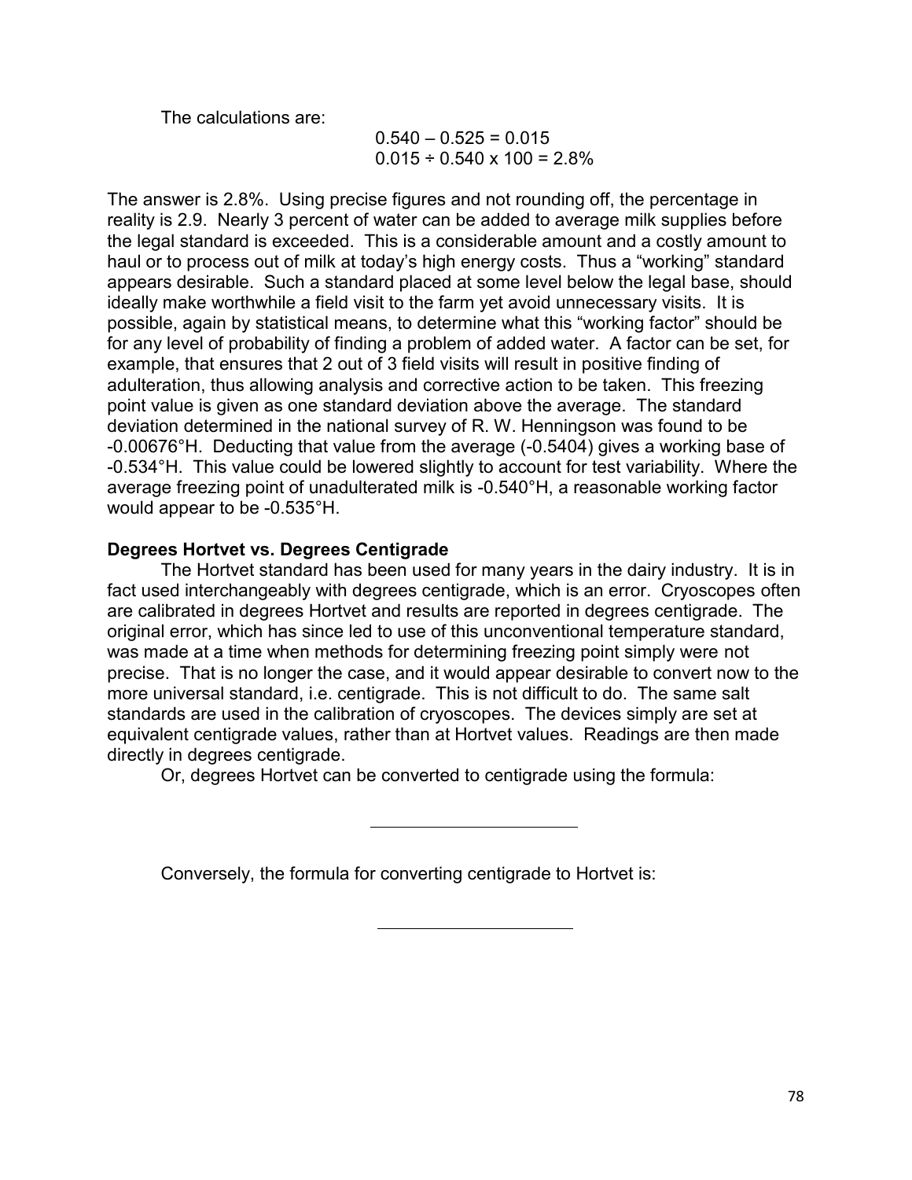The calculations are:

$$0.540 – 0.525 = 0.015$$
$$0.015 \div 0.540 \times 100 = 2.8\%$$

The answer is 2.8%. Using precise figures and not rounding off, the percentage in reality is 2.9. Nearly 3 percent of water can be added to average milk supplies before the legal standard is exceeded. This is a considerable amount and a costly amount to haul or to process out of milk at today's high energy costs. Thus a "working" standard appears desirable. Such a standard placed at some level below the legal base, should ideally make worthwhile a field visit to the farm yet avoid unnecessary visits. It is possible, again by statistical means, to determine what this "working factor" should be for any level of probability of finding a problem of added water. A factor can be set, for example, that ensures that 2 out of 3 field visits will result in positive finding of adulteration, thus allowing analysis and corrective action to be taken. This freezing point value is given as one standard deviation above the average. The standard deviation determined in the national survey of R. W. Henningson was found to be -0.00676°H. Deducting that value from the average (-0.5404) gives a working base of -0.534°H. This value could be lowered slightly to account for test variability. Where the average freezing point of unadulterated milk is -0.540°H, a reasonable working factor would appear to be -0.535°H.

**Degrees Hortvet vs. Degrees Centigrade**

The Hortvet standard has been used for many years in the dairy industry. It is in fact used interchangeably with degrees centigrade, which is an error. Cryoscopes often are calibrated in degrees Hortvet and results are reported in degrees centigrade. The original error, which has since led to use of this unconventional temperature standard, was made at a time when methods for determining freezing point simply were not precise. That is no longer the case, and it would appear desirable to convert now to the more universal standard, i.e. centigrade. This is not difficult to do. The same salt standards are used in the calibration of cryoscopes. The devices simply are set at equivalent centigrade values, rather than at Hortvet values. Readings are then made directly in degrees centigrade.

Or, degrees Hortvet can be converted to centigrade using the formula:

---

Conversely, the formula for converting centigrade to Hortvet is:

---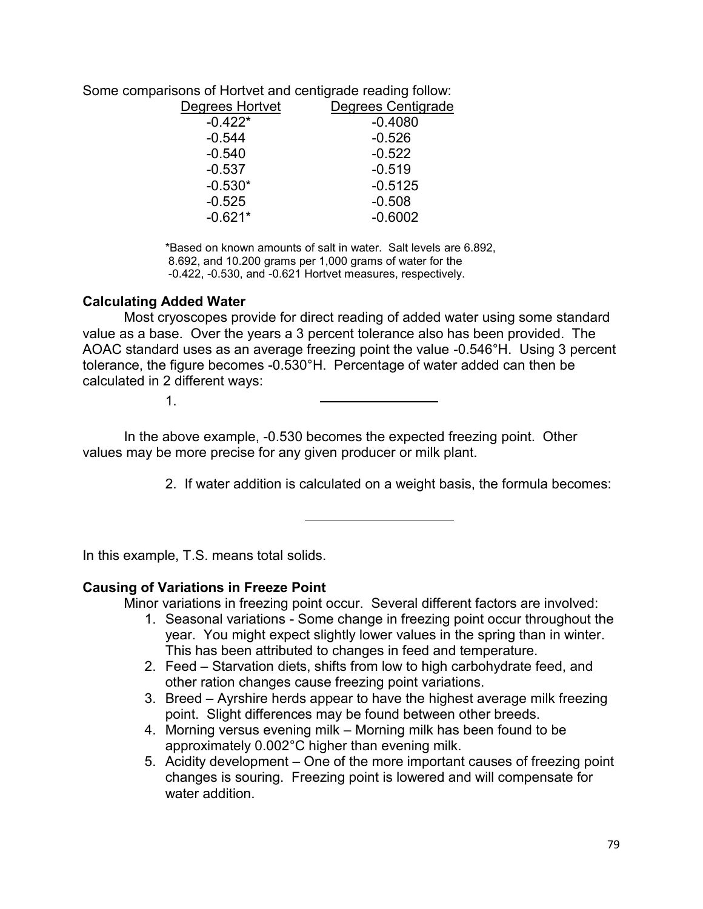Some comparisons of Hortvet and centigrade reading follow:

| Degrees Hortvet | Degrees Centigrade |
|---|---|
| -0.422* | -0.4080 |
| -0.544 | -0.526 |
| -0.540 | -0.522 |
| -0.537 | -0.519 |
| -0.530* | -0.5125 |
| -0.525 | -0.508 |
| -0.621* | -0.6002 |

*Based on known amounts of salt in water. Salt levels are 6.892, 8.692, and 10.200 grams per 1,000 grams of water for the -0.422, -0.530, and -0.621 Hortvet measures, respectively.

### Calculating Added Water

Most cryoscopes provide for direct reading of added water using some standard value as a base. Over the years a 3 percent tolerance also has been provided. The AOAC standard uses as an average freezing point the value -0.546°H. Using 3 percent tolerance, the figure becomes -0.530°H. Percentage of water added can then be calculated in 2 different ways:

1.

In the above example, -0.530 becomes the expected freezing point. Other values may be more precise for any given producer or milk plant.

2. If water addition is calculated on a weight basis, the formula becomes:

In this example, T.S. means total solids.

### Causing of Variations in Freeze Point

Minor variations in freezing point occur. Several different factors are involved:

1. Seasonal variations - Some change in freezing point occur throughout the year. You might expect slightly lower values in the spring than in winter. This has been attributed to changes in feed and temperature.
2. Feed – Starvation diets, shifts from low to high carbohydrate feed, and other ration changes cause freezing point variations.
3. Breed – Ayrshire herds appear to have the highest average milk freezing point. Slight differences may be found between other breeds.
4. Morning versus evening milk – Morning milk has been found to be approximately 0.002°C higher than evening milk.
5. Acidity development – One of the more important causes of freezing point changes is souring. Freezing point is lowered and will compensate for water addition.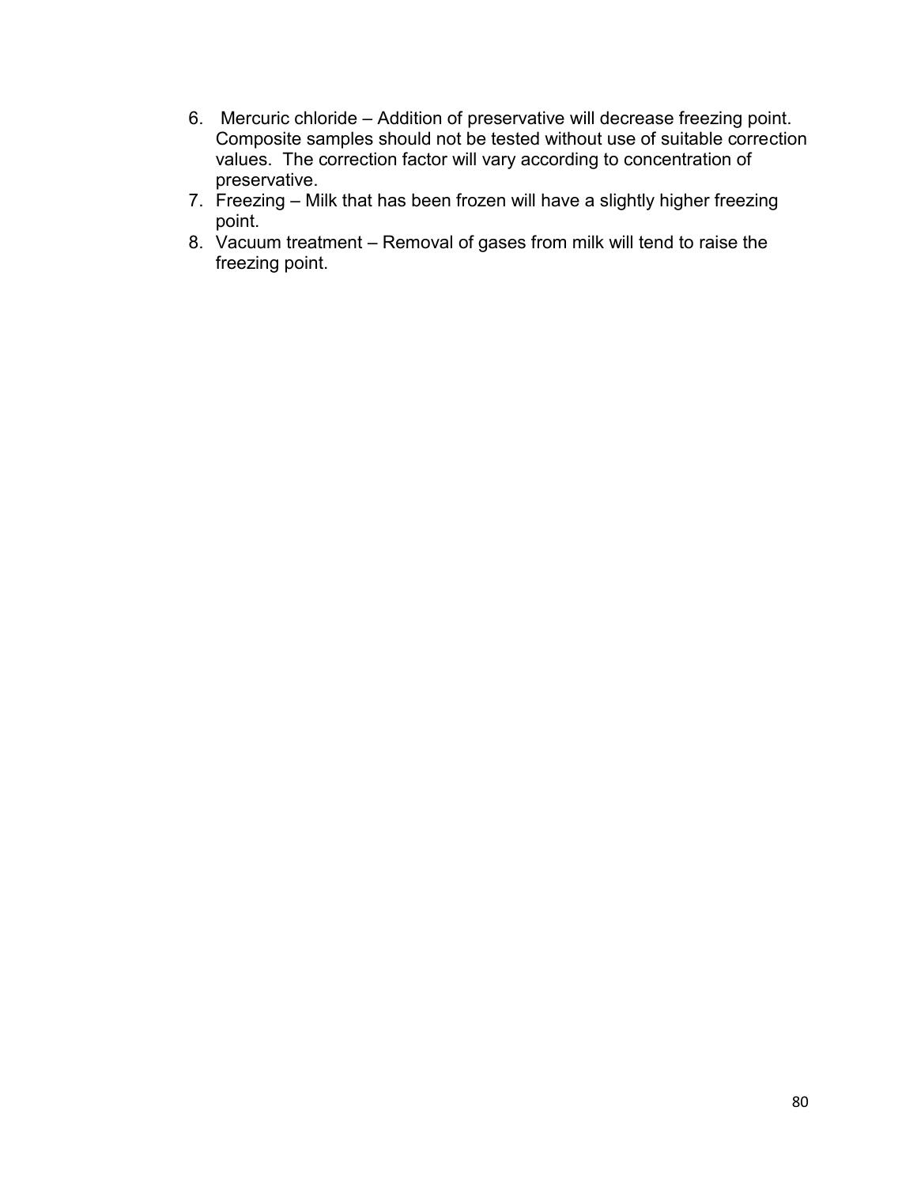6. Mercuric chloride – Addition of preservative will decrease freezing point. Composite samples should not be tested without use of suitable correction values. The correction factor will vary according to concentration of preservative.
7. Freezing – Milk that has been frozen will have a slightly higher freezing point.
8. Vacuum treatment – Removal of gases from milk will tend to raise the freezing point.